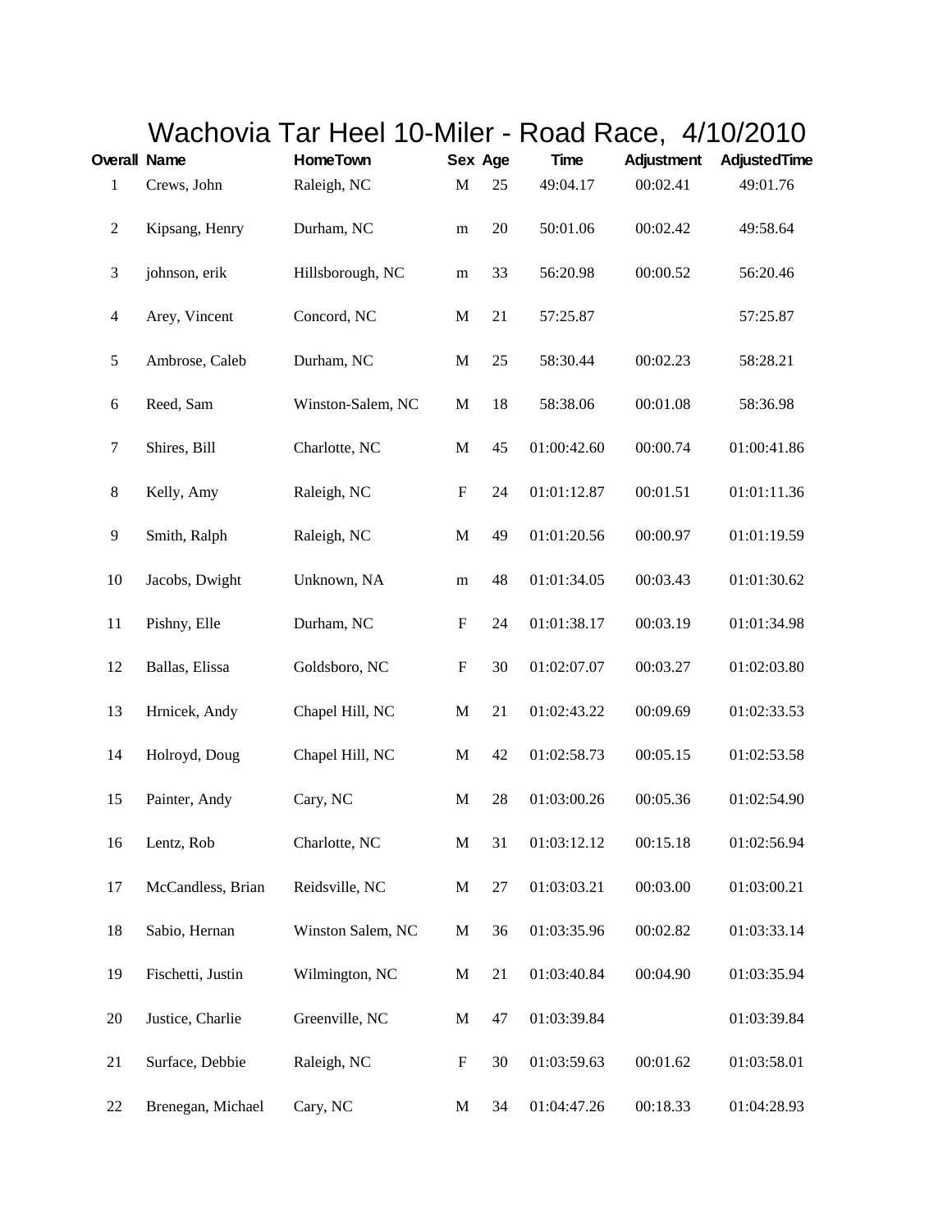# Wachovia Tar Heel 10-Miler - Road Race,  4/10/2010

| Overall | Name | HomeTown | Sex | Age | Time | Adjustment | AdjustedTime |
|---|---|---|---|---|---|---|---|
| 1 | Crews, John | Raleigh, NC | M | 25 | 49:04.17 | 00:02.41 | 49:01.76 |
| 2 | Kipsang, Henry | Durham, NC | m | 20 | 50:01.06 | 00:02.42 | 49:58.64 |
| 3 | johnson, erik | Hillsborough, NC | m | 33 | 56:20.98 | 00:00.52 | 56:20.46 |
| 4 | Arey, Vincent | Concord, NC | M | 21 | 57:25.87 | | 57:25.87 |
| 5 | Ambrose, Caleb | Durham, NC | M | 25 | 58:30.44 | 00:02.23 | 58:28.21 |
| 6 | Reed, Sam | Winston-Salem, NC | M | 18 | 58:38.06 | 00:01.08 | 58:36.98 |
| 7 | Shires, Bill | Charlotte, NC | M | 45 | 01:00:42.60 | 00:00.74 | 01:00:41.86 |
| 8 | Kelly, Amy | Raleigh, NC | F | 24 | 01:01:12.87 | 00:01.51 | 01:01:11.36 |
| 9 | Smith, Ralph | Raleigh, NC | M | 49 | 01:01:20.56 | 00:00.97 | 01:01:19.59 |
| 10 | Jacobs, Dwight | Unknown, NA | m | 48 | 01:01:34.05 | 00:03.43 | 01:01:30.62 |
| 11 | Pishny, Elle | Durham, NC | F | 24 | 01:01:38.17 | 00:03.19 | 01:01:34.98 |
| 12 | Ballas, Elissa | Goldsboro, NC | F | 30 | 01:02:07.07 | 00:03.27 | 01:02:03.80 |
| 13 | Hrnicek, Andy | Chapel Hill, NC | M | 21 | 01:02:43.22 | 00:09.69 | 01:02:33.53 |
| 14 | Holroyd, Doug | Chapel Hill, NC | M | 42 | 01:02:58.73 | 00:05.15 | 01:02:53.58 |
| 15 | Painter, Andy | Cary, NC | M | 28 | 01:03:00.26 | 00:05.36 | 01:02:54.90 |
| 16 | Lentz, Rob | Charlotte, NC | M | 31 | 01:03:12.12 | 00:15.18 | 01:02:56.94 |
| 17 | McCandless, Brian | Reidsville, NC | M | 27 | 01:03:03.21 | 00:03.00 | 01:03:00.21 |
| 18 | Sabio, Hernan | Winston Salem, NC | M | 36 | 01:03:35.96 | 00:02.82 | 01:03:33.14 |
| 19 | Fischetti, Justin | Wilmington, NC | M | 21 | 01:03:40.84 | 00:04.90 | 01:03:35.94 |
| 20 | Justice, Charlie | Greenville, NC | M | 47 | 01:03:39.84 | | 01:03:39.84 |
| 21 | Surface, Debbie | Raleigh, NC | F | 30 | 01:03:59.63 | 00:01.62 | 01:03:58.01 |
| 22 | Brenegan, Michael | Cary, NC | M | 34 | 01:04:47.26 | 00:18.33 | 01:04:28.93 |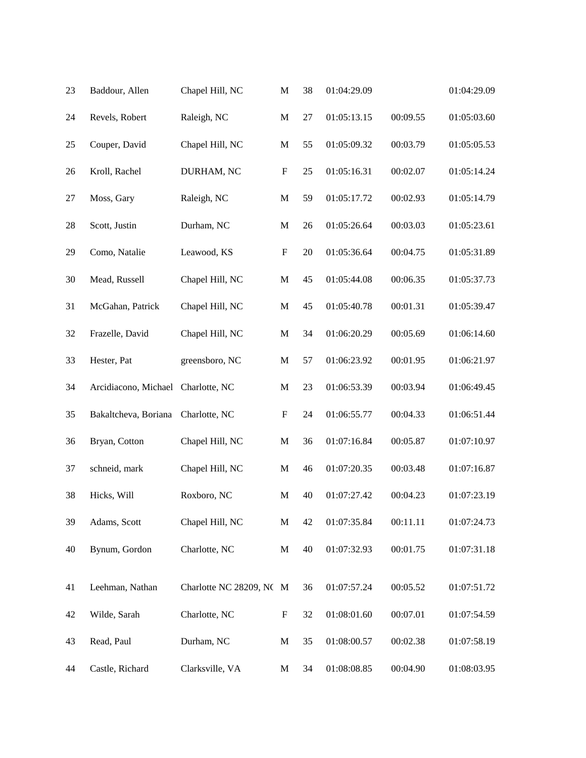| | | | | | | | |
|---|---|---|---|---|---|---|---|
| 23 | Baddour, Allen | Chapel Hill, NC | M | 38 | 01:04:29.09 | | 01:04:29.09 |
| 24 | Revels, Robert | Raleigh, NC | M | 27 | 01:05:13.15 | 00:09.55 | 01:05:03.60 |
| 25 | Couper, David | Chapel Hill, NC | M | 55 | 01:05:09.32 | 00:03.79 | 01:05:05.53 |
| 26 | Kroll, Rachel | DURHAM, NC | F | 25 | 01:05:16.31 | 00:02.07 | 01:05:14.24 |
| 27 | Moss, Gary | Raleigh, NC | M | 59 | 01:05:17.72 | 00:02.93 | 01:05:14.79 |
| 28 | Scott, Justin | Durham, NC | M | 26 | 01:05:26.64 | 00:03.03 | 01:05:23.61 |
| 29 | Como, Natalie | Leawood, KS | F | 20 | 01:05:36.64 | 00:04.75 | 01:05:31.89 |
| 30 | Mead, Russell | Chapel Hill, NC | M | 45 | 01:05:44.08 | 00:06.35 | 01:05:37.73 |
| 31 | McGahan, Patrick | Chapel Hill, NC | M | 45 | 01:05:40.78 | 00:01.31 | 01:05:39.47 |
| 32 | Frazelle, David | Chapel Hill, NC | M | 34 | 01:06:20.29 | 00:05.69 | 01:06:14.60 |
| 33 | Hester, Pat | greensboro, NC | M | 57 | 01:06:23.92 | 00:01.95 | 01:06:21.97 |
| 34 | Arcidiacono, Michael | Charlotte, NC | M | 23 | 01:06:53.39 | 00:03.94 | 01:06:49.45 |
| 35 | Bakaltcheva, Boriana | Charlotte, NC | F | 24 | 01:06:55.77 | 00:04.33 | 01:06:51.44 |
| 36 | Bryan, Cotton | Chapel Hill, NC | M | 36 | 01:07:16.84 | 00:05.87 | 01:07:10.97 |
| 37 | schneid, mark | Chapel Hill, NC | M | 46 | 01:07:20.35 | 00:03.48 | 01:07:16.87 |
| 38 | Hicks, Will | Roxboro, NC | M | 40 | 01:07:27.42 | 00:04.23 | 01:07:23.19 |
| 39 | Adams, Scott | Chapel Hill, NC | M | 42 | 01:07:35.84 | 00:11.11 | 01:07:24.73 |
| 40 | Bynum, Gordon | Charlotte, NC | M | 40 | 01:07:32.93 | 00:01.75 | 01:07:31.18 |
| 41 | Leehman, Nathan | Charlotte NC 28209, NC | M | 36 | 01:07:57.24 | 00:05.52 | 01:07:51.72 |
| 42 | Wilde, Sarah | Charlotte, NC | F | 32 | 01:08:01.60 | 00:07.01 | 01:07:54.59 |
| 43 | Read, Paul | Durham, NC | M | 35 | 01:08:00.57 | 00:02.38 | 01:07:58.19 |
| 44 | Castle, Richard | Clarksville, VA | M | 34 | 01:08:08.85 | 00:04.90 | 01:08:03.95 |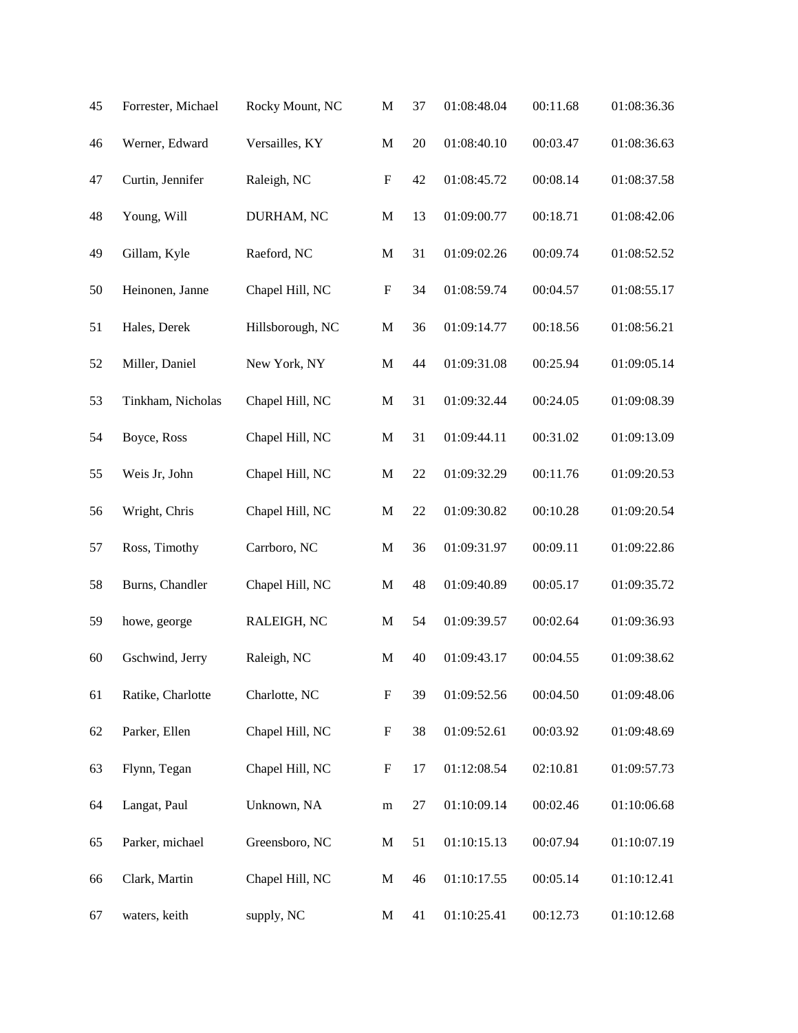| | | | | | | | |
|---|---|---|---|---|---|---|---|
| 45 | Forrester, Michael | Rocky Mount, NC | M | 37 | 01:08:48.04 | 00:11.68 | 01:08:36.36 |
| 46 | Werner, Edward | Versailles, KY | M | 20 | 01:08:40.10 | 00:03.47 | 01:08:36.63 |
| 47 | Curtin, Jennifer | Raleigh, NC | F | 42 | 01:08:45.72 | 00:08.14 | 01:08:37.58 |
| 48 | Young, Will | DURHAM, NC | M | 13 | 01:09:00.77 | 00:18.71 | 01:08:42.06 |
| 49 | Gillam, Kyle | Raeford, NC | M | 31 | 01:09:02.26 | 00:09.74 | 01:08:52.52 |
| 50 | Heinonen, Janne | Chapel Hill, NC | F | 34 | 01:08:59.74 | 00:04.57 | 01:08:55.17 |
| 51 | Hales, Derek | Hillsborough, NC | M | 36 | 01:09:14.77 | 00:18.56 | 01:08:56.21 |
| 52 | Miller, Daniel | New York, NY | M | 44 | 01:09:31.08 | 00:25.94 | 01:09:05.14 |
| 53 | Tinkham, Nicholas | Chapel Hill, NC | M | 31 | 01:09:32.44 | 00:24.05 | 01:09:08.39 |
| 54 | Boyce, Ross | Chapel Hill, NC | M | 31 | 01:09:44.11 | 00:31.02 | 01:09:13.09 |
| 55 | Weis Jr, John | Chapel Hill, NC | M | 22 | 01:09:32.29 | 00:11.76 | 01:09:20.53 |
| 56 | Wright, Chris | Chapel Hill, NC | M | 22 | 01:09:30.82 | 00:10.28 | 01:09:20.54 |
| 57 | Ross, Timothy | Carrboro, NC | M | 36 | 01:09:31.97 | 00:09.11 | 01:09:22.86 |
| 58 | Burns, Chandler | Chapel Hill, NC | M | 48 | 01:09:40.89 | 00:05.17 | 01:09:35.72 |
| 59 | howe, george | RALEIGH, NC | M | 54 | 01:09:39.57 | 00:02.64 | 01:09:36.93 |
| 60 | Gschwind, Jerry | Raleigh, NC | M | 40 | 01:09:43.17 | 00:04.55 | 01:09:38.62 |
| 61 | Ratike, Charlotte | Charlotte, NC | F | 39 | 01:09:52.56 | 00:04.50 | 01:09:48.06 |
| 62 | Parker, Ellen | Chapel Hill, NC | F | 38 | 01:09:52.61 | 00:03.92 | 01:09:48.69 |
| 63 | Flynn, Tegan | Chapel Hill, NC | F | 17 | 01:12:08.54 | 02:10.81 | 01:09:57.73 |
| 64 | Langat, Paul | Unknown, NA | m | 27 | 01:10:09.14 | 00:02.46 | 01:10:06.68 |
| 65 | Parker, michael | Greensboro, NC | M | 51 | 01:10:15.13 | 00:07.94 | 01:10:07.19 |
| 66 | Clark, Martin | Chapel Hill, NC | M | 46 | 01:10:17.55 | 00:05.14 | 01:10:12.41 |
| 67 | waters, keith | supply, NC | M | 41 | 01:10:25.41 | 00:12.73 | 01:10:12.68 |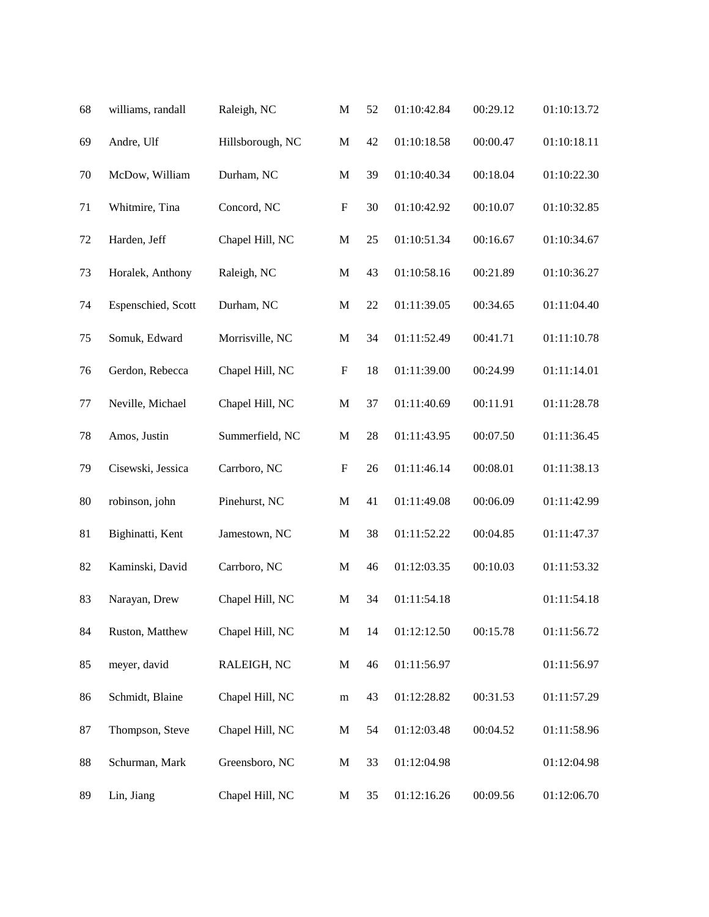| | | | | | | | |
|---|---|---|---|---|---|---|---|
| 68 | williams, randall | Raleigh, NC | M | 52 | 01:10:42.84 | 00:29.12 | 01:10:13.72 |
| 69 | Andre, Ulf | Hillsborough, NC | M | 42 | 01:10:18.58 | 00:00.47 | 01:10:18.11 |
| 70 | McDow, William | Durham, NC | M | 39 | 01:10:40.34 | 00:18.04 | 01:10:22.30 |
| 71 | Whitmire, Tina | Concord, NC | F | 30 | 01:10:42.92 | 00:10.07 | 01:10:32.85 |
| 72 | Harden, Jeff | Chapel Hill, NC | M | 25 | 01:10:51.34 | 00:16.67 | 01:10:34.67 |
| 73 | Horalek, Anthony | Raleigh, NC | M | 43 | 01:10:58.16 | 00:21.89 | 01:10:36.27 |
| 74 | Espenschied, Scott | Durham, NC | M | 22 | 01:11:39.05 | 00:34.65 | 01:11:04.40 |
| 75 | Somuk, Edward | Morrisville, NC | M | 34 | 01:11:52.49 | 00:41.71 | 01:11:10.78 |
| 76 | Gerdon, Rebecca | Chapel Hill, NC | F | 18 | 01:11:39.00 | 00:24.99 | 01:11:14.01 |
| 77 | Neville, Michael | Chapel Hill, NC | M | 37 | 01:11:40.69 | 00:11.91 | 01:11:28.78 |
| 78 | Amos, Justin | Summerfield, NC | M | 28 | 01:11:43.95 | 00:07.50 | 01:11:36.45 |
| 79 | Cisewski, Jessica | Carrboro, NC | F | 26 | 01:11:46.14 | 00:08.01 | 01:11:38.13 |
| 80 | robinson, john | Pinehurst, NC | M | 41 | 01:11:49.08 | 00:06.09 | 01:11:42.99 |
| 81 | Bighinatti, Kent | Jamestown, NC | M | 38 | 01:11:52.22 | 00:04.85 | 01:11:47.37 |
| 82 | Kaminski, David | Carrboro, NC | M | 46 | 01:12:03.35 | 00:10.03 | 01:11:53.32 |
| 83 | Narayan, Drew | Chapel Hill, NC | M | 34 | 01:11:54.18 | | 01:11:54.18 |
| 84 | Ruston, Matthew | Chapel Hill, NC | M | 14 | 01:12:12.50 | 00:15.78 | 01:11:56.72 |
| 85 | meyer, david | RALEIGH, NC | M | 46 | 01:11:56.97 | | 01:11:56.97 |
| 86 | Schmidt, Blaine | Chapel Hill, NC | m | 43 | 01:12:28.82 | 00:31.53 | 01:11:57.29 |
| 87 | Thompson, Steve | Chapel Hill, NC | M | 54 | 01:12:03.48 | 00:04.52 | 01:11:58.96 |
| 88 | Schurman, Mark | Greensboro, NC | M | 33 | 01:12:04.98 | | 01:12:04.98 |
| 89 | Lin, Jiang | Chapel Hill, NC | M | 35 | 01:12:16.26 | 00:09.56 | 01:12:06.70 |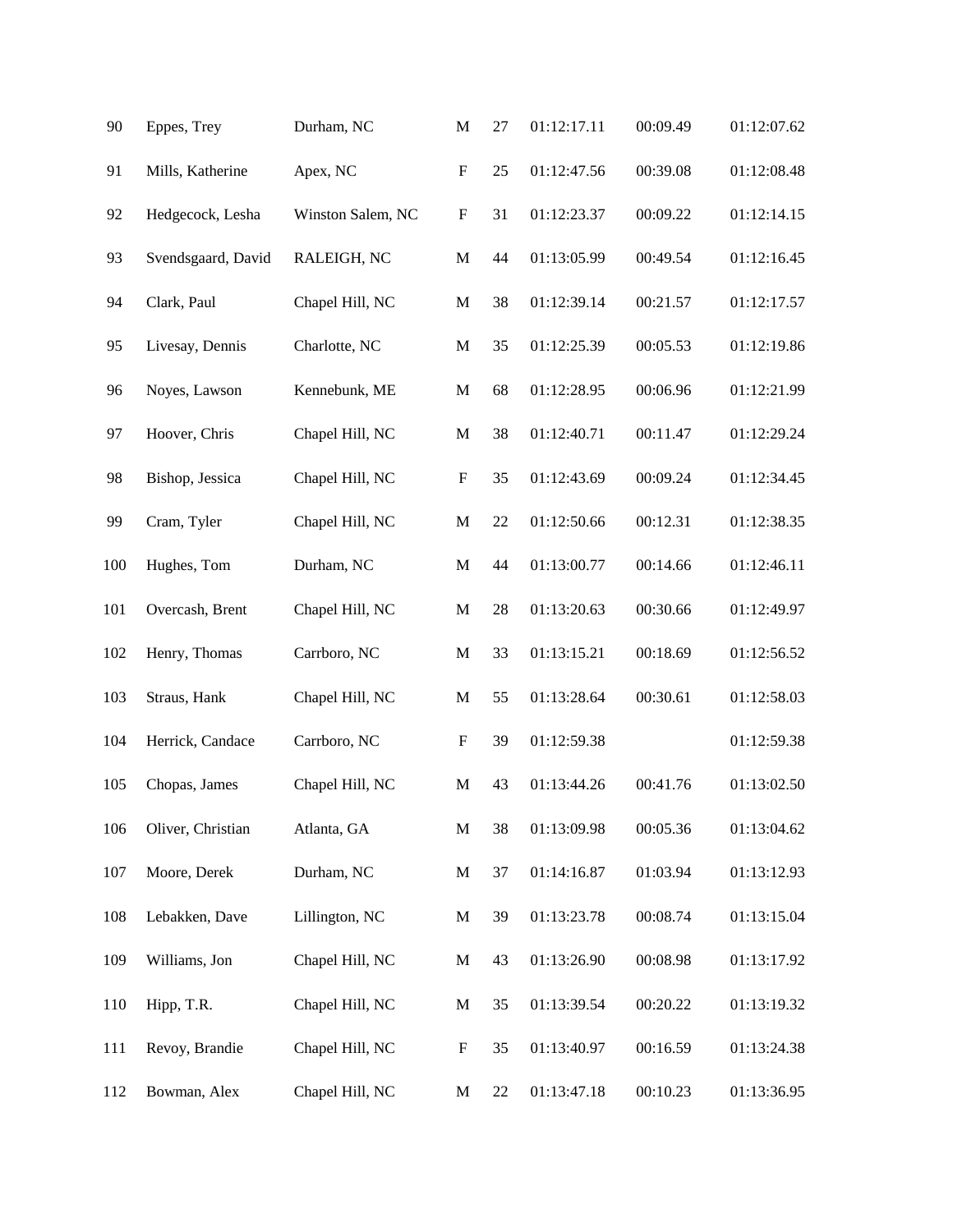| | | | | | | | |
|---|---|---|---|---|---|---|---|
| 90 | Eppes, Trey | Durham, NC | M | 27 | 01:12:17.11 | 00:09.49 | 01:12:07.62 |
| 91 | Mills, Katherine | Apex, NC | F | 25 | 01:12:47.56 | 00:39.08 | 01:12:08.48 |
| 92 | Hedgecock, Lesha | Winston Salem, NC | F | 31 | 01:12:23.37 | 00:09.22 | 01:12:14.15 |
| 93 | Svendsgaard, David | RALEIGH, NC | M | 44 | 01:13:05.99 | 00:49.54 | 01:12:16.45 |
| 94 | Clark, Paul | Chapel Hill, NC | M | 38 | 01:12:39.14 | 00:21.57 | 01:12:17.57 |
| 95 | Livesay, Dennis | Charlotte, NC | M | 35 | 01:12:25.39 | 00:05.53 | 01:12:19.86 |
| 96 | Noyes, Lawson | Kennebunk, ME | M | 68 | 01:12:28.95 | 00:06.96 | 01:12:21.99 |
| 97 | Hoover, Chris | Chapel Hill, NC | M | 38 | 01:12:40.71 | 00:11.47 | 01:12:29.24 |
| 98 | Bishop, Jessica | Chapel Hill, NC | F | 35 | 01:12:43.69 | 00:09.24 | 01:12:34.45 |
| 99 | Cram, Tyler | Chapel Hill, NC | M | 22 | 01:12:50.66 | 00:12.31 | 01:12:38.35 |
| 100 | Hughes, Tom | Durham, NC | M | 44 | 01:13:00.77 | 00:14.66 | 01:12:46.11 |
| 101 | Overcash, Brent | Chapel Hill, NC | M | 28 | 01:13:20.63 | 00:30.66 | 01:12:49.97 |
| 102 | Henry, Thomas | Carrboro, NC | M | 33 | 01:13:15.21 | 00:18.69 | 01:12:56.52 |
| 103 | Straus, Hank | Chapel Hill, NC | M | 55 | 01:13:28.64 | 00:30.61 | 01:12:58.03 |
| 104 | Herrick, Candace | Carrboro, NC | F | 39 | 01:12:59.38 | | 01:12:59.38 |
| 105 | Chopas, James | Chapel Hill, NC | M | 43 | 01:13:44.26 | 00:41.76 | 01:13:02.50 |
| 106 | Oliver, Christian | Atlanta, GA | M | 38 | 01:13:09.98 | 00:05.36 | 01:13:04.62 |
| 107 | Moore, Derek | Durham, NC | M | 37 | 01:14:16.87 | 01:03.94 | 01:13:12.93 |
| 108 | Lebakken, Dave | Lillington, NC | M | 39 | 01:13:23.78 | 00:08.74 | 01:13:15.04 |
| 109 | Williams, Jon | Chapel Hill, NC | M | 43 | 01:13:26.90 | 00:08.98 | 01:13:17.92 |
| 110 | Hipp, T.R. | Chapel Hill, NC | M | 35 | 01:13:39.54 | 00:20.22 | 01:13:19.32 |
| 111 | Revoy, Brandie | Chapel Hill, NC | F | 35 | 01:13:40.97 | 00:16.59 | 01:13:24.38 |
| 112 | Bowman, Alex | Chapel Hill, NC | M | 22 | 01:13:47.18 | 00:10.23 | 01:13:36.95 |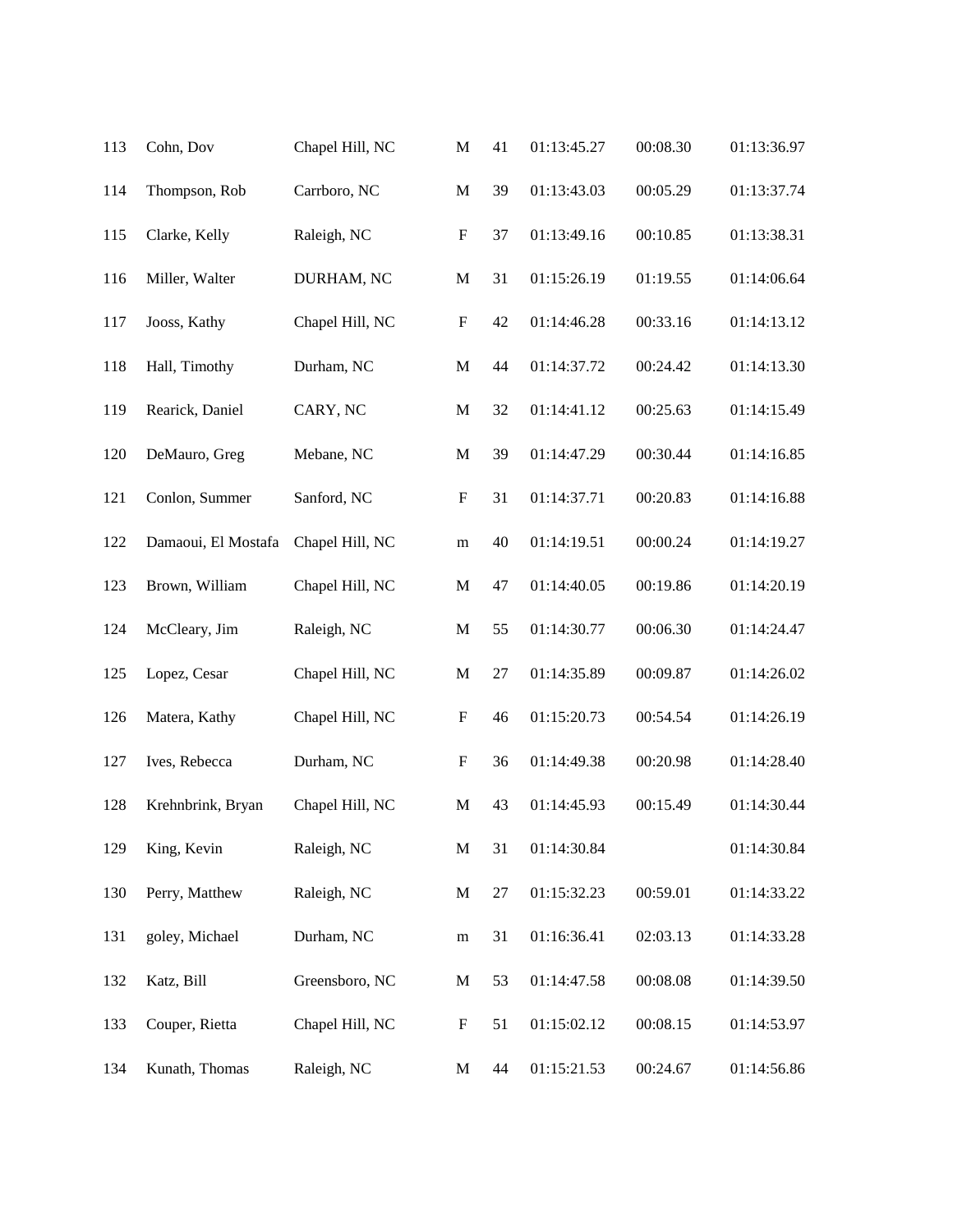| | | | | | | | |
|---|---|---|---|---|---|---|---|
| 113 | Cohn, Dov | Chapel Hill, NC | M | 41 | 01:13:45.27 | 00:08.30 | 01:13:36.97 |
| 114 | Thompson, Rob | Carrboro, NC | M | 39 | 01:13:43.03 | 00:05.29 | 01:13:37.74 |
| 115 | Clarke, Kelly | Raleigh, NC | F | 37 | 01:13:49.16 | 00:10.85 | 01:13:38.31 |
| 116 | Miller, Walter | DURHAM, NC | M | 31 | 01:15:26.19 | 01:19.55 | 01:14:06.64 |
| 117 | Jooss, Kathy | Chapel Hill, NC | F | 42 | 01:14:46.28 | 00:33.16 | 01:14:13.12 |
| 118 | Hall, Timothy | Durham, NC | M | 44 | 01:14:37.72 | 00:24.42 | 01:14:13.30 |
| 119 | Rearick, Daniel | CARY, NC | M | 32 | 01:14:41.12 | 00:25.63 | 01:14:15.49 |
| 120 | DeMauro, Greg | Mebane, NC | M | 39 | 01:14:47.29 | 00:30.44 | 01:14:16.85 |
| 121 | Conlon, Summer | Sanford, NC | F | 31 | 01:14:37.71 | 00:20.83 | 01:14:16.88 |
| 122 | Damaoui, El Mostafa | Chapel Hill, NC | m | 40 | 01:14:19.51 | 00:00.24 | 01:14:19.27 |
| 123 | Brown, William | Chapel Hill, NC | M | 47 | 01:14:40.05 | 00:19.86 | 01:14:20.19 |
| 124 | McCleary, Jim | Raleigh, NC | M | 55 | 01:14:30.77 | 00:06.30 | 01:14:24.47 |
| 125 | Lopez, Cesar | Chapel Hill, NC | M | 27 | 01:14:35.89 | 00:09.87 | 01:14:26.02 |
| 126 | Matera, Kathy | Chapel Hill, NC | F | 46 | 01:15:20.73 | 00:54.54 | 01:14:26.19 |
| 127 | Ives, Rebecca | Durham, NC | F | 36 | 01:14:49.38 | 00:20.98 | 01:14:28.40 |
| 128 | Krehnbrink, Bryan | Chapel Hill, NC | M | 43 | 01:14:45.93 | 00:15.49 | 01:14:30.44 |
| 129 | King, Kevin | Raleigh, NC | M | 31 | 01:14:30.84 | | 01:14:30.84 |
| 130 | Perry, Matthew | Raleigh, NC | M | 27 | 01:15:32.23 | 00:59.01 | 01:14:33.22 |
| 131 | goley, Michael | Durham, NC | m | 31 | 01:16:36.41 | 02:03.13 | 01:14:33.28 |
| 132 | Katz, Bill | Greensboro, NC | M | 53 | 01:14:47.58 | 00:08.08 | 01:14:39.50 |
| 133 | Couper, Rietta | Chapel Hill, NC | F | 51 | 01:15:02.12 | 00:08.15 | 01:14:53.97 |
| 134 | Kunath, Thomas | Raleigh, NC | M | 44 | 01:15:21.53 | 00:24.67 | 01:14:56.86 |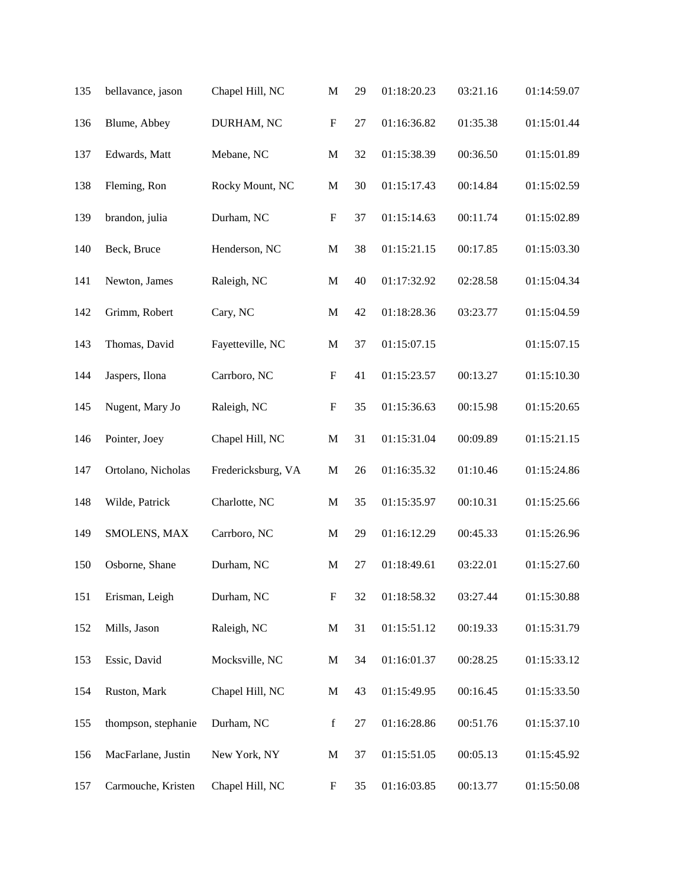| | | | | | | | |
|---|---|---|---|---|---|---|---|
| 135 | bellavance, jason | Chapel Hill, NC | M | 29 | 01:18:20.23 | 03:21.16 | 01:14:59.07 |
| 136 | Blume, Abbey | DURHAM, NC | F | 27 | 01:16:36.82 | 01:35.38 | 01:15:01.44 |
| 137 | Edwards, Matt | Mebane, NC | M | 32 | 01:15:38.39 | 00:36.50 | 01:15:01.89 |
| 138 | Fleming, Ron | Rocky Mount, NC | M | 30 | 01:15:17.43 | 00:14.84 | 01:15:02.59 |
| 139 | brandon, julia | Durham, NC | F | 37 | 01:15:14.63 | 00:11.74 | 01:15:02.89 |
| 140 | Beck, Bruce | Henderson, NC | M | 38 | 01:15:21.15 | 00:17.85 | 01:15:03.30 |
| 141 | Newton, James | Raleigh, NC | M | 40 | 01:17:32.92 | 02:28.58 | 01:15:04.34 |
| 142 | Grimm, Robert | Cary, NC | M | 42 | 01:18:28.36 | 03:23.77 | 01:15:04.59 |
| 143 | Thomas, David | Fayetteville, NC | M | 37 | 01:15:07.15 | | 01:15:07.15 |
| 144 | Jaspers, Ilona | Carrboro, NC | F | 41 | 01:15:23.57 | 00:13.27 | 01:15:10.30 |
| 145 | Nugent, Mary Jo | Raleigh, NC | F | 35 | 01:15:36.63 | 00:15.98 | 01:15:20.65 |
| 146 | Pointer, Joey | Chapel Hill, NC | M | 31 | 01:15:31.04 | 00:09.89 | 01:15:21.15 |
| 147 | Ortolano, Nicholas | Fredericksburg, VA | M | 26 | 01:16:35.32 | 01:10.46 | 01:15:24.86 |
| 148 | Wilde, Patrick | Charlotte, NC | M | 35 | 01:15:35.97 | 00:10.31 | 01:15:25.66 |
| 149 | SMOLENS, MAX | Carrboro, NC | M | 29 | 01:16:12.29 | 00:45.33 | 01:15:26.96 |
| 150 | Osborne, Shane | Durham, NC | M | 27 | 01:18:49.61 | 03:22.01 | 01:15:27.60 |
| 151 | Erisman, Leigh | Durham, NC | F | 32 | 01:18:58.32 | 03:27.44 | 01:15:30.88 |
| 152 | Mills, Jason | Raleigh, NC | M | 31 | 01:15:51.12 | 00:19.33 | 01:15:31.79 |
| 153 | Essic, David | Mocksville, NC | M | 34 | 01:16:01.37 | 00:28.25 | 01:15:33.12 |
| 154 | Ruston, Mark | Chapel Hill, NC | M | 43 | 01:15:49.95 | 00:16.45 | 01:15:33.50 |
| 155 | thompson, stephanie | Durham, NC | f | 27 | 01:16:28.86 | 00:51.76 | 01:15:37.10 |
| 156 | MacFarlane, Justin | New York, NY | M | 37 | 01:15:51.05 | 00:05.13 | 01:15:45.92 |
| 157 | Carmouche, Kristen | Chapel Hill, NC | F | 35 | 01:16:03.85 | 00:13.77 | 01:15:50.08 |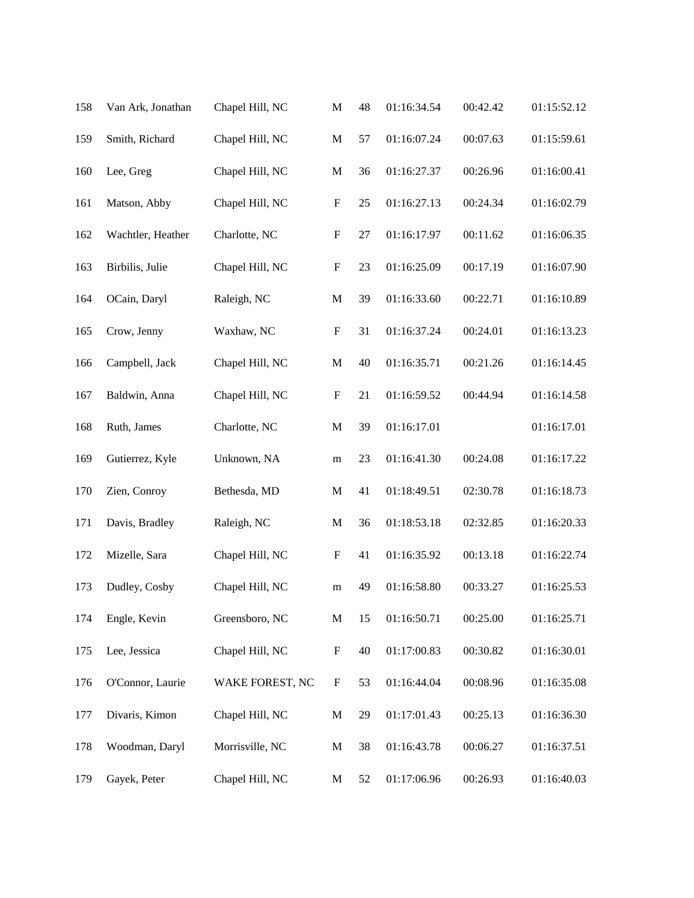| | | | | | | | |
|---|---|---|---|---|---|---|---|
| 158 | Van Ark, Jonathan | Chapel Hill, NC | M | 48 | 01:16:34.54 | 00:42.42 | 01:15:52.12 |
| 159 | Smith, Richard | Chapel Hill, NC | M | 57 | 01:16:07.24 | 00:07.63 | 01:15:59.61 |
| 160 | Lee, Greg | Chapel Hill, NC | M | 36 | 01:16:27.37 | 00:26.96 | 01:16:00.41 |
| 161 | Matson, Abby | Chapel Hill, NC | F | 25 | 01:16:27.13 | 00:24.34 | 01:16:02.79 |
| 162 | Wachtler, Heather | Charlotte, NC | F | 27 | 01:16:17.97 | 00:11.62 | 01:16:06.35 |
| 163 | Birbilis, Julie | Chapel Hill, NC | F | 23 | 01:16:25.09 | 00:17.19 | 01:16:07.90 |
| 164 | OCain, Daryl | Raleigh, NC | M | 39 | 01:16:33.60 | 00:22.71 | 01:16:10.89 |
| 165 | Crow, Jenny | Waxhaw, NC | F | 31 | 01:16:37.24 | 00:24.01 | 01:16:13.23 |
| 166 | Campbell, Jack | Chapel Hill, NC | M | 40 | 01:16:35.71 | 00:21.26 | 01:16:14.45 |
| 167 | Baldwin, Anna | Chapel Hill, NC | F | 21 | 01:16:59.52 | 00:44.94 | 01:16:14.58 |
| 168 | Ruth, James | Charlotte, NC | M | 39 | 01:16:17.01 | | 01:16:17.01 |
| 169 | Gutierrez, Kyle | Unknown, NA | m | 23 | 01:16:41.30 | 00:24.08 | 01:16:17.22 |
| 170 | Zien, Conroy | Bethesda, MD | M | 41 | 01:18:49.51 | 02:30.78 | 01:16:18.73 |
| 171 | Davis, Bradley | Raleigh, NC | M | 36 | 01:18:53.18 | 02:32.85 | 01:16:20.33 |
| 172 | Mizelle, Sara | Chapel Hill, NC | F | 41 | 01:16:35.92 | 00:13.18 | 01:16:22.74 |
| 173 | Dudley, Cosby | Chapel Hill, NC | m | 49 | 01:16:58.80 | 00:33.27 | 01:16:25.53 |
| 174 | Engle, Kevin | Greensboro, NC | M | 15 | 01:16:50.71 | 00:25.00 | 01:16:25.71 |
| 175 | Lee, Jessica | Chapel Hill, NC | F | 40 | 01:17:00.83 | 00:30.82 | 01:16:30.01 |
| 176 | O'Connor, Laurie | WAKE FOREST, NC | F | 53 | 01:16:44.04 | 00:08.96 | 01:16:35.08 |
| 177 | Divaris, Kimon | Chapel Hill, NC | M | 29 | 01:17:01.43 | 00:25.13 | 01:16:36.30 |
| 178 | Woodman, Daryl | Morrisville, NC | M | 38 | 01:16:43.78 | 00:06.27 | 01:16:37.51 |
| 179 | Gayek, Peter | Chapel Hill, NC | M | 52 | 01:17:06.96 | 00:26.93 | 01:16:40.03 |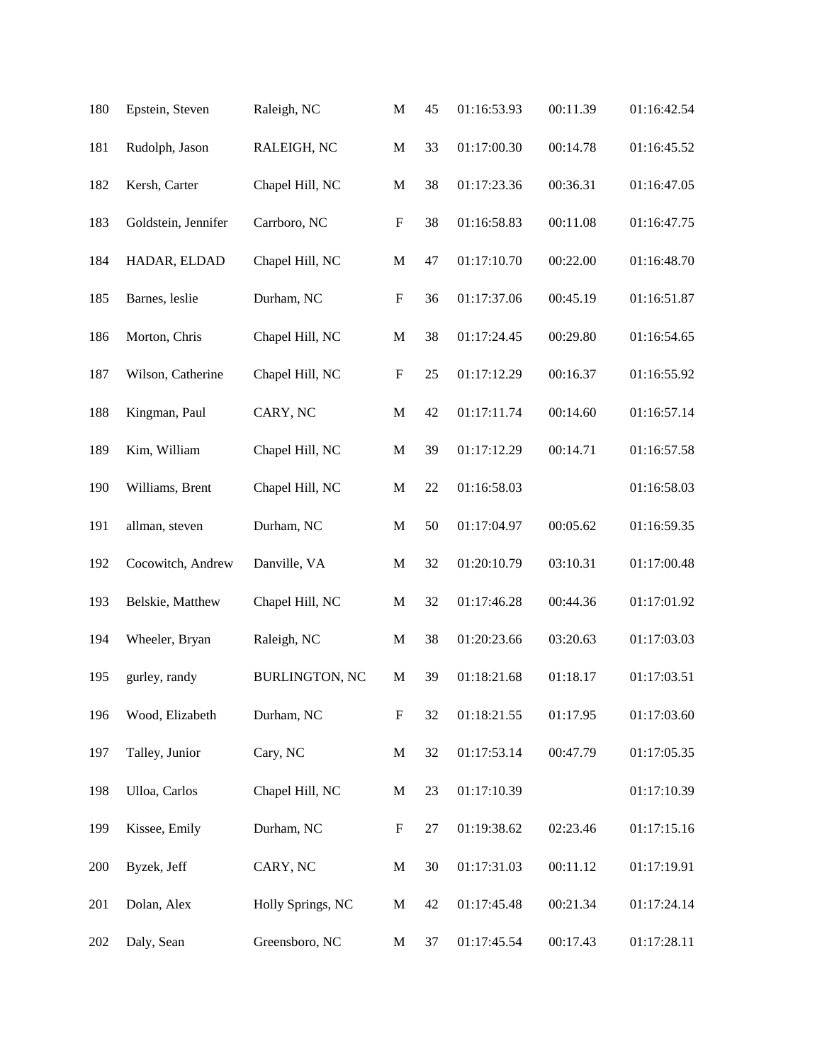| | | | | | | | |
|---|---|---|---|---|---|---|---|
| 180 | Epstein, Steven | Raleigh, NC | M | 45 | 01:16:53.93 | 00:11.39 | 01:16:42.54 |
| 181 | Rudolph, Jason | RALEIGH, NC | M | 33 | 01:17:00.30 | 00:14.78 | 01:16:45.52 |
| 182 | Kersh, Carter | Chapel Hill, NC | M | 38 | 01:17:23.36 | 00:36.31 | 01:16:47.05 |
| 183 | Goldstein, Jennifer | Carrboro, NC | F | 38 | 01:16:58.83 | 00:11.08 | 01:16:47.75 |
| 184 | HADAR, ELDAD | Chapel Hill, NC | M | 47 | 01:17:10.70 | 00:22.00 | 01:16:48.70 |
| 185 | Barnes, leslie | Durham, NC | F | 36 | 01:17:37.06 | 00:45.19 | 01:16:51.87 |
| 186 | Morton, Chris | Chapel Hill, NC | M | 38 | 01:17:24.45 | 00:29.80 | 01:16:54.65 |
| 187 | Wilson, Catherine | Chapel Hill, NC | F | 25 | 01:17:12.29 | 00:16.37 | 01:16:55.92 |
| 188 | Kingman, Paul | CARY, NC | M | 42 | 01:17:11.74 | 00:14.60 | 01:16:57.14 |
| 189 | Kim, William | Chapel Hill, NC | M | 39 | 01:17:12.29 | 00:14.71 | 01:16:57.58 |
| 190 | Williams, Brent | Chapel Hill, NC | M | 22 | 01:16:58.03 | | 01:16:58.03 |
| 191 | allman, steven | Durham, NC | M | 50 | 01:17:04.97 | 00:05.62 | 01:16:59.35 |
| 192 | Cocowitch, Andrew | Danville, VA | M | 32 | 01:20:10.79 | 03:10.31 | 01:17:00.48 |
| 193 | Belskie, Matthew | Chapel Hill, NC | M | 32 | 01:17:46.28 | 00:44.36 | 01:17:01.92 |
| 194 | Wheeler, Bryan | Raleigh, NC | M | 38 | 01:20:23.66 | 03:20.63 | 01:17:03.03 |
| 195 | gurley, randy | BURLINGTON, NC | M | 39 | 01:18:21.68 | 01:18.17 | 01:17:03.51 |
| 196 | Wood, Elizabeth | Durham, NC | F | 32 | 01:18:21.55 | 01:17.95 | 01:17:03.60 |
| 197 | Talley, Junior | Cary, NC | M | 32 | 01:17:53.14 | 00:47.79 | 01:17:05.35 |
| 198 | Ulloa, Carlos | Chapel Hill, NC | M | 23 | 01:17:10.39 | | 01:17:10.39 |
| 199 | Kissee, Emily | Durham, NC | F | 27 | 01:19:38.62 | 02:23.46 | 01:17:15.16 |
| 200 | Byzek, Jeff | CARY, NC | M | 30 | 01:17:31.03 | 00:11.12 | 01:17:19.91 |
| 201 | Dolan, Alex | Holly Springs, NC | M | 42 | 01:17:45.48 | 00:21.34 | 01:17:24.14 |
| 202 | Daly, Sean | Greensboro, NC | M | 37 | 01:17:45.54 | 00:17.43 | 01:17:28.11 |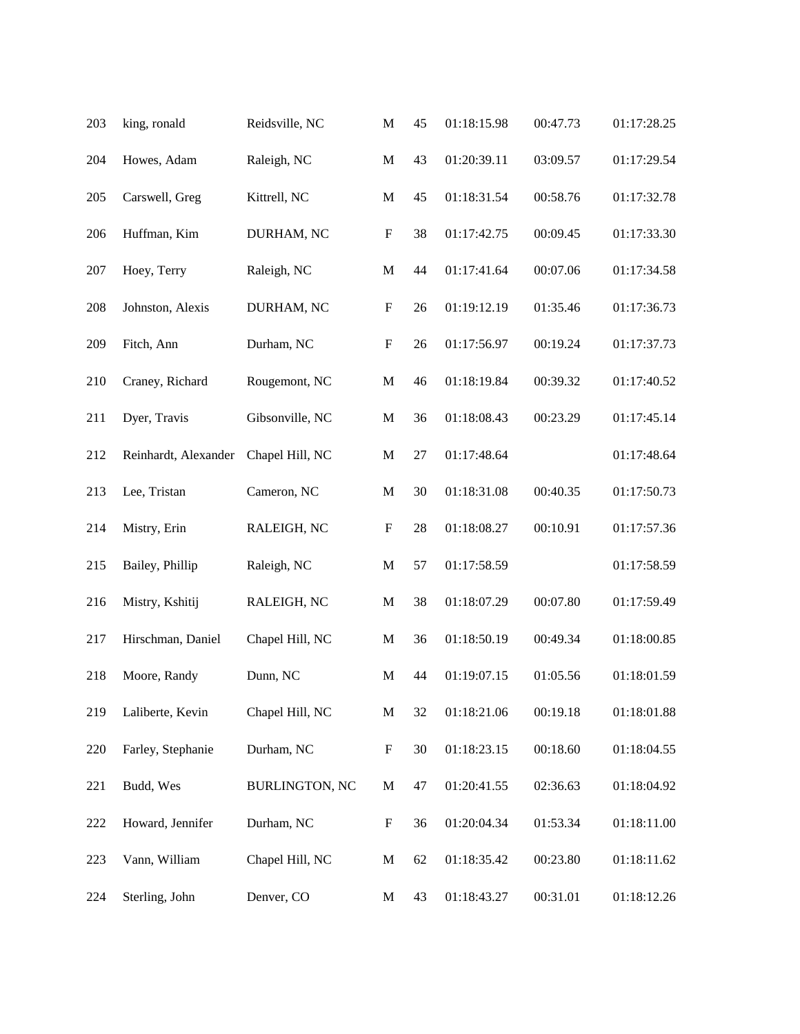| | | | | | | | |
|---|---|---|---|---|---|---|---|
| 203 | king, ronald | Reidsville, NC | M | 45 | 01:18:15.98 | 00:47.73 | 01:17:28.25 |
| 204 | Howes, Adam | Raleigh, NC | M | 43 | 01:20:39.11 | 03:09.57 | 01:17:29.54 |
| 205 | Carswell, Greg | Kittrell, NC | M | 45 | 01:18:31.54 | 00:58.76 | 01:17:32.78 |
| 206 | Huffman, Kim | DURHAM, NC | F | 38 | 01:17:42.75 | 00:09.45 | 01:17:33.30 |
| 207 | Hoey, Terry | Raleigh, NC | M | 44 | 01:17:41.64 | 00:07.06 | 01:17:34.58 |
| 208 | Johnston, Alexis | DURHAM, NC | F | 26 | 01:19:12.19 | 01:35.46 | 01:17:36.73 |
| 209 | Fitch, Ann | Durham, NC | F | 26 | 01:17:56.97 | 00:19.24 | 01:17:37.73 |
| 210 | Craney, Richard | Rougemont, NC | M | 46 | 01:18:19.84 | 00:39.32 | 01:17:40.52 |
| 211 | Dyer, Travis | Gibsonville, NC | M | 36 | 01:18:08.43 | 00:23.29 | 01:17:45.14 |
| 212 | Reinhardt, Alexander | Chapel Hill, NC | M | 27 | 01:17:48.64 | | 01:17:48.64 |
| 213 | Lee, Tristan | Cameron, NC | M | 30 | 01:18:31.08 | 00:40.35 | 01:17:50.73 |
| 214 | Mistry, Erin | RALEIGH, NC | F | 28 | 01:18:08.27 | 00:10.91 | 01:17:57.36 |
| 215 | Bailey, Phillip | Raleigh, NC | M | 57 | 01:17:58.59 | | 01:17:58.59 |
| 216 | Mistry, Kshitij | RALEIGH, NC | M | 38 | 01:18:07.29 | 00:07.80 | 01:17:59.49 |
| 217 | Hirschman, Daniel | Chapel Hill, NC | M | 36 | 01:18:50.19 | 00:49.34 | 01:18:00.85 |
| 218 | Moore, Randy | Dunn, NC | M | 44 | 01:19:07.15 | 01:05.56 | 01:18:01.59 |
| 219 | Laliberte, Kevin | Chapel Hill, NC | M | 32 | 01:18:21.06 | 00:19.18 | 01:18:01.88 |
| 220 | Farley, Stephanie | Durham, NC | F | 30 | 01:18:23.15 | 00:18.60 | 01:18:04.55 |
| 221 | Budd, Wes | BURLINGTON, NC | M | 47 | 01:20:41.55 | 02:36.63 | 01:18:04.92 |
| 222 | Howard, Jennifer | Durham, NC | F | 36 | 01:20:04.34 | 01:53.34 | 01:18:11.00 |
| 223 | Vann, William | Chapel Hill, NC | M | 62 | 01:18:35.42 | 00:23.80 | 01:18:11.62 |
| 224 | Sterling, John | Denver, CO | M | 43 | 01:18:43.27 | 00:31.01 | 01:18:12.26 |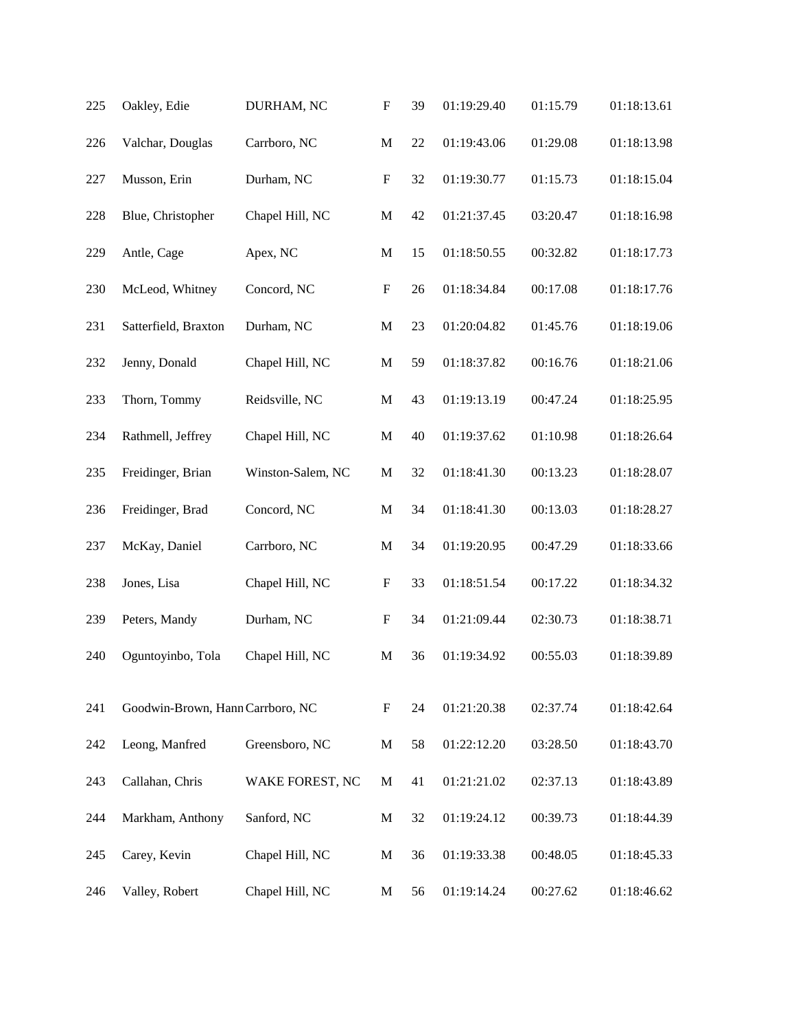| | | | | | | | |
|---|---|---|---|---|---|---|---|
| 225 | Oakley, Edie | DURHAM, NC | F | 39 | 01:19:29.40 | 01:15.79 | 01:18:13.61 |
| 226 | Valchar, Douglas | Carrboro, NC | M | 22 | 01:19:43.06 | 01:29.08 | 01:18:13.98 |
| 227 | Musson, Erin | Durham, NC | F | 32 | 01:19:30.77 | 01:15.73 | 01:18:15.04 |
| 228 | Blue, Christopher | Chapel Hill, NC | M | 42 | 01:21:37.45 | 03:20.47 | 01:18:16.98 |
| 229 | Antle, Cage | Apex, NC | M | 15 | 01:18:50.55 | 00:32.82 | 01:18:17.73 |
| 230 | McLeod, Whitney | Concord, NC | F | 26 | 01:18:34.84 | 00:17.08 | 01:18:17.76 |
| 231 | Satterfield, Braxton | Durham, NC | M | 23 | 01:20:04.82 | 01:45.76 | 01:18:19.06 |
| 232 | Jenny, Donald | Chapel Hill, NC | M | 59 | 01:18:37.82 | 00:16.76 | 01:18:21.06 |
| 233 | Thorn, Tommy | Reidsville, NC | M | 43 | 01:19:13.19 | 00:47.24 | 01:18:25.95 |
| 234 | Rathmell, Jeffrey | Chapel Hill, NC | M | 40 | 01:19:37.62 | 01:10.98 | 01:18:26.64 |
| 235 | Freidinger, Brian | Winston-Salem, NC | M | 32 | 01:18:41.30 | 00:13.23 | 01:18:28.07 |
| 236 | Freidinger, Brad | Concord, NC | M | 34 | 01:18:41.30 | 00:13.03 | 01:18:28.27 |
| 237 | McKay, Daniel | Carrboro, NC | M | 34 | 01:19:20.95 | 00:47.29 | 01:18:33.66 |
| 238 | Jones, Lisa | Chapel Hill, NC | F | 33 | 01:18:51.54 | 00:17.22 | 01:18:34.32 |
| 239 | Peters, Mandy | Durham, NC | F | 34 | 01:21:09.44 | 02:30.73 | 01:18:38.71 |
| 240 | Oguntoyinbo, Tola | Chapel Hill, NC | M | 36 | 01:19:34.92 | 00:55.03 | 01:18:39.89 |
| 241 | Goodwin-Brown, Hann | Carrboro, NC | F | 24 | 01:21:20.38 | 02:37.74 | 01:18:42.64 |
| 242 | Leong, Manfred | Greensboro, NC | M | 58 | 01:22:12.20 | 03:28.50 | 01:18:43.70 |
| 243 | Callahan, Chris | WAKE FOREST, NC | M | 41 | 01:21:21.02 | 02:37.13 | 01:18:43.89 |
| 244 | Markham, Anthony | Sanford, NC | M | 32 | 01:19:24.12 | 00:39.73 | 01:18:44.39 |
| 245 | Carey, Kevin | Chapel Hill, NC | M | 36 | 01:19:33.38 | 00:48.05 | 01:18:45.33 |
| 246 | Valley, Robert | Chapel Hill, NC | M | 56 | 01:19:14.24 | 00:27.62 | 01:18:46.62 |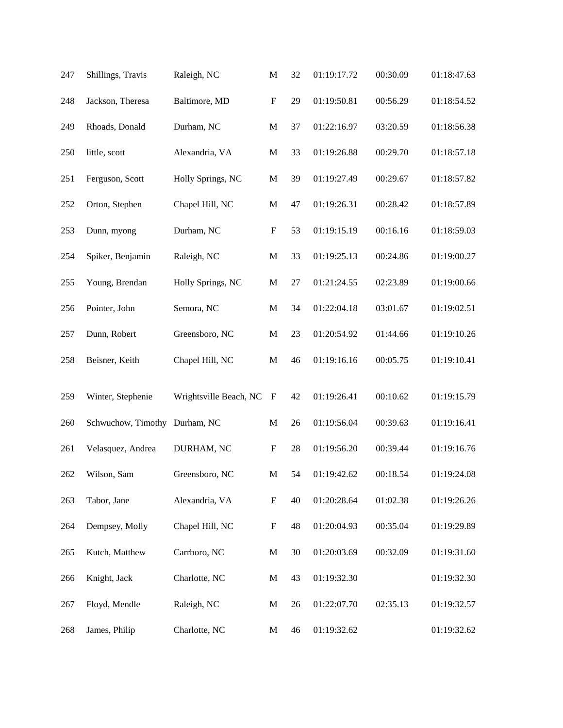| | | | | | | | |
|---|---|---|---|---|---|---|---|
| 247 | Shillings, Travis | Raleigh, NC | M | 32 | 01:19:17.72 | 00:30.09 | 01:18:47.63 |
| 248 | Jackson, Theresa | Baltimore, MD | F | 29 | 01:19:50.81 | 00:56.29 | 01:18:54.52 |
| 249 | Rhoads, Donald | Durham, NC | M | 37 | 01:22:16.97 | 03:20.59 | 01:18:56.38 |
| 250 | little, scott | Alexandria, VA | M | 33 | 01:19:26.88 | 00:29.70 | 01:18:57.18 |
| 251 | Ferguson, Scott | Holly Springs, NC | M | 39 | 01:19:27.49 | 00:29.67 | 01:18:57.82 |
| 252 | Orton, Stephen | Chapel Hill, NC | M | 47 | 01:19:26.31 | 00:28.42 | 01:18:57.89 |
| 253 | Dunn, myong | Durham, NC | F | 53 | 01:19:15.19 | 00:16.16 | 01:18:59.03 |
| 254 | Spiker, Benjamin | Raleigh, NC | M | 33 | 01:19:25.13 | 00:24.86 | 01:19:00.27 |
| 255 | Young, Brendan | Holly Springs, NC | M | 27 | 01:21:24.55 | 02:23.89 | 01:19:00.66 |
| 256 | Pointer, John | Semora, NC | M | 34 | 01:22:04.18 | 03:01.67 | 01:19:02.51 |
| 257 | Dunn, Robert | Greensboro, NC | M | 23 | 01:20:54.92 | 01:44.66 | 01:19:10.26 |
| 258 | Beisner, Keith | Chapel Hill, NC | M | 46 | 01:19:16.16 | 00:05.75 | 01:19:10.41 |
| 259 | Winter, Stephenie | Wrightsville Beach, NC | F | 42 | 01:19:26.41 | 00:10.62 | 01:19:15.79 |
| 260 | Schwuchow, Timothy | Durham, NC | M | 26 | 01:19:56.04 | 00:39.63 | 01:19:16.41 |
| 261 | Velasquez, Andrea | DURHAM, NC | F | 28 | 01:19:56.20 | 00:39.44 | 01:19:16.76 |
| 262 | Wilson, Sam | Greensboro, NC | M | 54 | 01:19:42.62 | 00:18.54 | 01:19:24.08 |
| 263 | Tabor, Jane | Alexandria, VA | F | 40 | 01:20:28.64 | 01:02.38 | 01:19:26.26 |
| 264 | Dempsey, Molly | Chapel Hill, NC | F | 48 | 01:20:04.93 | 00:35.04 | 01:19:29.89 |
| 265 | Kutch, Matthew | Carrboro, NC | M | 30 | 01:20:03.69 | 00:32.09 | 01:19:31.60 |
| 266 | Knight, Jack | Charlotte, NC | M | 43 | 01:19:32.30 | | 01:19:32.30 |
| 267 | Floyd, Mendle | Raleigh, NC | M | 26 | 01:22:07.70 | 02:35.13 | 01:19:32.57 |
| 268 | James, Philip | Charlotte, NC | M | 46 | 01:19:32.62 | | 01:19:32.62 |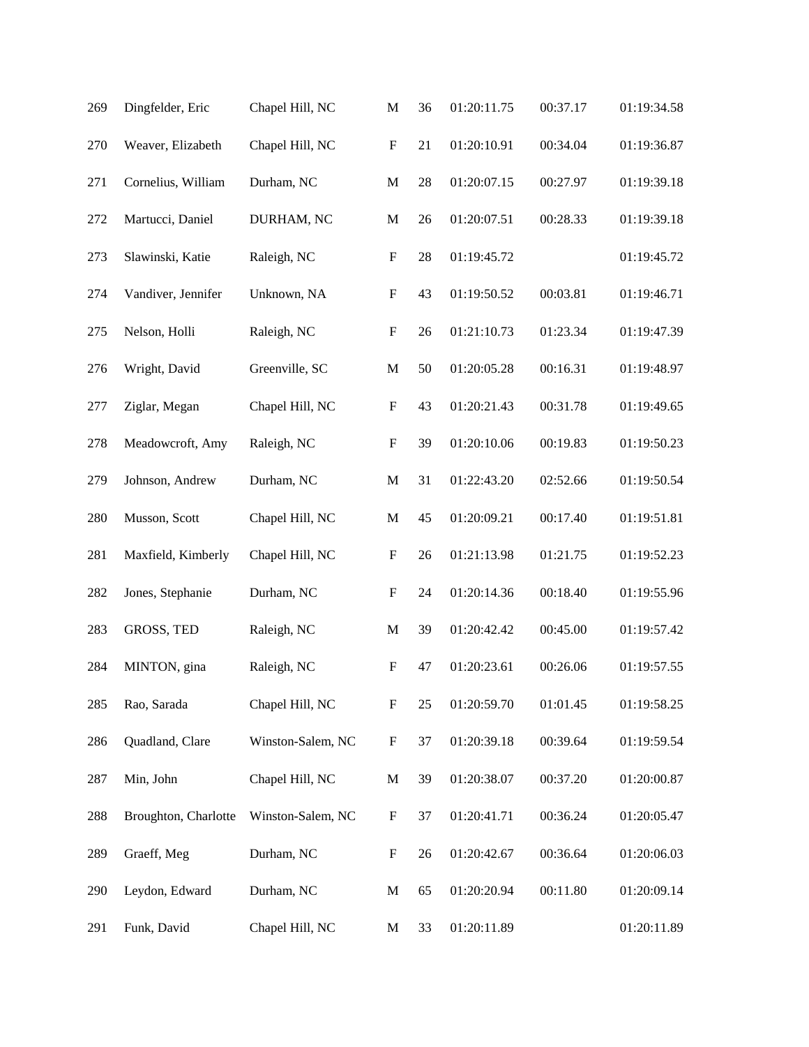| | | | | | | | |
|---|---|---|---|---|---|---|---|
| 269 | Dingfelder, Eric | Chapel Hill, NC | M | 36 | 01:20:11.75 | 00:37.17 | 01:19:34.58 |
| 270 | Weaver, Elizabeth | Chapel Hill, NC | F | 21 | 01:20:10.91 | 00:34.04 | 01:19:36.87 |
| 271 | Cornelius, William | Durham, NC | M | 28 | 01:20:07.15 | 00:27.97 | 01:19:39.18 |
| 272 | Martucci, Daniel | DURHAM, NC | M | 26 | 01:20:07.51 | 00:28.33 | 01:19:39.18 |
| 273 | Slawinski, Katie | Raleigh, NC | F | 28 | 01:19:45.72 | | 01:19:45.72 |
| 274 | Vandiver, Jennifer | Unknown, NA | F | 43 | 01:19:50.52 | 00:03.81 | 01:19:46.71 |
| 275 | Nelson, Holli | Raleigh, NC | F | 26 | 01:21:10.73 | 01:23.34 | 01:19:47.39 |
| 276 | Wright, David | Greenville, SC | M | 50 | 01:20:05.28 | 00:16.31 | 01:19:48.97 |
| 277 | Ziglar, Megan | Chapel Hill, NC | F | 43 | 01:20:21.43 | 00:31.78 | 01:19:49.65 |
| 278 | Meadowcroft, Amy | Raleigh, NC | F | 39 | 01:20:10.06 | 00:19.83 | 01:19:50.23 |
| 279 | Johnson, Andrew | Durham, NC | M | 31 | 01:22:43.20 | 02:52.66 | 01:19:50.54 |
| 280 | Musson, Scott | Chapel Hill, NC | M | 45 | 01:20:09.21 | 00:17.40 | 01:19:51.81 |
| 281 | Maxfield, Kimberly | Chapel Hill, NC | F | 26 | 01:21:13.98 | 01:21.75 | 01:19:52.23 |
| 282 | Jones, Stephanie | Durham, NC | F | 24 | 01:20:14.36 | 00:18.40 | 01:19:55.96 |
| 283 | GROSS, TED | Raleigh, NC | M | 39 | 01:20:42.42 | 00:45.00 | 01:19:57.42 |
| 284 | MINTON, gina | Raleigh, NC | F | 47 | 01:20:23.61 | 00:26.06 | 01:19:57.55 |
| 285 | Rao, Sarada | Chapel Hill, NC | F | 25 | 01:20:59.70 | 01:01.45 | 01:19:58.25 |
| 286 | Quadland, Clare | Winston-Salem, NC | F | 37 | 01:20:39.18 | 00:39.64 | 01:19:59.54 |
| 287 | Min, John | Chapel Hill, NC | M | 39 | 01:20:38.07 | 00:37.20 | 01:20:00.87 |
| 288 | Broughton, Charlotte | Winston-Salem, NC | F | 37 | 01:20:41.71 | 00:36.24 | 01:20:05.47 |
| 289 | Graeff, Meg | Durham, NC | F | 26 | 01:20:42.67 | 00:36.64 | 01:20:06.03 |
| 290 | Leydon, Edward | Durham, NC | M | 65 | 01:20:20.94 | 00:11.80 | 01:20:09.14 |
| 291 | Funk, David | Chapel Hill, NC | M | 33 | 01:20:11.89 | | 01:20:11.89 |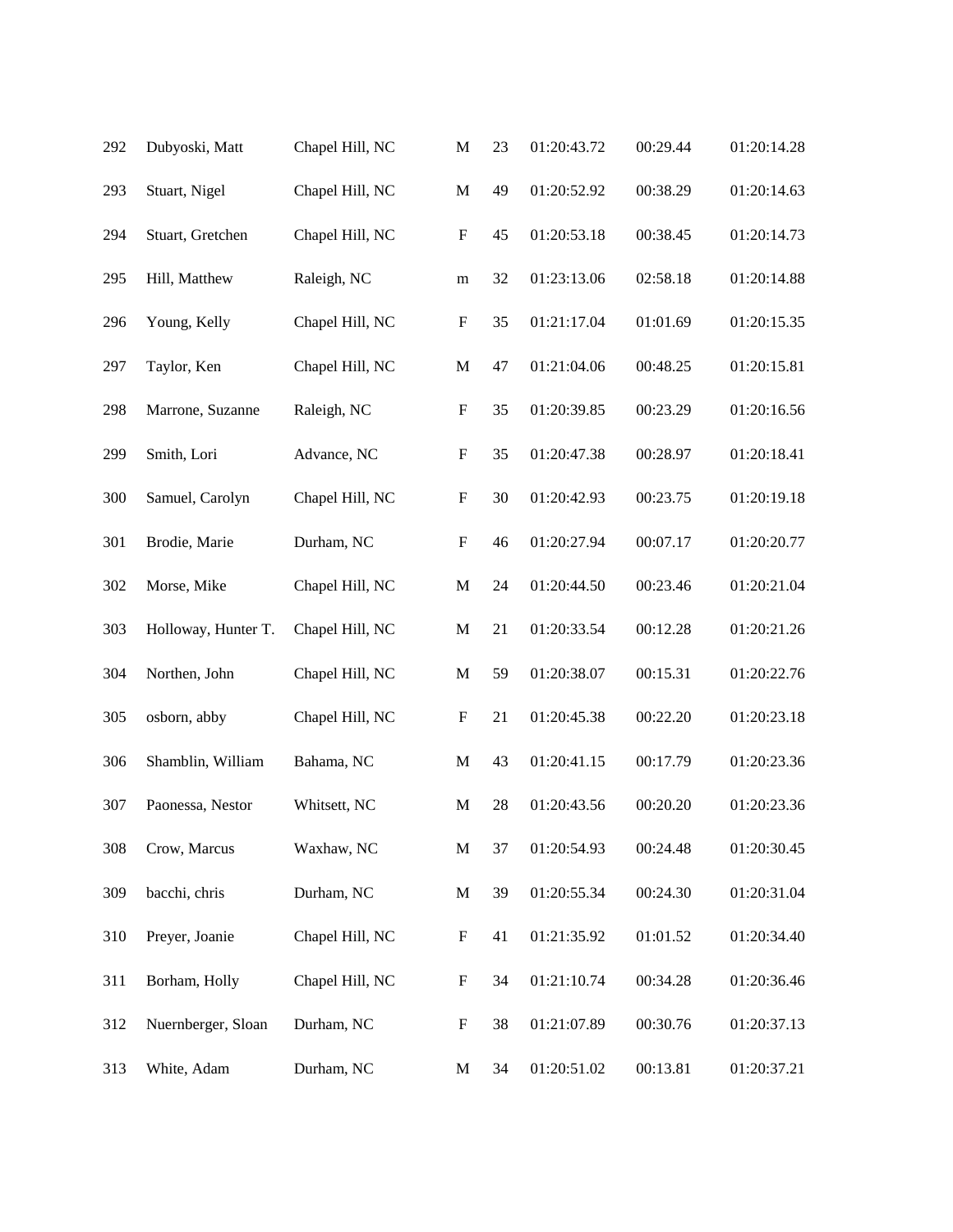| | | | | | | | |
|---|---|---|---|---|---|---|---|
| 292 | Dubyoski, Matt | Chapel Hill, NC | M | 23 | 01:20:43.72 | 00:29.44 | 01:20:14.28 |
| 293 | Stuart, Nigel | Chapel Hill, NC | M | 49 | 01:20:52.92 | 00:38.29 | 01:20:14.63 |
| 294 | Stuart, Gretchen | Chapel Hill, NC | F | 45 | 01:20:53.18 | 00:38.45 | 01:20:14.73 |
| 295 | Hill, Matthew | Raleigh, NC | m | 32 | 01:23:13.06 | 02:58.18 | 01:20:14.88 |
| 296 | Young, Kelly | Chapel Hill, NC | F | 35 | 01:21:17.04 | 01:01.69 | 01:20:15.35 |
| 297 | Taylor, Ken | Chapel Hill, NC | M | 47 | 01:21:04.06 | 00:48.25 | 01:20:15.81 |
| 298 | Marrone, Suzanne | Raleigh, NC | F | 35 | 01:20:39.85 | 00:23.29 | 01:20:16.56 |
| 299 | Smith, Lori | Advance, NC | F | 35 | 01:20:47.38 | 00:28.97 | 01:20:18.41 |
| 300 | Samuel, Carolyn | Chapel Hill, NC | F | 30 | 01:20:42.93 | 00:23.75 | 01:20:19.18 |
| 301 | Brodie, Marie | Durham, NC | F | 46 | 01:20:27.94 | 00:07.17 | 01:20:20.77 |
| 302 | Morse, Mike | Chapel Hill, NC | M | 24 | 01:20:44.50 | 00:23.46 | 01:20:21.04 |
| 303 | Holloway, Hunter T. | Chapel Hill, NC | M | 21 | 01:20:33.54 | 00:12.28 | 01:20:21.26 |
| 304 | Northen, John | Chapel Hill, NC | M | 59 | 01:20:38.07 | 00:15.31 | 01:20:22.76 |
| 305 | osborn, abby | Chapel Hill, NC | F | 21 | 01:20:45.38 | 00:22.20 | 01:20:23.18 |
| 306 | Shamblin, William | Bahama, NC | M | 43 | 01:20:41.15 | 00:17.79 | 01:20:23.36 |
| 307 | Paonessa, Nestor | Whitsett, NC | M | 28 | 01:20:43.56 | 00:20.20 | 01:20:23.36 |
| 308 | Crow, Marcus | Waxhaw, NC | M | 37 | 01:20:54.93 | 00:24.48 | 01:20:30.45 |
| 309 | bacchi, chris | Durham, NC | M | 39 | 01:20:55.34 | 00:24.30 | 01:20:31.04 |
| 310 | Preyer, Joanie | Chapel Hill, NC | F | 41 | 01:21:35.92 | 01:01.52 | 01:20:34.40 |
| 311 | Borham, Holly | Chapel Hill, NC | F | 34 | 01:21:10.74 | 00:34.28 | 01:20:36.46 |
| 312 | Nuernberger, Sloan | Durham, NC | F | 38 | 01:21:07.89 | 00:30.76 | 01:20:37.13 |
| 313 | White, Adam | Durham, NC | M | 34 | 01:20:51.02 | 00:13.81 | 01:20:37.21 |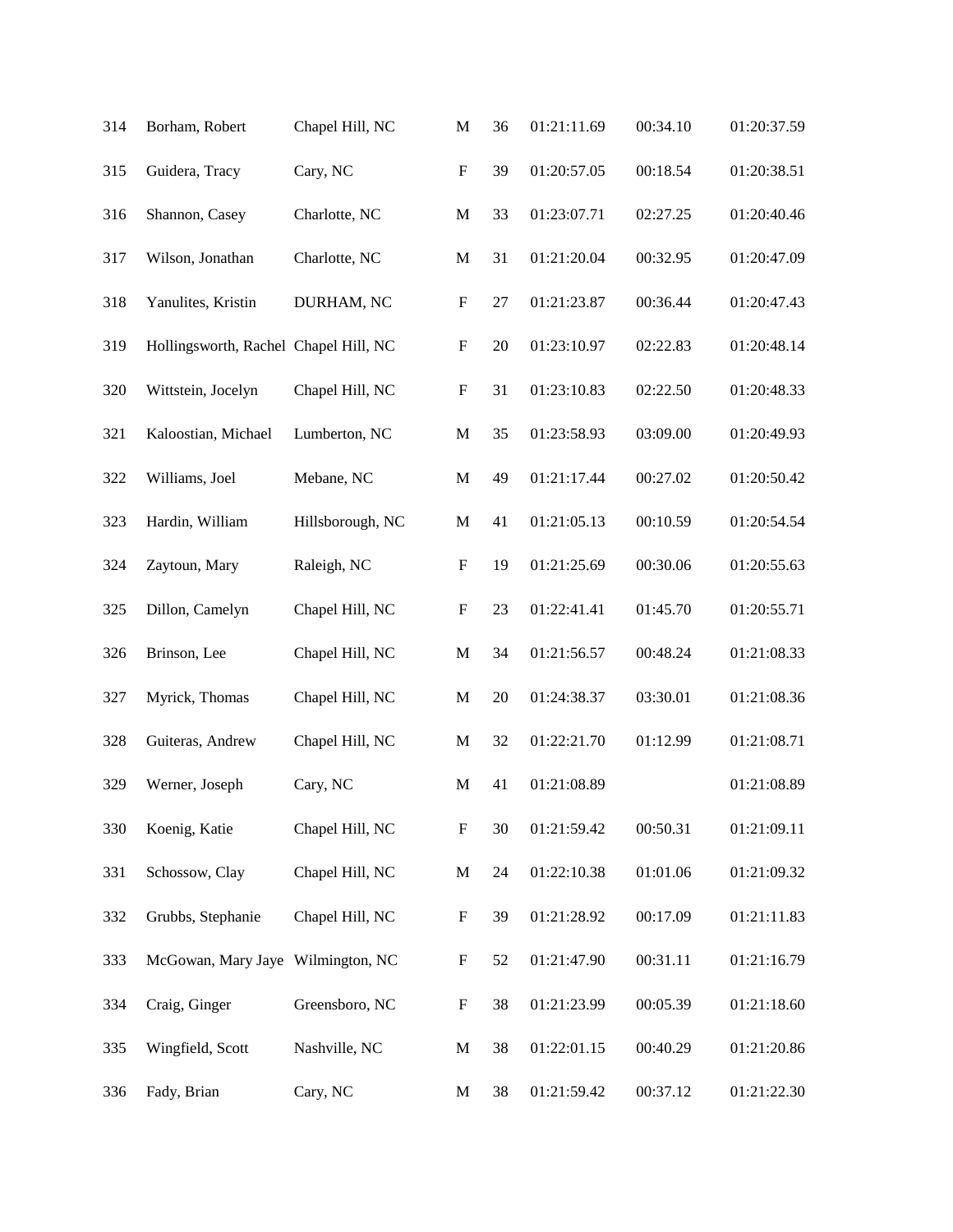| | | | | | | | |
|---|---|---|---|---|---|---|---|
| 314 | Borham, Robert | Chapel Hill, NC | M | 36 | 01:21:11.69 | 00:34.10 | 01:20:37.59 |
| 315 | Guidera, Tracy | Cary, NC | F | 39 | 01:20:57.05 | 00:18.54 | 01:20:38.51 |
| 316 | Shannon, Casey | Charlotte, NC | M | 33 | 01:23:07.71 | 02:27.25 | 01:20:40.46 |
| 317 | Wilson, Jonathan | Charlotte, NC | M | 31 | 01:21:20.04 | 00:32.95 | 01:20:47.09 |
| 318 | Yanulites, Kristin | DURHAM, NC | F | 27 | 01:21:23.87 | 00:36.44 | 01:20:47.43 |
| 319 | Hollingsworth, Rachel | Chapel Hill, NC | F | 20 | 01:23:10.97 | 02:22.83 | 01:20:48.14 |
| 320 | Wittstein, Jocelyn | Chapel Hill, NC | F | 31 | 01:23:10.83 | 02:22.50 | 01:20:48.33 |
| 321 | Kaloostian, Michael | Lumberton, NC | M | 35 | 01:23:58.93 | 03:09.00 | 01:20:49.93 |
| 322 | Williams, Joel | Mebane, NC | M | 49 | 01:21:17.44 | 00:27.02 | 01:20:50.42 |
| 323 | Hardin, William | Hillsborough, NC | M | 41 | 01:21:05.13 | 00:10.59 | 01:20:54.54 |
| 324 | Zaytoun, Mary | Raleigh, NC | F | 19 | 01:21:25.69 | 00:30.06 | 01:20:55.63 |
| 325 | Dillon, Camelyn | Chapel Hill, NC | F | 23 | 01:22:41.41 | 01:45.70 | 01:20:55.71 |
| 326 | Brinson, Lee | Chapel Hill, NC | M | 34 | 01:21:56.57 | 00:48.24 | 01:21:08.33 |
| 327 | Myrick, Thomas | Chapel Hill, NC | M | 20 | 01:24:38.37 | 03:30.01 | 01:21:08.36 |
| 328 | Guiteras, Andrew | Chapel Hill, NC | M | 32 | 01:22:21.70 | 01:12.99 | 01:21:08.71 |
| 329 | Werner, Joseph | Cary, NC | M | 41 | 01:21:08.89 | | 01:21:08.89 |
| 330 | Koenig, Katie | Chapel Hill, NC | F | 30 | 01:21:59.42 | 00:50.31 | 01:21:09.11 |
| 331 | Schossow, Clay | Chapel Hill, NC | M | 24 | 01:22:10.38 | 01:01.06 | 01:21:09.32 |
| 332 | Grubbs, Stephanie | Chapel Hill, NC | F | 39 | 01:21:28.92 | 00:17.09 | 01:21:11.83 |
| 333 | McGowan, Mary Jaye | Wilmington, NC | F | 52 | 01:21:47.90 | 00:31.11 | 01:21:16.79 |
| 334 | Craig, Ginger | Greensboro, NC | F | 38 | 01:21:23.99 | 00:05.39 | 01:21:18.60 |
| 335 | Wingfield, Scott | Nashville, NC | M | 38 | 01:22:01.15 | 00:40.29 | 01:21:20.86 |
| 336 | Fady, Brian | Cary, NC | M | 38 | 01:21:59.42 | 00:37.12 | 01:21:22.30 |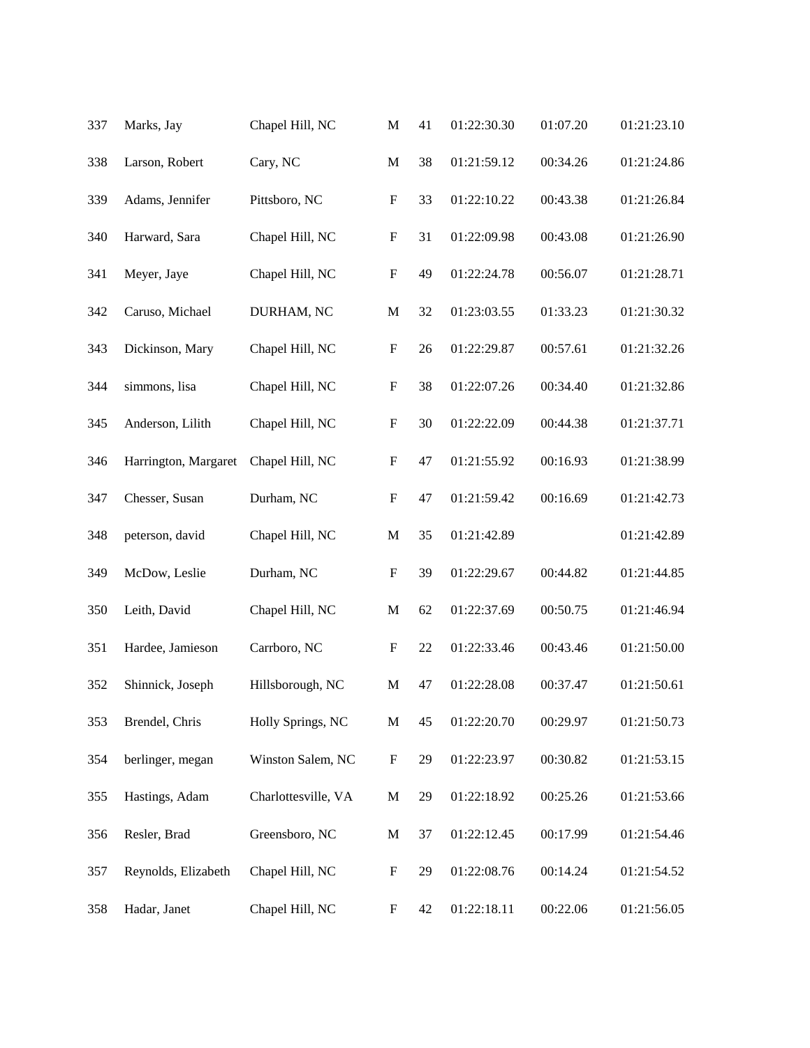| | | | | | | | |
|---|---|---|---|---|---|---|---|
| 337 | Marks, Jay | Chapel Hill, NC | M | 41 | 01:22:30.30 | 01:07.20 | 01:21:23.10 |
| 338 | Larson, Robert | Cary, NC | M | 38 | 01:21:59.12 | 00:34.26 | 01:21:24.86 |
| 339 | Adams, Jennifer | Pittsboro, NC | F | 33 | 01:22:10.22 | 00:43.38 | 01:21:26.84 |
| 340 | Harward, Sara | Chapel Hill, NC | F | 31 | 01:22:09.98 | 00:43.08 | 01:21:26.90 |
| 341 | Meyer, Jaye | Chapel Hill, NC | F | 49 | 01:22:24.78 | 00:56.07 | 01:21:28.71 |
| 342 | Caruso, Michael | DURHAM, NC | M | 32 | 01:23:03.55 | 01:33.23 | 01:21:30.32 |
| 343 | Dickinson, Mary | Chapel Hill, NC | F | 26 | 01:22:29.87 | 00:57.61 | 01:21:32.26 |
| 344 | simmons, lisa | Chapel Hill, NC | F | 38 | 01:22:07.26 | 00:34.40 | 01:21:32.86 |
| 345 | Anderson, Lilith | Chapel Hill, NC | F | 30 | 01:22:22.09 | 00:44.38 | 01:21:37.71 |
| 346 | Harrington, Margaret | Chapel Hill, NC | F | 47 | 01:21:55.92 | 00:16.93 | 01:21:38.99 |
| 347 | Chesser, Susan | Durham, NC | F | 47 | 01:21:59.42 | 00:16.69 | 01:21:42.73 |
| 348 | peterson, david | Chapel Hill, NC | M | 35 | 01:21:42.89 | | 01:21:42.89 |
| 349 | McDow, Leslie | Durham, NC | F | 39 | 01:22:29.67 | 00:44.82 | 01:21:44.85 |
| 350 | Leith, David | Chapel Hill, NC | M | 62 | 01:22:37.69 | 00:50.75 | 01:21:46.94 |
| 351 | Hardee, Jamieson | Carrboro, NC | F | 22 | 01:22:33.46 | 00:43.46 | 01:21:50.00 |
| 352 | Shinnick, Joseph | Hillsborough, NC | M | 47 | 01:22:28.08 | 00:37.47 | 01:21:50.61 |
| 353 | Brendel, Chris | Holly Springs, NC | M | 45 | 01:22:20.70 | 00:29.97 | 01:21:50.73 |
| 354 | berlinger, megan | Winston Salem, NC | F | 29 | 01:22:23.97 | 00:30.82 | 01:21:53.15 |
| 355 | Hastings, Adam | Charlottesville, VA | M | 29 | 01:22:18.92 | 00:25.26 | 01:21:53.66 |
| 356 | Resler, Brad | Greensboro, NC | M | 37 | 01:22:12.45 | 00:17.99 | 01:21:54.46 |
| 357 | Reynolds, Elizabeth | Chapel Hill, NC | F | 29 | 01:22:08.76 | 00:14.24 | 01:21:54.52 |
| 358 | Hadar, Janet | Chapel Hill, NC | F | 42 | 01:22:18.11 | 00:22.06 | 01:21:56.05 |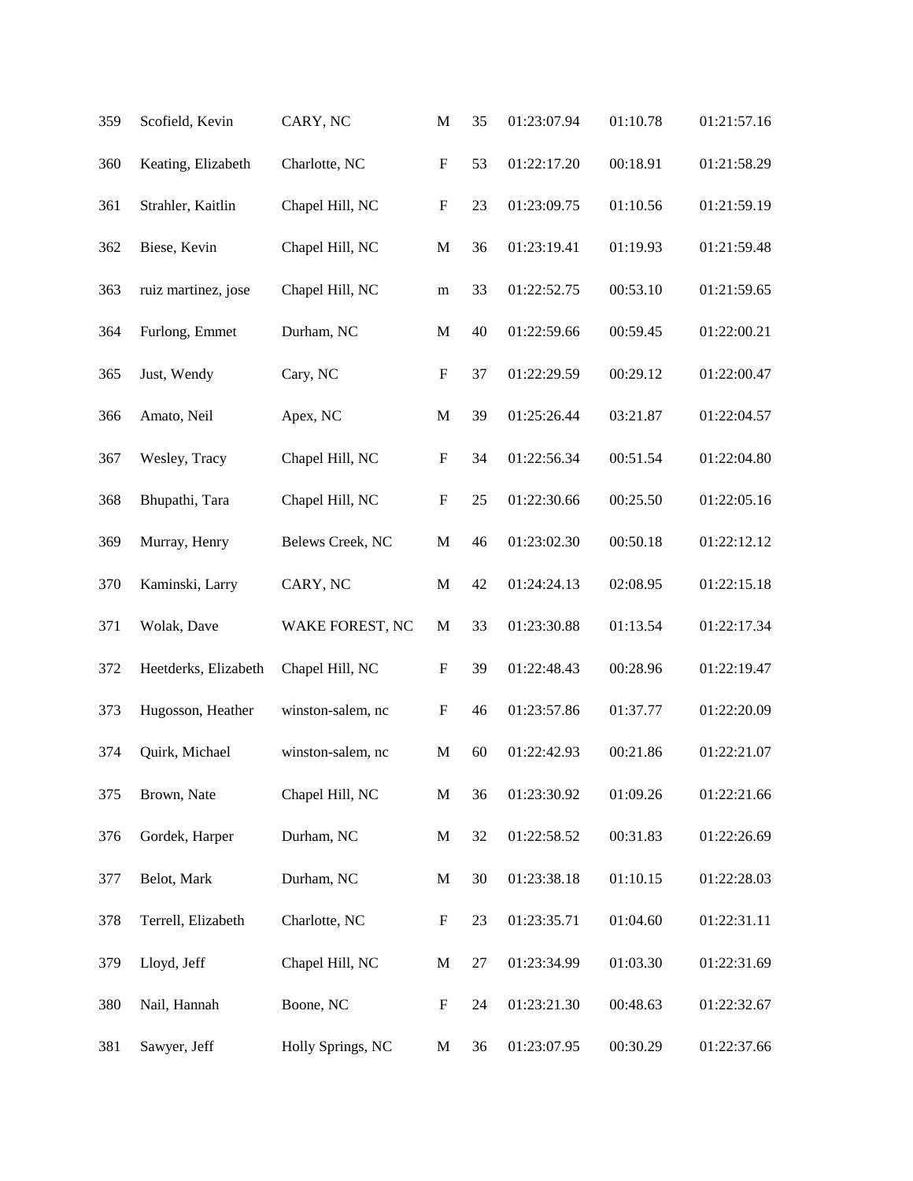| | | | | | | | |
|---|---|---|---|---|---|---|---|
| 359 | Scofield, Kevin | CARY, NC | M | 35 | 01:23:07.94 | 01:10.78 | 01:21:57.16 |
| 360 | Keating, Elizabeth | Charlotte, NC | F | 53 | 01:22:17.20 | 00:18.91 | 01:21:58.29 |
| 361 | Strahler, Kaitlin | Chapel Hill, NC | F | 23 | 01:23:09.75 | 01:10.56 | 01:21:59.19 |
| 362 | Biese, Kevin | Chapel Hill, NC | M | 36 | 01:23:19.41 | 01:19.93 | 01:21:59.48 |
| 363 | ruiz martinez, jose | Chapel Hill, NC | m | 33 | 01:22:52.75 | 00:53.10 | 01:21:59.65 |
| 364 | Furlong, Emmet | Durham, NC | M | 40 | 01:22:59.66 | 00:59.45 | 01:22:00.21 |
| 365 | Just, Wendy | Cary, NC | F | 37 | 01:22:29.59 | 00:29.12 | 01:22:00.47 |
| 366 | Amato, Neil | Apex, NC | M | 39 | 01:25:26.44 | 03:21.87 | 01:22:04.57 |
| 367 | Wesley, Tracy | Chapel Hill, NC | F | 34 | 01:22:56.34 | 00:51.54 | 01:22:04.80 |
| 368 | Bhupathi, Tara | Chapel Hill, NC | F | 25 | 01:22:30.66 | 00:25.50 | 01:22:05.16 |
| 369 | Murray, Henry | Belews Creek, NC | M | 46 | 01:23:02.30 | 00:50.18 | 01:22:12.12 |
| 370 | Kaminski, Larry | CARY, NC | M | 42 | 01:24:24.13 | 02:08.95 | 01:22:15.18 |
| 371 | Wolak, Dave | WAKE FOREST, NC | M | 33 | 01:23:30.88 | 01:13.54 | 01:22:17.34 |
| 372 | Heetderks, Elizabeth | Chapel Hill, NC | F | 39 | 01:22:48.43 | 00:28.96 | 01:22:19.47 |
| 373 | Hugosson, Heather | winston-salem, nc | F | 46 | 01:23:57.86 | 01:37.77 | 01:22:20.09 |
| 374 | Quirk, Michael | winston-salem, nc | M | 60 | 01:22:42.93 | 00:21.86 | 01:22:21.07 |
| 375 | Brown, Nate | Chapel Hill, NC | M | 36 | 01:23:30.92 | 01:09.26 | 01:22:21.66 |
| 376 | Gordek, Harper | Durham, NC | M | 32 | 01:22:58.52 | 00:31.83 | 01:22:26.69 |
| 377 | Belot, Mark | Durham, NC | M | 30 | 01:23:38.18 | 01:10.15 | 01:22:28.03 |
| 378 | Terrell, Elizabeth | Charlotte, NC | F | 23 | 01:23:35.71 | 01:04.60 | 01:22:31.11 |
| 379 | Lloyd, Jeff | Chapel Hill, NC | M | 27 | 01:23:34.99 | 01:03.30 | 01:22:31.69 |
| 380 | Nail, Hannah | Boone, NC | F | 24 | 01:23:21.30 | 00:48.63 | 01:22:32.67 |
| 381 | Sawyer, Jeff | Holly Springs, NC | M | 36 | 01:23:07.95 | 00:30.29 | 01:22:37.66 |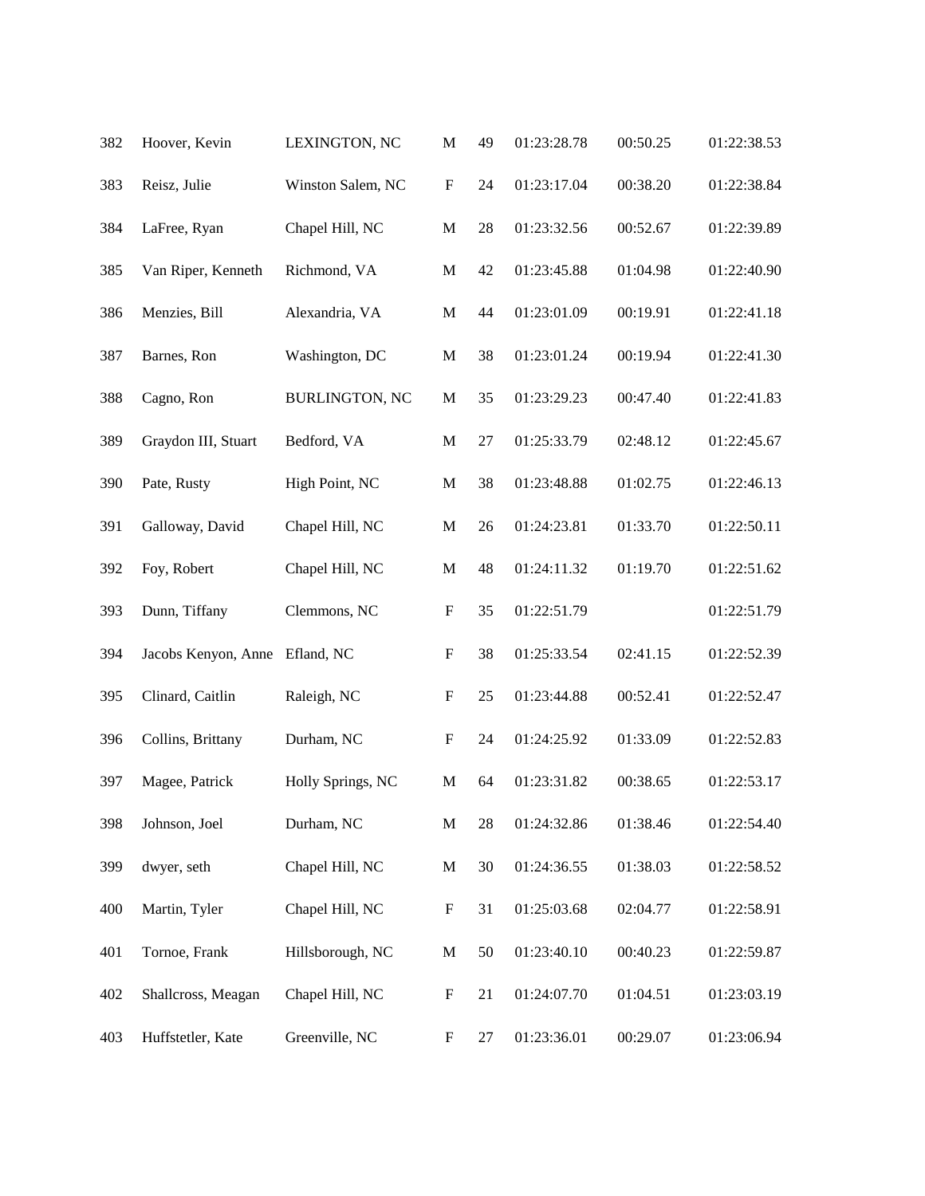| | | | | | | | |
|---|---|---|---|---|---|---|---|
| 382 | Hoover, Kevin | LEXINGTON, NC | M | 49 | 01:23:28.78 | 00:50.25 | 01:22:38.53 |
| 383 | Reisz, Julie | Winston Salem, NC | F | 24 | 01:23:17.04 | 00:38.20 | 01:22:38.84 |
| 384 | LaFree, Ryan | Chapel Hill, NC | M | 28 | 01:23:32.56 | 00:52.67 | 01:22:39.89 |
| 385 | Van Riper, Kenneth | Richmond, VA | M | 42 | 01:23:45.88 | 01:04.98 | 01:22:40.90 |
| 386 | Menzies, Bill | Alexandria, VA | M | 44 | 01:23:01.09 | 00:19.91 | 01:22:41.18 |
| 387 | Barnes, Ron | Washington, DC | M | 38 | 01:23:01.24 | 00:19.94 | 01:22:41.30 |
| 388 | Cagno, Ron | BURLINGTON, NC | M | 35 | 01:23:29.23 | 00:47.40 | 01:22:41.83 |
| 389 | Graydon III, Stuart | Bedford, VA | M | 27 | 01:25:33.79 | 02:48.12 | 01:22:45.67 |
| 390 | Pate, Rusty | High Point, NC | M | 38 | 01:23:48.88 | 01:02.75 | 01:22:46.13 |
| 391 | Galloway, David | Chapel Hill, NC | M | 26 | 01:24:23.81 | 01:33.70 | 01:22:50.11 |
| 392 | Foy, Robert | Chapel Hill, NC | M | 48 | 01:24:11.32 | 01:19.70 | 01:22:51.62 |
| 393 | Dunn, Tiffany | Clemmons, NC | F | 35 | 01:22:51.79 | | 01:22:51.79 |
| 394 | Jacobs Kenyon, Anne | Efland, NC | F | 38 | 01:25:33.54 | 02:41.15 | 01:22:52.39 |
| 395 | Clinard, Caitlin | Raleigh, NC | F | 25 | 01:23:44.88 | 00:52.41 | 01:22:52.47 |
| 396 | Collins, Brittany | Durham, NC | F | 24 | 01:24:25.92 | 01:33.09 | 01:22:52.83 |
| 397 | Magee, Patrick | Holly Springs, NC | M | 64 | 01:23:31.82 | 00:38.65 | 01:22:53.17 |
| 398 | Johnson, Joel | Durham, NC | M | 28 | 01:24:32.86 | 01:38.46 | 01:22:54.40 |
| 399 | dwyer, seth | Chapel Hill, NC | M | 30 | 01:24:36.55 | 01:38.03 | 01:22:58.52 |
| 400 | Martin, Tyler | Chapel Hill, NC | F | 31 | 01:25:03.68 | 02:04.77 | 01:22:58.91 |
| 401 | Tornoe, Frank | Hillsborough, NC | M | 50 | 01:23:40.10 | 00:40.23 | 01:22:59.87 |
| 402 | Shallcross, Meagan | Chapel Hill, NC | F | 21 | 01:24:07.70 | 01:04.51 | 01:23:03.19 |
| 403 | Huffstetler, Kate | Greenville, NC | F | 27 | 01:23:36.01 | 00:29.07 | 01:23:06.94 |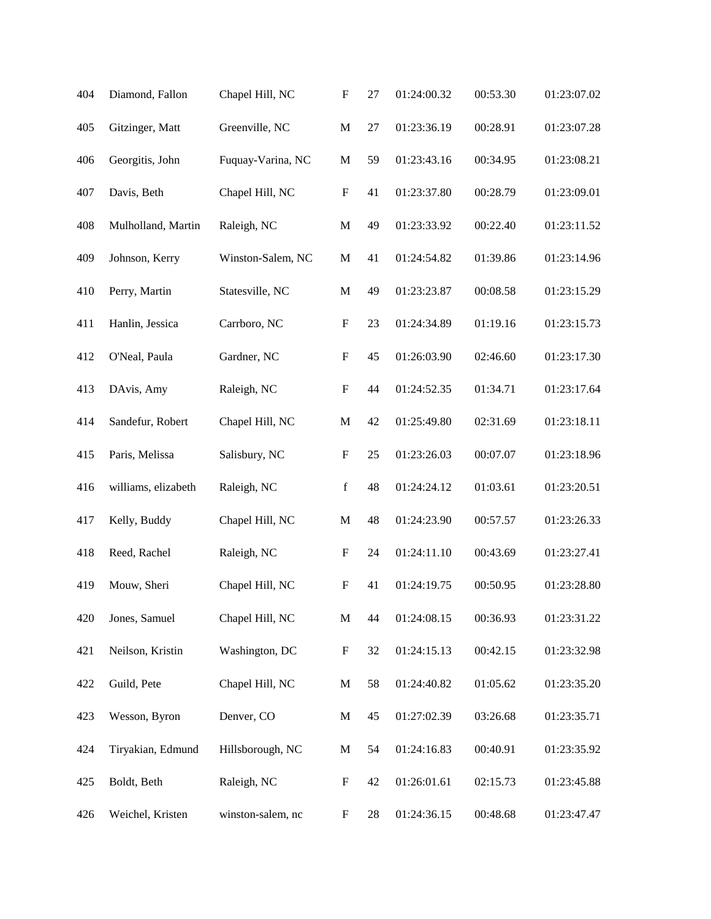| | | | | | | | |
|---|---|---|---|---|---|---|---|
| 404 | Diamond, Fallon | Chapel Hill, NC | F | 27 | 01:24:00.32 | 00:53.30 | 01:23:07.02 |
| 405 | Gitzinger, Matt | Greenville, NC | M | 27 | 01:23:36.19 | 00:28.91 | 01:23:07.28 |
| 406 | Georgitis, John | Fuquay-Varina, NC | M | 59 | 01:23:43.16 | 00:34.95 | 01:23:08.21 |
| 407 | Davis, Beth | Chapel Hill, NC | F | 41 | 01:23:37.80 | 00:28.79 | 01:23:09.01 |
| 408 | Mulholland, Martin | Raleigh, NC | M | 49 | 01:23:33.92 | 00:22.40 | 01:23:11.52 |
| 409 | Johnson, Kerry | Winston-Salem, NC | M | 41 | 01:24:54.82 | 01:39.86 | 01:23:14.96 |
| 410 | Perry, Martin | Statesville, NC | M | 49 | 01:23:23.87 | 00:08.58 | 01:23:15.29 |
| 411 | Hanlin, Jessica | Carrboro, NC | F | 23 | 01:24:34.89 | 01:19.16 | 01:23:15.73 |
| 412 | O'Neal, Paula | Gardner, NC | F | 45 | 01:26:03.90 | 02:46.60 | 01:23:17.30 |
| 413 | DAvis, Amy | Raleigh, NC | F | 44 | 01:24:52.35 | 01:34.71 | 01:23:17.64 |
| 414 | Sandefur, Robert | Chapel Hill, NC | M | 42 | 01:25:49.80 | 02:31.69 | 01:23:18.11 |
| 415 | Paris, Melissa | Salisbury, NC | F | 25 | 01:23:26.03 | 00:07.07 | 01:23:18.96 |
| 416 | williams, elizabeth | Raleigh, NC | f | 48 | 01:24:24.12 | 01:03.61 | 01:23:20.51 |
| 417 | Kelly, Buddy | Chapel Hill, NC | M | 48 | 01:24:23.90 | 00:57.57 | 01:23:26.33 |
| 418 | Reed, Rachel | Raleigh, NC | F | 24 | 01:24:11.10 | 00:43.69 | 01:23:27.41 |
| 419 | Mouw, Sheri | Chapel Hill, NC | F | 41 | 01:24:19.75 | 00:50.95 | 01:23:28.80 |
| 420 | Jones, Samuel | Chapel Hill, NC | M | 44 | 01:24:08.15 | 00:36.93 | 01:23:31.22 |
| 421 | Neilson, Kristin | Washington, DC | F | 32 | 01:24:15.13 | 00:42.15 | 01:23:32.98 |
| 422 | Guild, Pete | Chapel Hill, NC | M | 58 | 01:24:40.82 | 01:05.62 | 01:23:35.20 |
| 423 | Wesson, Byron | Denver, CO | M | 45 | 01:27:02.39 | 03:26.68 | 01:23:35.71 |
| 424 | Tiryakian, Edmund | Hillsborough, NC | M | 54 | 01:24:16.83 | 00:40.91 | 01:23:35.92 |
| 425 | Boldt, Beth | Raleigh, NC | F | 42 | 01:26:01.61 | 02:15.73 | 01:23:45.88 |
| 426 | Weichel, Kristen | winston-salem, nc | F | 28 | 01:24:36.15 | 00:48.68 | 01:23:47.47 |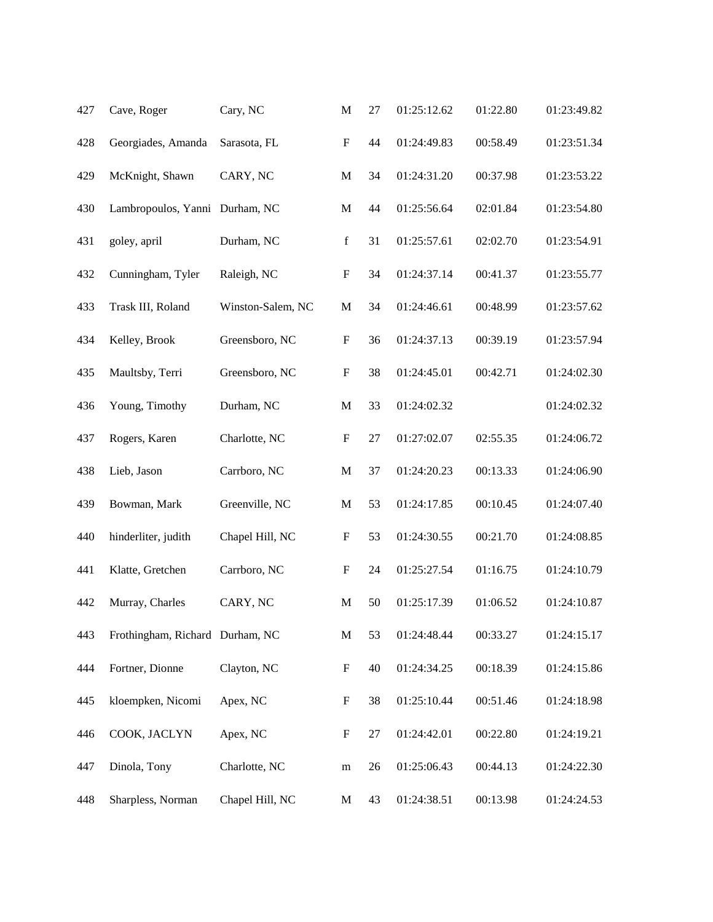| | | | | | | | |
|---|---|---|---|---|---|---|---|
| 427 | Cave, Roger | Cary, NC | M | 27 | 01:25:12.62 | 01:22.80 | 01:23:49.82 |
| 428 | Georgiades, Amanda | Sarasota, FL | F | 44 | 01:24:49.83 | 00:58.49 | 01:23:51.34 |
| 429 | McKnight, Shawn | CARY, NC | M | 34 | 01:24:31.20 | 00:37.98 | 01:23:53.22 |
| 430 | Lambropoulos, Yanni | Durham, NC | M | 44 | 01:25:56.64 | 02:01.84 | 01:23:54.80 |
| 431 | goley, april | Durham, NC | f | 31 | 01:25:57.61 | 02:02.70 | 01:23:54.91 |
| 432 | Cunningham, Tyler | Raleigh, NC | F | 34 | 01:24:37.14 | 00:41.37 | 01:23:55.77 |
| 433 | Trask III, Roland | Winston-Salem, NC | M | 34 | 01:24:46.61 | 00:48.99 | 01:23:57.62 |
| 434 | Kelley, Brook | Greensboro, NC | F | 36 | 01:24:37.13 | 00:39.19 | 01:23:57.94 |
| 435 | Maultsby, Terri | Greensboro, NC | F | 38 | 01:24:45.01 | 00:42.71 | 01:24:02.30 |
| 436 | Young, Timothy | Durham, NC | M | 33 | 01:24:02.32 | | 01:24:02.32 |
| 437 | Rogers, Karen | Charlotte, NC | F | 27 | 01:27:02.07 | 02:55.35 | 01:24:06.72 |
| 438 | Lieb, Jason | Carrboro, NC | M | 37 | 01:24:20.23 | 00:13.33 | 01:24:06.90 |
| 439 | Bowman, Mark | Greenville, NC | M | 53 | 01:24:17.85 | 00:10.45 | 01:24:07.40 |
| 440 | hinderliter, judith | Chapel Hill, NC | F | 53 | 01:24:30.55 | 00:21.70 | 01:24:08.85 |
| 441 | Klatte, Gretchen | Carrboro, NC | F | 24 | 01:25:27.54 | 01:16.75 | 01:24:10.79 |
| 442 | Murray, Charles | CARY, NC | M | 50 | 01:25:17.39 | 01:06.52 | 01:24:10.87 |
| 443 | Frothingham, Richard | Durham, NC | M | 53 | 01:24:48.44 | 00:33.27 | 01:24:15.17 |
| 444 | Fortner, Dionne | Clayton, NC | F | 40 | 01:24:34.25 | 00:18.39 | 01:24:15.86 |
| 445 | kloempken, Nicomi | Apex, NC | F | 38 | 01:25:10.44 | 00:51.46 | 01:24:18.98 |
| 446 | COOK, JACLYN | Apex, NC | F | 27 | 01:24:42.01 | 00:22.80 | 01:24:19.21 |
| 447 | Dinola, Tony | Charlotte, NC | m | 26 | 01:25:06.43 | 00:44.13 | 01:24:22.30 |
| 448 | Sharpless, Norman | Chapel Hill, NC | M | 43 | 01:24:38.51 | 00:13.98 | 01:24:24.53 |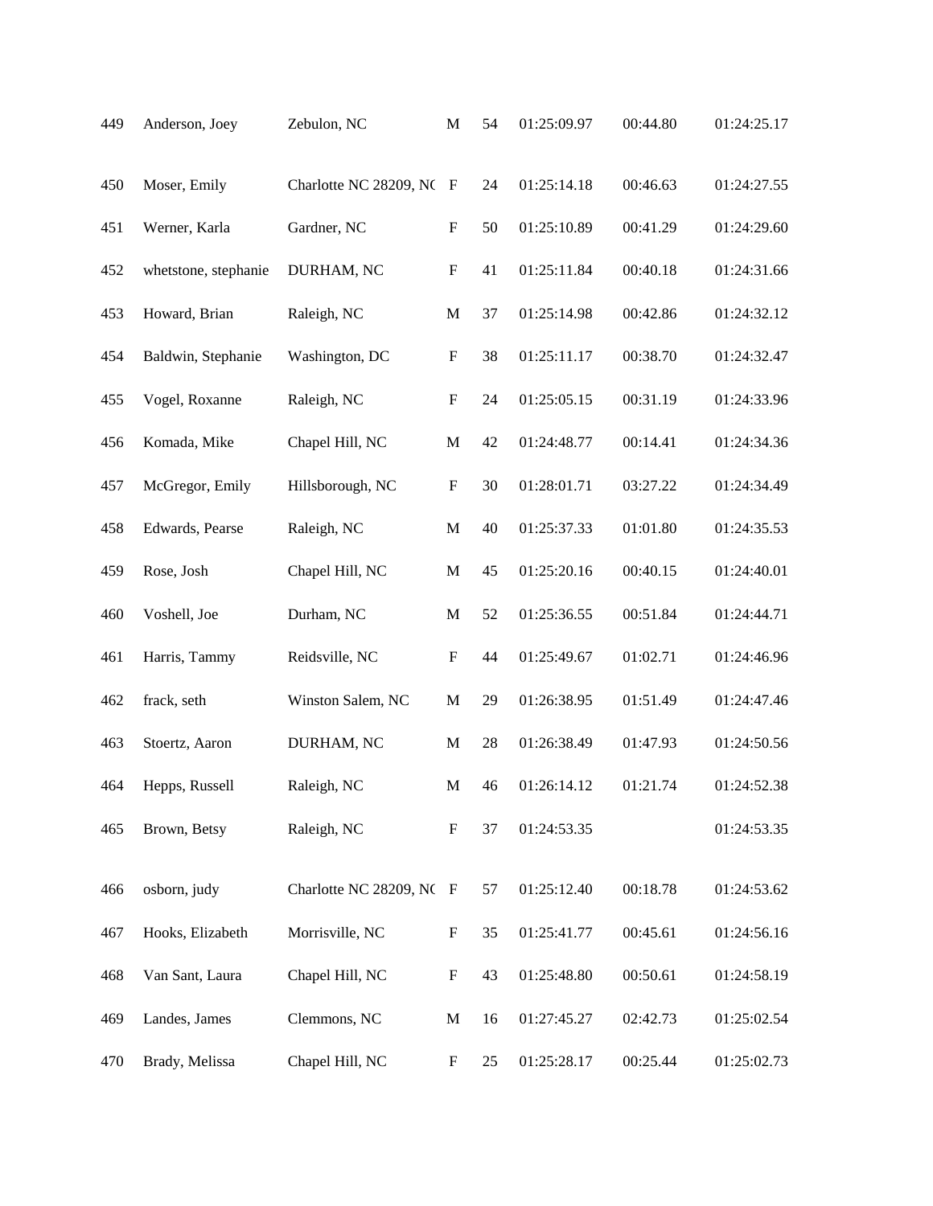| | | | | | | | |
|---|---|---|---|---|---|---|---|
| 449 | Anderson, Joey | Zebulon, NC | M | 54 | 01:25:09.97 | 00:44.80 | 01:24:25.17 |
| 450 | Moser, Emily | Charlotte NC 28209, NC | F | 24 | 01:25:14.18 | 00:46.63 | 01:24:27.55 |
| 451 | Werner, Karla | Gardner, NC | F | 50 | 01:25:10.89 | 00:41.29 | 01:24:29.60 |
| 452 | whetstone, stephanie | DURHAM, NC | F | 41 | 01:25:11.84 | 00:40.18 | 01:24:31.66 |
| 453 | Howard, Brian | Raleigh, NC | M | 37 | 01:25:14.98 | 00:42.86 | 01:24:32.12 |
| 454 | Baldwin, Stephanie | Washington, DC | F | 38 | 01:25:11.17 | 00:38.70 | 01:24:32.47 |
| 455 | Vogel, Roxanne | Raleigh, NC | F | 24 | 01:25:05.15 | 00:31.19 | 01:24:33.96 |
| 456 | Komada, Mike | Chapel Hill, NC | M | 42 | 01:24:48.77 | 00:14.41 | 01:24:34.36 |
| 457 | McGregor, Emily | Hillsborough, NC | F | 30 | 01:28:01.71 | 03:27.22 | 01:24:34.49 |
| 458 | Edwards, Pearse | Raleigh, NC | M | 40 | 01:25:37.33 | 01:01.80 | 01:24:35.53 |
| 459 | Rose, Josh | Chapel Hill, NC | M | 45 | 01:25:20.16 | 00:40.15 | 01:24:40.01 |
| 460 | Voshell, Joe | Durham, NC | M | 52 | 01:25:36.55 | 00:51.84 | 01:24:44.71 |
| 461 | Harris, Tammy | Reidsville, NC | F | 44 | 01:25:49.67 | 01:02.71 | 01:24:46.96 |
| 462 | frack, seth | Winston Salem, NC | M | 29 | 01:26:38.95 | 01:51.49 | 01:24:47.46 |
| 463 | Stoertz, Aaron | DURHAM, NC | M | 28 | 01:26:38.49 | 01:47.93 | 01:24:50.56 |
| 464 | Hepps, Russell | Raleigh, NC | M | 46 | 01:26:14.12 | 01:21.74 | 01:24:52.38 |
| 465 | Brown, Betsy | Raleigh, NC | F | 37 | 01:24:53.35 | | 01:24:53.35 |
| 466 | osborn, judy | Charlotte NC 28209, NC | F | 57 | 01:25:12.40 | 00:18.78 | 01:24:53.62 |
| 467 | Hooks, Elizabeth | Morrisville, NC | F | 35 | 01:25:41.77 | 00:45.61 | 01:24:56.16 |
| 468 | Van Sant, Laura | Chapel Hill, NC | F | 43 | 01:25:48.80 | 00:50.61 | 01:24:58.19 |
| 469 | Landes, James | Clemmons, NC | M | 16 | 01:27:45.27 | 02:42.73 | 01:25:02.54 |
| 470 | Brady, Melissa | Chapel Hill, NC | F | 25 | 01:25:28.17 | 00:25.44 | 01:25:02.73 |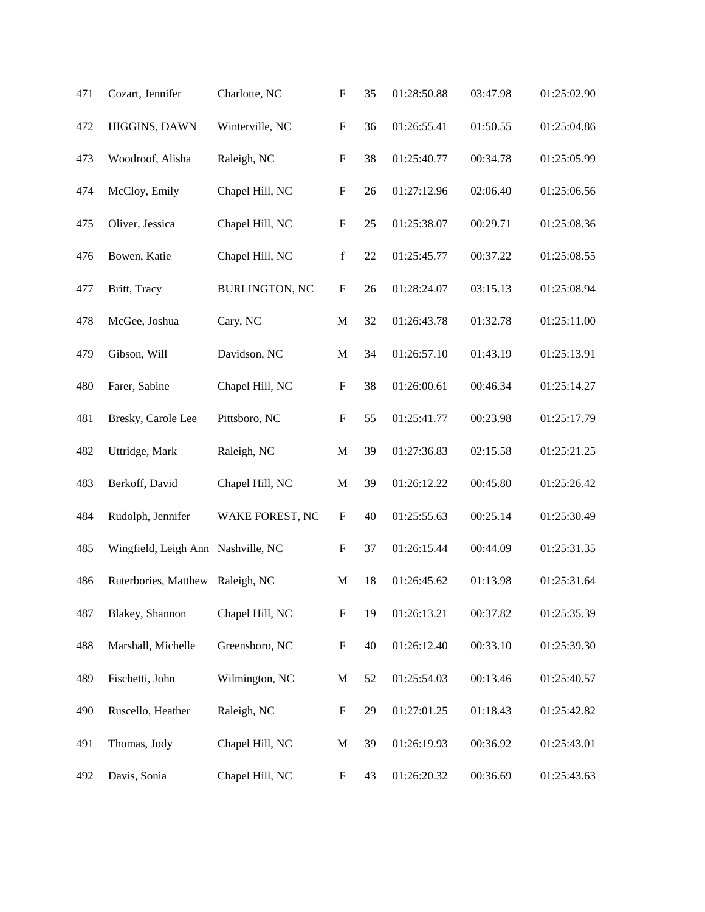| | | | | | | | |
|---|---|---|---|---|---|---|---|
| 471 | Cozart, Jennifer | Charlotte, NC | F | 35 | 01:28:50.88 | 03:47.98 | 01:25:02.90 |
| 472 | HIGGINS, DAWN | Winterville, NC | F | 36 | 01:26:55.41 | 01:50.55 | 01:25:04.86 |
| 473 | Woodroof, Alisha | Raleigh, NC | F | 38 | 01:25:40.77 | 00:34.78 | 01:25:05.99 |
| 474 | McCloy, Emily | Chapel Hill, NC | F | 26 | 01:27:12.96 | 02:06.40 | 01:25:06.56 |
| 475 | Oliver, Jessica | Chapel Hill, NC | F | 25 | 01:25:38.07 | 00:29.71 | 01:25:08.36 |
| 476 | Bowen, Katie | Chapel Hill, NC | f | 22 | 01:25:45.77 | 00:37.22 | 01:25:08.55 |
| 477 | Britt, Tracy | BURLINGTON, NC | F | 26 | 01:28:24.07 | 03:15.13 | 01:25:08.94 |
| 478 | McGee, Joshua | Cary, NC | M | 32 | 01:26:43.78 | 01:32.78 | 01:25:11.00 |
| 479 | Gibson, Will | Davidson, NC | M | 34 | 01:26:57.10 | 01:43.19 | 01:25:13.91 |
| 480 | Farer, Sabine | Chapel Hill, NC | F | 38 | 01:26:00.61 | 00:46.34 | 01:25:14.27 |
| 481 | Bresky, Carole Lee | Pittsboro, NC | F | 55 | 01:25:41.77 | 00:23.98 | 01:25:17.79 |
| 482 | Uttridge, Mark | Raleigh, NC | M | 39 | 01:27:36.83 | 02:15.58 | 01:25:21.25 |
| 483 | Berkoff, David | Chapel Hill, NC | M | 39 | 01:26:12.22 | 00:45.80 | 01:25:26.42 |
| 484 | Rudolph, Jennifer | WAKE FOREST, NC | F | 40 | 01:25:55.63 | 00:25.14 | 01:25:30.49 |
| 485 | Wingfield, Leigh Ann | Nashville, NC | F | 37 | 01:26:15.44 | 00:44.09 | 01:25:31.35 |
| 486 | Ruterbories, Matthew | Raleigh, NC | M | 18 | 01:26:45.62 | 01:13.98 | 01:25:31.64 |
| 487 | Blakey, Shannon | Chapel Hill, NC | F | 19 | 01:26:13.21 | 00:37.82 | 01:25:35.39 |
| 488 | Marshall, Michelle | Greensboro, NC | F | 40 | 01:26:12.40 | 00:33.10 | 01:25:39.30 |
| 489 | Fischetti, John | Wilmington, NC | M | 52 | 01:25:54.03 | 00:13.46 | 01:25:40.57 |
| 490 | Ruscello, Heather | Raleigh, NC | F | 29 | 01:27:01.25 | 01:18.43 | 01:25:42.82 |
| 491 | Thomas, Jody | Chapel Hill, NC | M | 39 | 01:26:19.93 | 00:36.92 | 01:25:43.01 |
| 492 | Davis, Sonia | Chapel Hill, NC | F | 43 | 01:26:20.32 | 00:36.69 | 01:25:43.63 |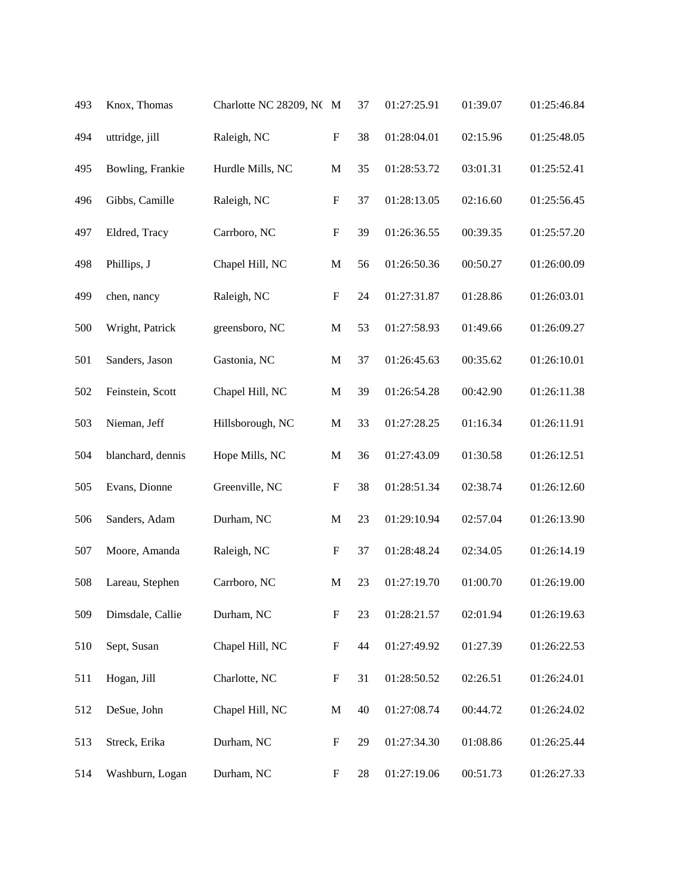| 493 | Knox, Thomas | Charlotte NC 28209, NC | M | 37 | 01:27:25.91 | 01:39.07 | 01:25:46.84 |
|---|---|---|---|---|---|---|---|
| 494 | uttridge, jill | Raleigh, NC | F | 38 | 01:28:04.01 | 02:15.96 | 01:25:48.05 |
| 495 | Bowling, Frankie | Hurdle Mills, NC | M | 35 | 01:28:53.72 | 03:01.31 | 01:25:52.41 |
| 496 | Gibbs, Camille | Raleigh, NC | F | 37 | 01:28:13.05 | 02:16.60 | 01:25:56.45 |
| 497 | Eldred, Tracy | Carrboro, NC | F | 39 | 01:26:36.55 | 00:39.35 | 01:25:57.20 |
| 498 | Phillips, J | Chapel Hill, NC | M | 56 | 01:26:50.36 | 00:50.27 | 01:26:00.09 |
| 499 | chen, nancy | Raleigh, NC | F | 24 | 01:27:31.87 | 01:28.86 | 01:26:03.01 |
| 500 | Wright, Patrick | greensboro, NC | M | 53 | 01:27:58.93 | 01:49.66 | 01:26:09.27 |
| 501 | Sanders, Jason | Gastonia, NC | M | 37 | 01:26:45.63 | 00:35.62 | 01:26:10.01 |
| 502 | Feinstein, Scott | Chapel Hill, NC | M | 39 | 01:26:54.28 | 00:42.90 | 01:26:11.38 |
| 503 | Nieman, Jeff | Hillsborough, NC | M | 33 | 01:27:28.25 | 01:16.34 | 01:26:11.91 |
| 504 | blanchard, dennis | Hope Mills, NC | M | 36 | 01:27:43.09 | 01:30.58 | 01:26:12.51 |
| 505 | Evans, Dionne | Greenville, NC | F | 38 | 01:28:51.34 | 02:38.74 | 01:26:12.60 |
| 506 | Sanders, Adam | Durham, NC | M | 23 | 01:29:10.94 | 02:57.04 | 01:26:13.90 |
| 507 | Moore, Amanda | Raleigh, NC | F | 37 | 01:28:48.24 | 02:34.05 | 01:26:14.19 |
| 508 | Lareau, Stephen | Carrboro, NC | M | 23 | 01:27:19.70 | 01:00.70 | 01:26:19.00 |
| 509 | Dimsdale, Callie | Durham, NC | F | 23 | 01:28:21.57 | 02:01.94 | 01:26:19.63 |
| 510 | Sept, Susan | Chapel Hill, NC | F | 44 | 01:27:49.92 | 01:27.39 | 01:26:22.53 |
| 511 | Hogan, Jill | Charlotte, NC | F | 31 | 01:28:50.52 | 02:26.51 | 01:26:24.01 |
| 512 | DeSue, John | Chapel Hill, NC | M | 40 | 01:27:08.74 | 00:44.72 | 01:26:24.02 |
| 513 | Streck, Erika | Durham, NC | F | 29 | 01:27:34.30 | 01:08.86 | 01:26:25.44 |
| 514 | Washburn, Logan | Durham, NC | F | 28 | 01:27:19.06 | 00:51.73 | 01:26:27.33 |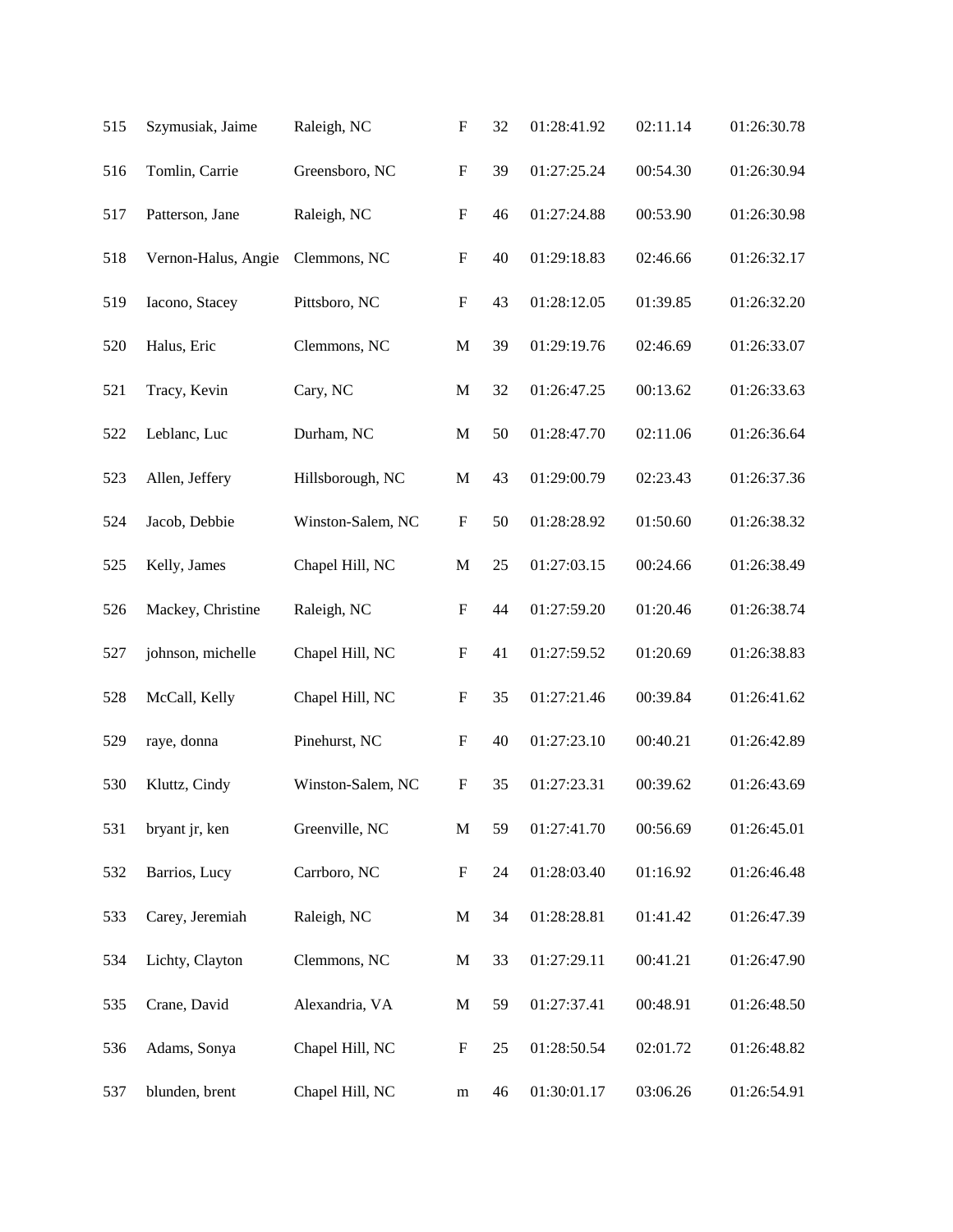| | | | | | | | |
|---|---|---|---|---|---|---|---|
| 515 | Szymusiak, Jaime | Raleigh, NC | F | 32 | 01:28:41.92 | 02:11.14 | 01:26:30.78 |
| 516 | Tomlin, Carrie | Greensboro, NC | F | 39 | 01:27:25.24 | 00:54.30 | 01:26:30.94 |
| 517 | Patterson, Jane | Raleigh, NC | F | 46 | 01:27:24.88 | 00:53.90 | 01:26:30.98 |
| 518 | Vernon-Halus, Angie | Clemmons, NC | F | 40 | 01:29:18.83 | 02:46.66 | 01:26:32.17 |
| 519 | Iacono, Stacey | Pittsboro, NC | F | 43 | 01:28:12.05 | 01:39.85 | 01:26:32.20 |
| 520 | Halus, Eric | Clemmons, NC | M | 39 | 01:29:19.76 | 02:46.69 | 01:26:33.07 |
| 521 | Tracy, Kevin | Cary, NC | M | 32 | 01:26:47.25 | 00:13.62 | 01:26:33.63 |
| 522 | Leblanc, Luc | Durham, NC | M | 50 | 01:28:47.70 | 02:11.06 | 01:26:36.64 |
| 523 | Allen, Jeffery | Hillsborough, NC | M | 43 | 01:29:00.79 | 02:23.43 | 01:26:37.36 |
| 524 | Jacob, Debbie | Winston-Salem, NC | F | 50 | 01:28:28.92 | 01:50.60 | 01:26:38.32 |
| 525 | Kelly, James | Chapel Hill, NC | M | 25 | 01:27:03.15 | 00:24.66 | 01:26:38.49 |
| 526 | Mackey, Christine | Raleigh, NC | F | 44 | 01:27:59.20 | 01:20.46 | 01:26:38.74 |
| 527 | johnson, michelle | Chapel Hill, NC | F | 41 | 01:27:59.52 | 01:20.69 | 01:26:38.83 |
| 528 | McCall, Kelly | Chapel Hill, NC | F | 35 | 01:27:21.46 | 00:39.84 | 01:26:41.62 |
| 529 | raye, donna | Pinehurst, NC | F | 40 | 01:27:23.10 | 00:40.21 | 01:26:42.89 |
| 530 | Kluttz, Cindy | Winston-Salem, NC | F | 35 | 01:27:23.31 | 00:39.62 | 01:26:43.69 |
| 531 | bryant jr, ken | Greenville, NC | M | 59 | 01:27:41.70 | 00:56.69 | 01:26:45.01 |
| 532 | Barrios, Lucy | Carrboro, NC | F | 24 | 01:28:03.40 | 01:16.92 | 01:26:46.48 |
| 533 | Carey, Jeremiah | Raleigh, NC | M | 34 | 01:28:28.81 | 01:41.42 | 01:26:47.39 |
| 534 | Lichty, Clayton | Clemmons, NC | M | 33 | 01:27:29.11 | 00:41.21 | 01:26:47.90 |
| 535 | Crane, David | Alexandria, VA | M | 59 | 01:27:37.41 | 00:48.91 | 01:26:48.50 |
| 536 | Adams, Sonya | Chapel Hill, NC | F | 25 | 01:28:50.54 | 02:01.72 | 01:26:48.82 |
| 537 | blunden, brent | Chapel Hill, NC | m | 46 | 01:30:01.17 | 03:06.26 | 01:26:54.91 |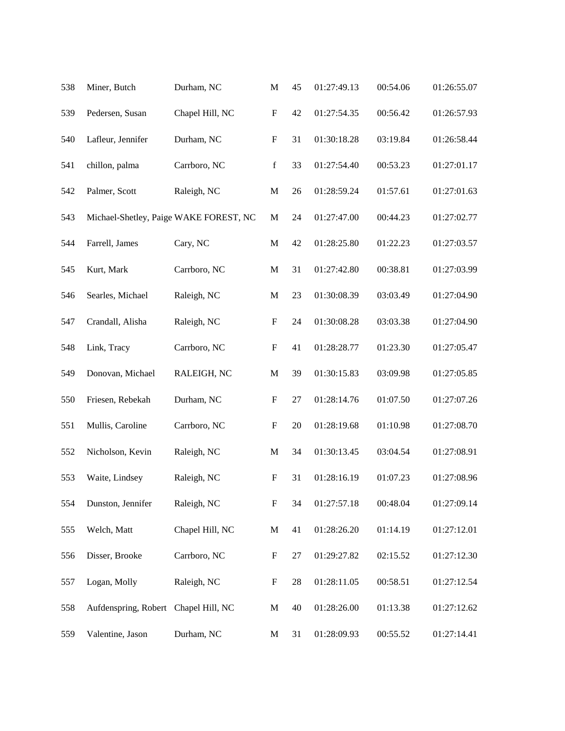| 538 | Miner, Butch | Durham, NC | M | 45 | 01:27:49.13 | 00:54.06 | 01:26:55.07 |
|---|---|---|---|---|---|---|---|
| 539 | Pedersen, Susan | Chapel Hill, NC | F | 42 | 01:27:54.35 | 00:56.42 | 01:26:57.93 |
| 540 | Lafleur, Jennifer | Durham, NC | F | 31 | 01:30:18.28 | 03:19.84 | 01:26:58.44 |
| 541 | chillon, palma | Carrboro, NC | f | 33 | 01:27:54.40 | 00:53.23 | 01:27:01.17 |
| 542 | Palmer, Scott | Raleigh, NC | M | 26 | 01:28:59.24 | 01:57.61 | 01:27:01.63 |
| 543 | Michael-Shetley, Paige | WAKE FOREST, NC | M | 24 | 01:27:47.00 | 00:44.23 | 01:27:02.77 |
| 544 | Farrell, James | Cary, NC | M | 42 | 01:28:25.80 | 01:22.23 | 01:27:03.57 |
| 545 | Kurt, Mark | Carrboro, NC | M | 31 | 01:27:42.80 | 00:38.81 | 01:27:03.99 |
| 546 | Searles, Michael | Raleigh, NC | M | 23 | 01:30:08.39 | 03:03.49 | 01:27:04.90 |
| 547 | Crandall, Alisha | Raleigh, NC | F | 24 | 01:30:08.28 | 03:03.38 | 01:27:04.90 |
| 548 | Link, Tracy | Carrboro, NC | F | 41 | 01:28:28.77 | 01:23.30 | 01:27:05.47 |
| 549 | Donovan, Michael | RALEIGH, NC | M | 39 | 01:30:15.83 | 03:09.98 | 01:27:05.85 |
| 550 | Friesen, Rebekah | Durham, NC | F | 27 | 01:28:14.76 | 01:07.50 | 01:27:07.26 |
| 551 | Mullis, Caroline | Carrboro, NC | F | 20 | 01:28:19.68 | 01:10.98 | 01:27:08.70 |
| 552 | Nicholson, Kevin | Raleigh, NC | M | 34 | 01:30:13.45 | 03:04.54 | 01:27:08.91 |
| 553 | Waite, Lindsey | Raleigh, NC | F | 31 | 01:28:16.19 | 01:07.23 | 01:27:08.96 |
| 554 | Dunston, Jennifer | Raleigh, NC | F | 34 | 01:27:57.18 | 00:48.04 | 01:27:09.14 |
| 555 | Welch, Matt | Chapel Hill, NC | M | 41 | 01:28:26.20 | 01:14.19 | 01:27:12.01 |
| 556 | Disser, Brooke | Carrboro, NC | F | 27 | 01:29:27.82 | 02:15.52 | 01:27:12.30 |
| 557 | Logan, Molly | Raleigh, NC | F | 28 | 01:28:11.05 | 00:58.51 | 01:27:12.54 |
| 558 | Aufdenspring, Robert | Chapel Hill, NC | M | 40 | 01:28:26.00 | 01:13.38 | 01:27:12.62 |
| 559 | Valentine, Jason | Durham, NC | M | 31 | 01:28:09.93 | 00:55.52 | 01:27:14.41 |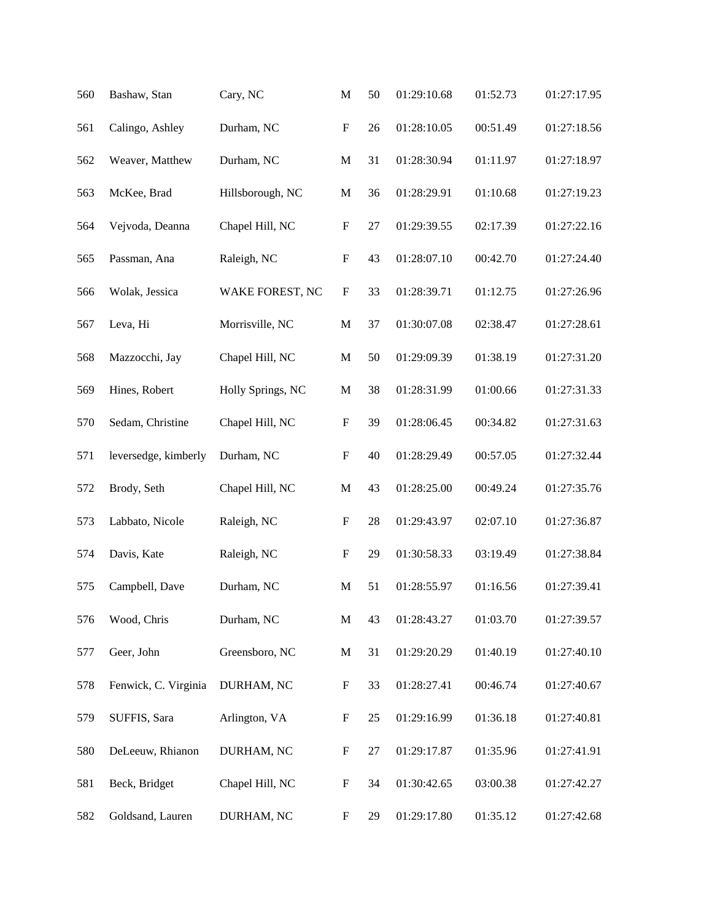| | | | | | | | |
|---|---|---|---|---|---|---|---|
| 560 | Bashaw, Stan | Cary, NC | M | 50 | 01:29:10.68 | 01:52.73 | 01:27:17.95 |
| 561 | Calingo, Ashley | Durham, NC | F | 26 | 01:28:10.05 | 00:51.49 | 01:27:18.56 |
| 562 | Weaver, Matthew | Durham, NC | M | 31 | 01:28:30.94 | 01:11.97 | 01:27:18.97 |
| 563 | McKee, Brad | Hillsborough, NC | M | 36 | 01:28:29.91 | 01:10.68 | 01:27:19.23 |
| 564 | Vejvoda, Deanna | Chapel Hill, NC | F | 27 | 01:29:39.55 | 02:17.39 | 01:27:22.16 |
| 565 | Passman, Ana | Raleigh, NC | F | 43 | 01:28:07.10 | 00:42.70 | 01:27:24.40 |
| 566 | Wolak, Jessica | WAKE FOREST, NC | F | 33 | 01:28:39.71 | 01:12.75 | 01:27:26.96 |
| 567 | Leva, Hi | Morrisville, NC | M | 37 | 01:30:07.08 | 02:38.47 | 01:27:28.61 |
| 568 | Mazzocchi, Jay | Chapel Hill, NC | M | 50 | 01:29:09.39 | 01:38.19 | 01:27:31.20 |
| 569 | Hines, Robert | Holly Springs, NC | M | 38 | 01:28:31.99 | 01:00.66 | 01:27:31.33 |
| 570 | Sedam, Christine | Chapel Hill, NC | F | 39 | 01:28:06.45 | 00:34.82 | 01:27:31.63 |
| 571 | leversedge, kimberly | Durham, NC | F | 40 | 01:28:29.49 | 00:57.05 | 01:27:32.44 |
| 572 | Brody, Seth | Chapel Hill, NC | M | 43 | 01:28:25.00 | 00:49.24 | 01:27:35.76 |
| 573 | Labbato, Nicole | Raleigh, NC | F | 28 | 01:29:43.97 | 02:07.10 | 01:27:36.87 |
| 574 | Davis, Kate | Raleigh, NC | F | 29 | 01:30:58.33 | 03:19.49 | 01:27:38.84 |
| 575 | Campbell, Dave | Durham, NC | M | 51 | 01:28:55.97 | 01:16.56 | 01:27:39.41 |
| 576 | Wood, Chris | Durham, NC | M | 43 | 01:28:43.27 | 01:03.70 | 01:27:39.57 |
| 577 | Geer, John | Greensboro, NC | M | 31 | 01:29:20.29 | 01:40.19 | 01:27:40.10 |
| 578 | Fenwick, C. Virginia | DURHAM, NC | F | 33 | 01:28:27.41 | 00:46.74 | 01:27:40.67 |
| 579 | SUFFIS, Sara | Arlington, VA | F | 25 | 01:29:16.99 | 01:36.18 | 01:27:40.81 |
| 580 | DeLeeuw, Rhianon | DURHAM, NC | F | 27 | 01:29:17.87 | 01:35.96 | 01:27:41.91 |
| 581 | Beck, Bridget | Chapel Hill, NC | F | 34 | 01:30:42.65 | 03:00.38 | 01:27:42.27 |
| 582 | Goldsand, Lauren | DURHAM, NC | F | 29 | 01:29:17.80 | 01:35.12 | 01:27:42.68 |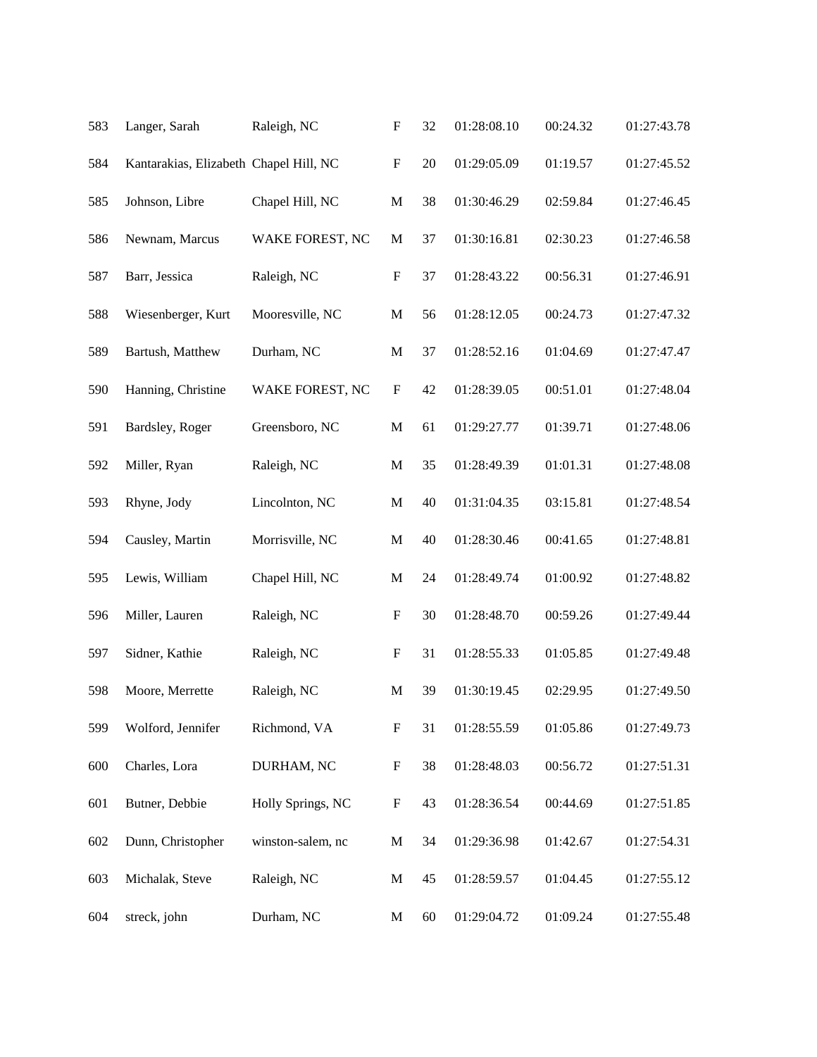| | | | | | | | |
|---|---|---|---|---|---|---|---|
| 583 | Langer, Sarah | Raleigh, NC | F | 32 | 01:28:08.10 | 00:24.32 | 01:27:43.78 |
| 584 | Kantarakias, Elizabeth | Chapel Hill, NC | F | 20 | 01:29:05.09 | 01:19.57 | 01:27:45.52 |
| 585 | Johnson, Libre | Chapel Hill, NC | M | 38 | 01:30:46.29 | 02:59.84 | 01:27:46.45 |
| 586 | Newnam, Marcus | WAKE FOREST, NC | M | 37 | 01:30:16.81 | 02:30.23 | 01:27:46.58 |
| 587 | Barr, Jessica | Raleigh, NC | F | 37 | 01:28:43.22 | 00:56.31 | 01:27:46.91 |
| 588 | Wiesenberger, Kurt | Mooresville, NC | M | 56 | 01:28:12.05 | 00:24.73 | 01:27:47.32 |
| 589 | Bartush, Matthew | Durham, NC | M | 37 | 01:28:52.16 | 01:04.69 | 01:27:47.47 |
| 590 | Hanning, Christine | WAKE FOREST, NC | F | 42 | 01:28:39.05 | 00:51.01 | 01:27:48.04 |
| 591 | Bardsley, Roger | Greensboro, NC | M | 61 | 01:29:27.77 | 01:39.71 | 01:27:48.06 |
| 592 | Miller, Ryan | Raleigh, NC | M | 35 | 01:28:49.39 | 01:01.31 | 01:27:48.08 |
| 593 | Rhyne, Jody | Lincolnton, NC | M | 40 | 01:31:04.35 | 03:15.81 | 01:27:48.54 |
| 594 | Causley, Martin | Morrisville, NC | M | 40 | 01:28:30.46 | 00:41.65 | 01:27:48.81 |
| 595 | Lewis, William | Chapel Hill, NC | M | 24 | 01:28:49.74 | 01:00.92 | 01:27:48.82 |
| 596 | Miller, Lauren | Raleigh, NC | F | 30 | 01:28:48.70 | 00:59.26 | 01:27:49.44 |
| 597 | Sidner, Kathie | Raleigh, NC | F | 31 | 01:28:55.33 | 01:05.85 | 01:27:49.48 |
| 598 | Moore, Merrette | Raleigh, NC | M | 39 | 01:30:19.45 | 02:29.95 | 01:27:49.50 |
| 599 | Wolford, Jennifer | Richmond, VA | F | 31 | 01:28:55.59 | 01:05.86 | 01:27:49.73 |
| 600 | Charles, Lora | DURHAM, NC | F | 38 | 01:28:48.03 | 00:56.72 | 01:27:51.31 |
| 601 | Butner, Debbie | Holly Springs, NC | F | 43 | 01:28:36.54 | 00:44.69 | 01:27:51.85 |
| 602 | Dunn, Christopher | winston-salem, nc | M | 34 | 01:29:36.98 | 01:42.67 | 01:27:54.31 |
| 603 | Michalak, Steve | Raleigh, NC | M | 45 | 01:28:59.57 | 01:04.45 | 01:27:55.12 |
| 604 | streck, john | Durham, NC | M | 60 | 01:29:04.72 | 01:09.24 | 01:27:55.48 |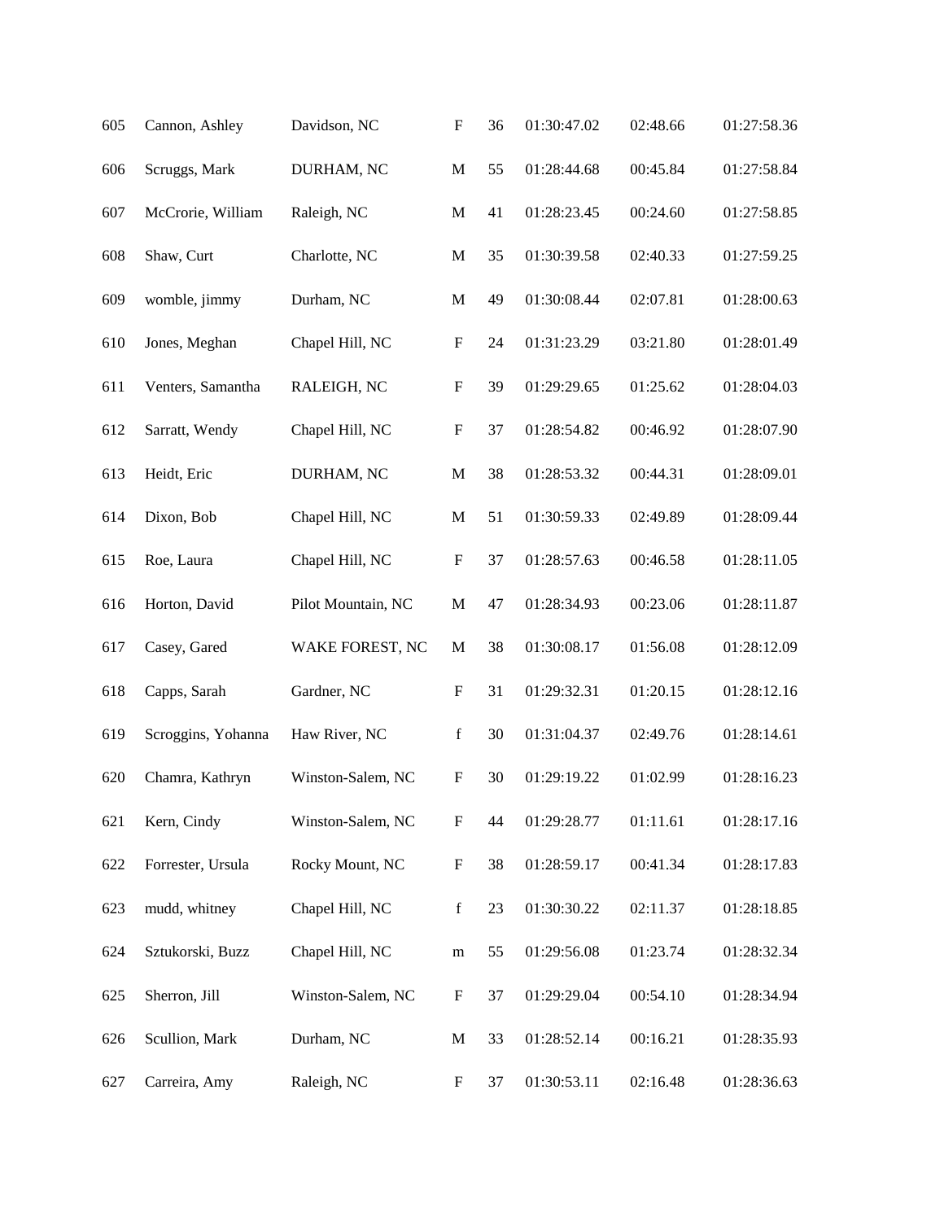| | | | | | | | |
|---|---|---|---|---|---|---|---|
| 605 | Cannon, Ashley | Davidson, NC | F | 36 | 01:30:47.02 | 02:48.66 | 01:27:58.36 |
| 606 | Scruggs, Mark | DURHAM, NC | M | 55 | 01:28:44.68 | 00:45.84 | 01:27:58.84 |
| 607 | McCrorie, William | Raleigh, NC | M | 41 | 01:28:23.45 | 00:24.60 | 01:27:58.85 |
| 608 | Shaw, Curt | Charlotte, NC | M | 35 | 01:30:39.58 | 02:40.33 | 01:27:59.25 |
| 609 | womble, jimmy | Durham, NC | M | 49 | 01:30:08.44 | 02:07.81 | 01:28:00.63 |
| 610 | Jones, Meghan | Chapel Hill, NC | F | 24 | 01:31:23.29 | 03:21.80 | 01:28:01.49 |
| 611 | Venters, Samantha | RALEIGH, NC | F | 39 | 01:29:29.65 | 01:25.62 | 01:28:04.03 |
| 612 | Sarratt, Wendy | Chapel Hill, NC | F | 37 | 01:28:54.82 | 00:46.92 | 01:28:07.90 |
| 613 | Heidt, Eric | DURHAM, NC | M | 38 | 01:28:53.32 | 00:44.31 | 01:28:09.01 |
| 614 | Dixon, Bob | Chapel Hill, NC | M | 51 | 01:30:59.33 | 02:49.89 | 01:28:09.44 |
| 615 | Roe, Laura | Chapel Hill, NC | F | 37 | 01:28:57.63 | 00:46.58 | 01:28:11.05 |
| 616 | Horton, David | Pilot Mountain, NC | M | 47 | 01:28:34.93 | 00:23.06 | 01:28:11.87 |
| 617 | Casey, Gared | WAKE FOREST, NC | M | 38 | 01:30:08.17 | 01:56.08 | 01:28:12.09 |
| 618 | Capps, Sarah | Gardner, NC | F | 31 | 01:29:32.31 | 01:20.15 | 01:28:12.16 |
| 619 | Scroggins, Yohanna | Haw River, NC | f | 30 | 01:31:04.37 | 02:49.76 | 01:28:14.61 |
| 620 | Chamra, Kathryn | Winston-Salem, NC | F | 30 | 01:29:19.22 | 01:02.99 | 01:28:16.23 |
| 621 | Kern, Cindy | Winston-Salem, NC | F | 44 | 01:29:28.77 | 01:11.61 | 01:28:17.16 |
| 622 | Forrester, Ursula | Rocky Mount, NC | F | 38 | 01:28:59.17 | 00:41.34 | 01:28:17.83 |
| 623 | mudd, whitney | Chapel Hill, NC | f | 23 | 01:30:30.22 | 02:11.37 | 01:28:18.85 |
| 624 | Sztukorski, Buzz | Chapel Hill, NC | m | 55 | 01:29:56.08 | 01:23.74 | 01:28:32.34 |
| 625 | Sherron, Jill | Winston-Salem, NC | F | 37 | 01:29:29.04 | 00:54.10 | 01:28:34.94 |
| 626 | Scullion, Mark | Durham, NC | M | 33 | 01:28:52.14 | 00:16.21 | 01:28:35.93 |
| 627 | Carreira, Amy | Raleigh, NC | F | 37 | 01:30:53.11 | 02:16.48 | 01:28:36.63 |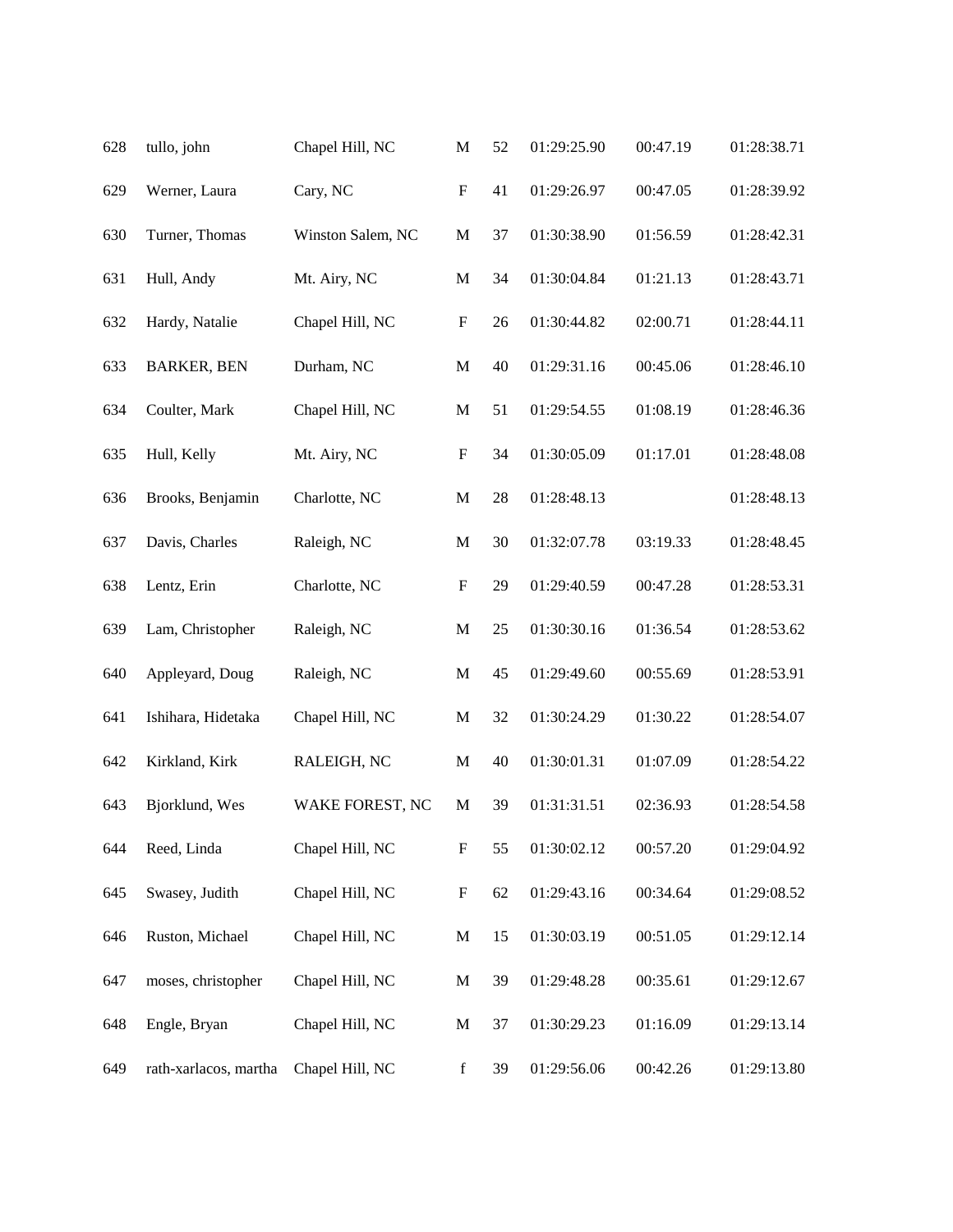| | | | | | | | |
|---|---|---|---|---|---|---|---|
| 628 | tullo, john | Chapel Hill, NC | M | 52 | 01:29:25.90 | 00:47.19 | 01:28:38.71 |
| 629 | Werner, Laura | Cary, NC | F | 41 | 01:29:26.97 | 00:47.05 | 01:28:39.92 |
| 630 | Turner, Thomas | Winston Salem, NC | M | 37 | 01:30:38.90 | 01:56.59 | 01:28:42.31 |
| 631 | Hull, Andy | Mt. Airy, NC | M | 34 | 01:30:04.84 | 01:21.13 | 01:28:43.71 |
| 632 | Hardy, Natalie | Chapel Hill, NC | F | 26 | 01:30:44.82 | 02:00.71 | 01:28:44.11 |
| 633 | BARKER, BEN | Durham, NC | M | 40 | 01:29:31.16 | 00:45.06 | 01:28:46.10 |
| 634 | Coulter, Mark | Chapel Hill, NC | M | 51 | 01:29:54.55 | 01:08.19 | 01:28:46.36 |
| 635 | Hull, Kelly | Mt. Airy, NC | F | 34 | 01:30:05.09 | 01:17.01 | 01:28:48.08 |
| 636 | Brooks, Benjamin | Charlotte, NC | M | 28 | 01:28:48.13 | | 01:28:48.13 |
| 637 | Davis, Charles | Raleigh, NC | M | 30 | 01:32:07.78 | 03:19.33 | 01:28:48.45 |
| 638 | Lentz, Erin | Charlotte, NC | F | 29 | 01:29:40.59 | 00:47.28 | 01:28:53.31 |
| 639 | Lam, Christopher | Raleigh, NC | M | 25 | 01:30:30.16 | 01:36.54 | 01:28:53.62 |
| 640 | Appleyard, Doug | Raleigh, NC | M | 45 | 01:29:49.60 | 00:55.69 | 01:28:53.91 |
| 641 | Ishihara, Hidetaka | Chapel Hill, NC | M | 32 | 01:30:24.29 | 01:30.22 | 01:28:54.07 |
| 642 | Kirkland, Kirk | RALEIGH, NC | M | 40 | 01:30:01.31 | 01:07.09 | 01:28:54.22 |
| 643 | Bjorklund, Wes | WAKE FOREST, NC | M | 39 | 01:31:31.51 | 02:36.93 | 01:28:54.58 |
| 644 | Reed, Linda | Chapel Hill, NC | F | 55 | 01:30:02.12 | 00:57.20 | 01:29:04.92 |
| 645 | Swasey, Judith | Chapel Hill, NC | F | 62 | 01:29:43.16 | 00:34.64 | 01:29:08.52 |
| 646 | Ruston, Michael | Chapel Hill, NC | M | 15 | 01:30:03.19 | 00:51.05 | 01:29:12.14 |
| 647 | moses, christopher | Chapel Hill, NC | M | 39 | 01:29:48.28 | 00:35.61 | 01:29:12.67 |
| 648 | Engle, Bryan | Chapel Hill, NC | M | 37 | 01:30:29.23 | 01:16.09 | 01:29:13.14 |
| 649 | rath-xarlacos, martha | Chapel Hill, NC | f | 39 | 01:29:56.06 | 00:42.26 | 01:29:13.80 |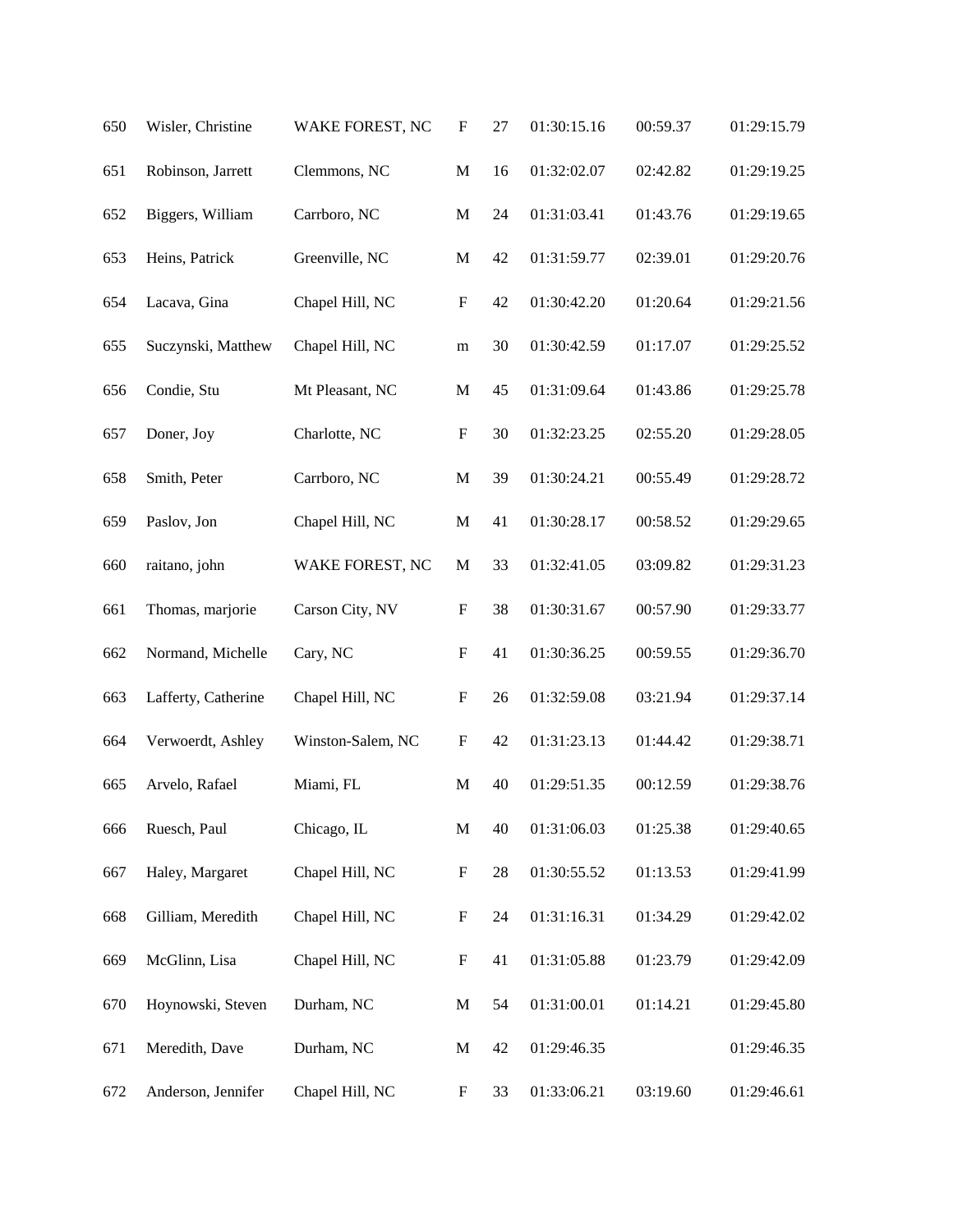| | | | | | | | |
|---|---|---|---|---|---|---|---|
| 650 | Wisler, Christine | WAKE FOREST, NC | F | 27 | 01:30:15.16 | 00:59.37 | 01:29:15.79 |
| 651 | Robinson, Jarrett | Clemmons, NC | M | 16 | 01:32:02.07 | 02:42.82 | 01:29:19.25 |
| 652 | Biggers, William | Carrboro, NC | M | 24 | 01:31:03.41 | 01:43.76 | 01:29:19.65 |
| 653 | Heins, Patrick | Greenville, NC | M | 42 | 01:31:59.77 | 02:39.01 | 01:29:20.76 |
| 654 | Lacava, Gina | Chapel Hill, NC | F | 42 | 01:30:42.20 | 01:20.64 | 01:29:21.56 |
| 655 | Suczynski, Matthew | Chapel Hill, NC | m | 30 | 01:30:42.59 | 01:17.07 | 01:29:25.52 |
| 656 | Condie, Stu | Mt Pleasant, NC | M | 45 | 01:31:09.64 | 01:43.86 | 01:29:25.78 |
| 657 | Doner, Joy | Charlotte, NC | F | 30 | 01:32:23.25 | 02:55.20 | 01:29:28.05 |
| 658 | Smith, Peter | Carrboro, NC | M | 39 | 01:30:24.21 | 00:55.49 | 01:29:28.72 |
| 659 | Paslov, Jon | Chapel Hill, NC | M | 41 | 01:30:28.17 | 00:58.52 | 01:29:29.65 |
| 660 | raitano, john | WAKE FOREST, NC | M | 33 | 01:32:41.05 | 03:09.82 | 01:29:31.23 |
| 661 | Thomas, marjorie | Carson City, NV | F | 38 | 01:30:31.67 | 00:57.90 | 01:29:33.77 |
| 662 | Normand, Michelle | Cary, NC | F | 41 | 01:30:36.25 | 00:59.55 | 01:29:36.70 |
| 663 | Lafferty, Catherine | Chapel Hill, NC | F | 26 | 01:32:59.08 | 03:21.94 | 01:29:37.14 |
| 664 | Verwoerdt, Ashley | Winston-Salem, NC | F | 42 | 01:31:23.13 | 01:44.42 | 01:29:38.71 |
| 665 | Arvelo, Rafael | Miami, FL | M | 40 | 01:29:51.35 | 00:12.59 | 01:29:38.76 |
| 666 | Ruesch, Paul | Chicago, IL | M | 40 | 01:31:06.03 | 01:25.38 | 01:29:40.65 |
| 667 | Haley, Margaret | Chapel Hill, NC | F | 28 | 01:30:55.52 | 01:13.53 | 01:29:41.99 |
| 668 | Gilliam, Meredith | Chapel Hill, NC | F | 24 | 01:31:16.31 | 01:34.29 | 01:29:42.02 |
| 669 | McGlinn, Lisa | Chapel Hill, NC | F | 41 | 01:31:05.88 | 01:23.79 | 01:29:42.09 |
| 670 | Hoynowski, Steven | Durham, NC | M | 54 | 01:31:00.01 | 01:14.21 | 01:29:45.80 |
| 671 | Meredith, Dave | Durham, NC | M | 42 | 01:29:46.35 | | 01:29:46.35 |
| 672 | Anderson, Jennifer | Chapel Hill, NC | F | 33 | 01:33:06.21 | 03:19.60 | 01:29:46.61 |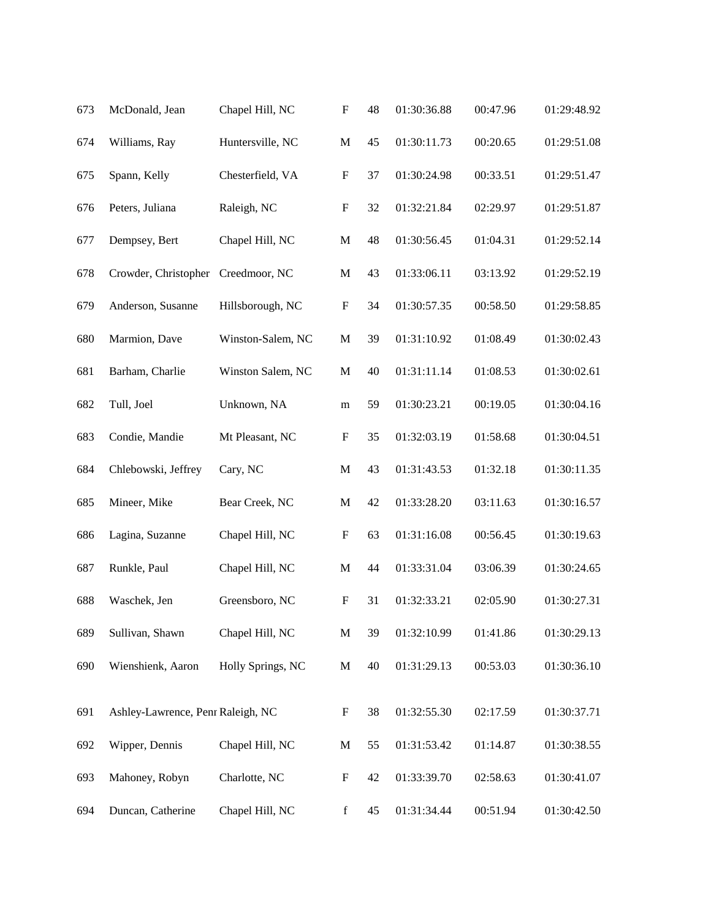| | | | | | | | |
|---|---|---|---|---|---|---|---|
| 673 | McDonald, Jean | Chapel Hill, NC | F | 48 | 01:30:36.88 | 00:47.96 | 01:29:48.92 |
| 674 | Williams, Ray | Huntersville, NC | M | 45 | 01:30:11.73 | 00:20.65 | 01:29:51.08 |
| 675 | Spann, Kelly | Chesterfield, VA | F | 37 | 01:30:24.98 | 00:33.51 | 01:29:51.47 |
| 676 | Peters, Juliana | Raleigh, NC | F | 32 | 01:32:21.84 | 02:29.97 | 01:29:51.87 |
| 677 | Dempsey, Bert | Chapel Hill, NC | M | 48 | 01:30:56.45 | 01:04.31 | 01:29:52.14 |
| 678 | Crowder, Christopher | Creedmoor, NC | M | 43 | 01:33:06.11 | 03:13.92 | 01:29:52.19 |
| 679 | Anderson, Susanne | Hillsborough, NC | F | 34 | 01:30:57.35 | 00:58.50 | 01:29:58.85 |
| 680 | Marmion, Dave | Winston-Salem, NC | M | 39 | 01:31:10.92 | 01:08.49 | 01:30:02.43 |
| 681 | Barham, Charlie | Winston Salem, NC | M | 40 | 01:31:11.14 | 01:08.53 | 01:30:02.61 |
| 682 | Tull, Joel | Unknown, NA | m | 59 | 01:30:23.21 | 00:19.05 | 01:30:04.16 |
| 683 | Condie, Mandie | Mt Pleasant, NC | F | 35 | 01:32:03.19 | 01:58.68 | 01:30:04.51 |
| 684 | Chlebowski, Jeffrey | Cary, NC | M | 43 | 01:31:43.53 | 01:32.18 | 01:30:11.35 |
| 685 | Mineer, Mike | Bear Creek, NC | M | 42 | 01:33:28.20 | 03:11.63 | 01:30:16.57 |
| 686 | Lagina, Suzanne | Chapel Hill, NC | F | 63 | 01:31:16.08 | 00:56.45 | 01:30:19.63 |
| 687 | Runkle, Paul | Chapel Hill, NC | M | 44 | 01:33:31.04 | 03:06.39 | 01:30:24.65 |
| 688 | Waschek, Jen | Greensboro, NC | F | 31 | 01:32:33.21 | 02:05.90 | 01:30:27.31 |
| 689 | Sullivan, Shawn | Chapel Hill, NC | M | 39 | 01:32:10.99 | 01:41.86 | 01:30:29.13 |
| 690 | Wienshienk, Aaron | Holly Springs, NC | M | 40 | 01:31:29.13 | 00:53.03 | 01:30:36.10 |
| 691 | Ashley-Lawrence, Penr | Raleigh, NC | F | 38 | 01:32:55.30 | 02:17.59 | 01:30:37.71 |
| 692 | Wipper, Dennis | Chapel Hill, NC | M | 55 | 01:31:53.42 | 01:14.87 | 01:30:38.55 |
| 693 | Mahoney, Robyn | Charlotte, NC | F | 42 | 01:33:39.70 | 02:58.63 | 01:30:41.07 |
| 694 | Duncan, Catherine | Chapel Hill, NC | f | 45 | 01:31:34.44 | 00:51.94 | 01:30:42.50 |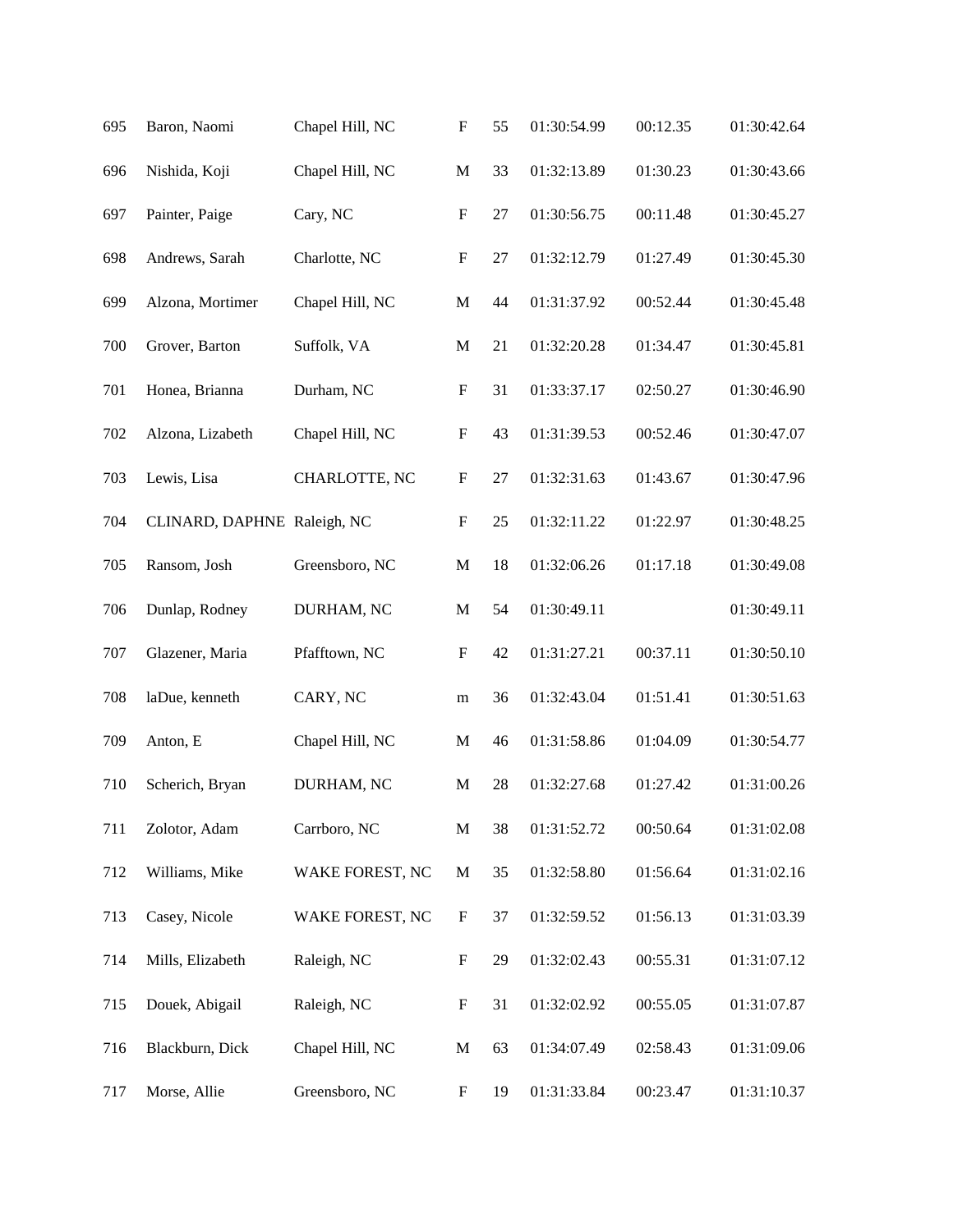| | | | | | | | |
|---|---|---|---|---|---|---|---|
| 695 | Baron, Naomi | Chapel Hill, NC | F | 55 | 01:30:54.99 | 00:12.35 | 01:30:42.64 |
| 696 | Nishida, Koji | Chapel Hill, NC | M | 33 | 01:32:13.89 | 01:30.23 | 01:30:43.66 |
| 697 | Painter, Paige | Cary, NC | F | 27 | 01:30:56.75 | 00:11.48 | 01:30:45.27 |
| 698 | Andrews, Sarah | Charlotte, NC | F | 27 | 01:32:12.79 | 01:27.49 | 01:30:45.30 |
| 699 | Alzona, Mortimer | Chapel Hill, NC | M | 44 | 01:31:37.92 | 00:52.44 | 01:30:45.48 |
| 700 | Grover, Barton | Suffolk, VA | M | 21 | 01:32:20.28 | 01:34.47 | 01:30:45.81 |
| 701 | Honea, Brianna | Durham, NC | F | 31 | 01:33:37.17 | 02:50.27 | 01:30:46.90 |
| 702 | Alzona, Lizabeth | Chapel Hill, NC | F | 43 | 01:31:39.53 | 00:52.46 | 01:30:47.07 |
| 703 | Lewis, Lisa | CHARLOTTE, NC | F | 27 | 01:32:31.63 | 01:43.67 | 01:30:47.96 |
| 704 | CLINARD, DAPHNE | Raleigh, NC | F | 25 | 01:32:11.22 | 01:22.97 | 01:30:48.25 |
| 705 | Ransom, Josh | Greensboro, NC | M | 18 | 01:32:06.26 | 01:17.18 | 01:30:49.08 |
| 706 | Dunlap, Rodney | DURHAM, NC | M | 54 | 01:30:49.11 | | 01:30:49.11 |
| 707 | Glazener, Maria | Pfafftown, NC | F | 42 | 01:31:27.21 | 00:37.11 | 01:30:50.10 |
| 708 | laDue, kenneth | CARY, NC | m | 36 | 01:32:43.04 | 01:51.41 | 01:30:51.63 |
| 709 | Anton, E | Chapel Hill, NC | M | 46 | 01:31:58.86 | 01:04.09 | 01:30:54.77 |
| 710 | Scherich, Bryan | DURHAM, NC | M | 28 | 01:32:27.68 | 01:27.42 | 01:31:00.26 |
| 711 | Zolotor, Adam | Carrboro, NC | M | 38 | 01:31:52.72 | 00:50.64 | 01:31:02.08 |
| 712 | Williams, Mike | WAKE FOREST, NC | M | 35 | 01:32:58.80 | 01:56.64 | 01:31:02.16 |
| 713 | Casey, Nicole | WAKE FOREST, NC | F | 37 | 01:32:59.52 | 01:56.13 | 01:31:03.39 |
| 714 | Mills, Elizabeth | Raleigh, NC | F | 29 | 01:32:02.43 | 00:55.31 | 01:31:07.12 |
| 715 | Douek, Abigail | Raleigh, NC | F | 31 | 01:32:02.92 | 00:55.05 | 01:31:07.87 |
| 716 | Blackburn, Dick | Chapel Hill, NC | M | 63 | 01:34:07.49 | 02:58.43 | 01:31:09.06 |
| 717 | Morse, Allie | Greensboro, NC | F | 19 | 01:31:33.84 | 00:23.47 | 01:31:10.37 |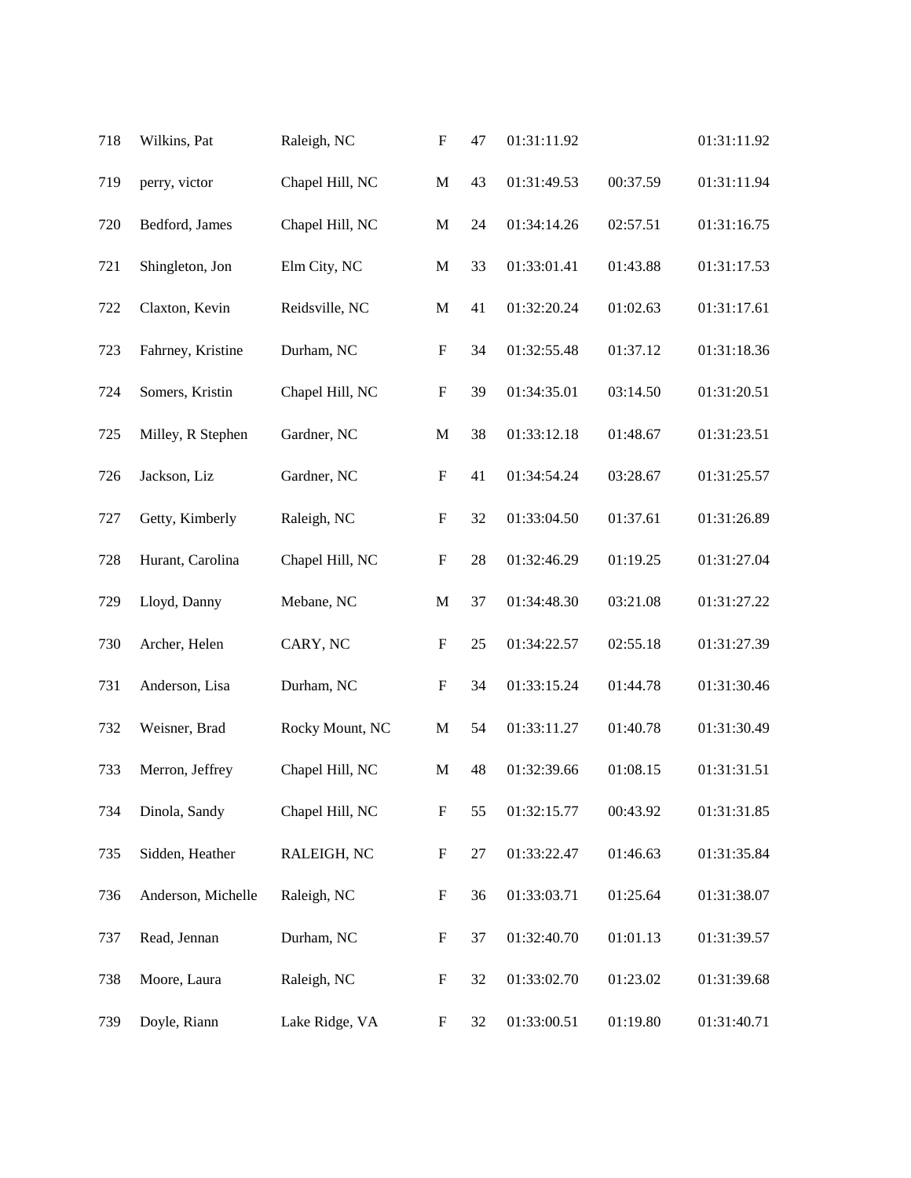| | | | | | | | |
|---|---|---|---|---|---|---|---|
| 718 | Wilkins, Pat | Raleigh, NC | F | 47 | 01:31:11.92 | | 01:31:11.92 |
| 719 | perry, victor | Chapel Hill, NC | M | 43 | 01:31:49.53 | 00:37.59 | 01:31:11.94 |
| 720 | Bedford, James | Chapel Hill, NC | M | 24 | 01:34:14.26 | 02:57.51 | 01:31:16.75 |
| 721 | Shingleton, Jon | Elm City, NC | M | 33 | 01:33:01.41 | 01:43.88 | 01:31:17.53 |
| 722 | Claxton, Kevin | Reidsville, NC | M | 41 | 01:32:20.24 | 01:02.63 | 01:31:17.61 |
| 723 | Fahrney, Kristine | Durham, NC | F | 34 | 01:32:55.48 | 01:37.12 | 01:31:18.36 |
| 724 | Somers, Kristin | Chapel Hill, NC | F | 39 | 01:34:35.01 | 03:14.50 | 01:31:20.51 |
| 725 | Milley, R Stephen | Gardner, NC | M | 38 | 01:33:12.18 | 01:48.67 | 01:31:23.51 |
| 726 | Jackson, Liz | Gardner, NC | F | 41 | 01:34:54.24 | 03:28.67 | 01:31:25.57 |
| 727 | Getty, Kimberly | Raleigh, NC | F | 32 | 01:33:04.50 | 01:37.61 | 01:31:26.89 |
| 728 | Hurant, Carolina | Chapel Hill, NC | F | 28 | 01:32:46.29 | 01:19.25 | 01:31:27.04 |
| 729 | Lloyd, Danny | Mebane, NC | M | 37 | 01:34:48.30 | 03:21.08 | 01:31:27.22 |
| 730 | Archer, Helen | CARY, NC | F | 25 | 01:34:22.57 | 02:55.18 | 01:31:27.39 |
| 731 | Anderson, Lisa | Durham, NC | F | 34 | 01:33:15.24 | 01:44.78 | 01:31:30.46 |
| 732 | Weisner, Brad | Rocky Mount, NC | M | 54 | 01:33:11.27 | 01:40.78 | 01:31:30.49 |
| 733 | Merron, Jeffrey | Chapel Hill, NC | M | 48 | 01:32:39.66 | 01:08.15 | 01:31:31.51 |
| 734 | Dinola, Sandy | Chapel Hill, NC | F | 55 | 01:32:15.77 | 00:43.92 | 01:31:31.85 |
| 735 | Sidden, Heather | RALEIGH, NC | F | 27 | 01:33:22.47 | 01:46.63 | 01:31:35.84 |
| 736 | Anderson, Michelle | Raleigh, NC | F | 36 | 01:33:03.71 | 01:25.64 | 01:31:38.07 |
| 737 | Read, Jennan | Durham, NC | F | 37 | 01:32:40.70 | 01:01.13 | 01:31:39.57 |
| 738 | Moore, Laura | Raleigh, NC | F | 32 | 01:33:02.70 | 01:23.02 | 01:31:39.68 |
| 739 | Doyle, Riann | Lake Ridge, VA | F | 32 | 01:33:00.51 | 01:19.80 | 01:31:40.71 |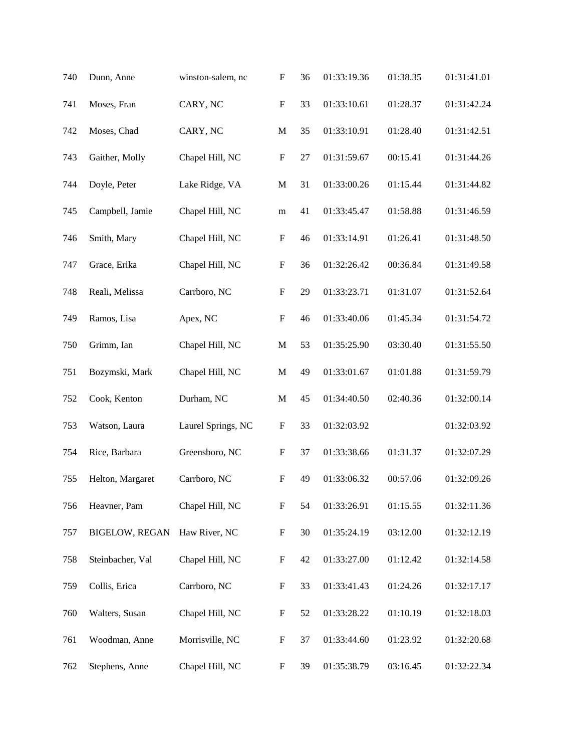| | | | | | | | |
|---|---|---|---|---|---|---|---|
| 740 | Dunn, Anne | winston-salem, nc | F | 36 | 01:33:19.36 | 01:38.35 | 01:31:41.01 |
| 741 | Moses, Fran | CARY, NC | F | 33 | 01:33:10.61 | 01:28.37 | 01:31:42.24 |
| 742 | Moses, Chad | CARY, NC | M | 35 | 01:33:10.91 | 01:28.40 | 01:31:42.51 |
| 743 | Gaither, Molly | Chapel Hill, NC | F | 27 | 01:31:59.67 | 00:15.41 | 01:31:44.26 |
| 744 | Doyle, Peter | Lake Ridge, VA | M | 31 | 01:33:00.26 | 01:15.44 | 01:31:44.82 |
| 745 | Campbell, Jamie | Chapel Hill, NC | m | 41 | 01:33:45.47 | 01:58.88 | 01:31:46.59 |
| 746 | Smith, Mary | Chapel Hill, NC | F | 46 | 01:33:14.91 | 01:26.41 | 01:31:48.50 |
| 747 | Grace, Erika | Chapel Hill, NC | F | 36 | 01:32:26.42 | 00:36.84 | 01:31:49.58 |
| 748 | Reali, Melissa | Carrboro, NC | F | 29 | 01:33:23.71 | 01:31.07 | 01:31:52.64 |
| 749 | Ramos, Lisa | Apex, NC | F | 46 | 01:33:40.06 | 01:45.34 | 01:31:54.72 |
| 750 | Grimm, Ian | Chapel Hill, NC | M | 53 | 01:35:25.90 | 03:30.40 | 01:31:55.50 |
| 751 | Bozymski, Mark | Chapel Hill, NC | M | 49 | 01:33:01.67 | 01:01.88 | 01:31:59.79 |
| 752 | Cook, Kenton | Durham, NC | M | 45 | 01:34:40.50 | 02:40.36 | 01:32:00.14 |
| 753 | Watson, Laura | Laurel Springs, NC | F | 33 | 01:32:03.92 | | 01:32:03.92 |
| 754 | Rice, Barbara | Greensboro, NC | F | 37 | 01:33:38.66 | 01:31.37 | 01:32:07.29 |
| 755 | Helton, Margaret | Carrboro, NC | F | 49 | 01:33:06.32 | 00:57.06 | 01:32:09.26 |
| 756 | Heavner, Pam | Chapel Hill, NC | F | 54 | 01:33:26.91 | 01:15.55 | 01:32:11.36 |
| 757 | BIGELOW, REGAN | Haw River, NC | F | 30 | 01:35:24.19 | 03:12.00 | 01:32:12.19 |
| 758 | Steinbacher, Val | Chapel Hill, NC | F | 42 | 01:33:27.00 | 01:12.42 | 01:32:14.58 |
| 759 | Collis, Erica | Carrboro, NC | F | 33 | 01:33:41.43 | 01:24.26 | 01:32:17.17 |
| 760 | Walters, Susan | Chapel Hill, NC | F | 52 | 01:33:28.22 | 01:10.19 | 01:32:18.03 |
| 761 | Woodman, Anne | Morrisville, NC | F | 37 | 01:33:44.60 | 01:23.92 | 01:32:20.68 |
| 762 | Stephens, Anne | Chapel Hill, NC | F | 39 | 01:35:38.79 | 03:16.45 | 01:32:22.34 |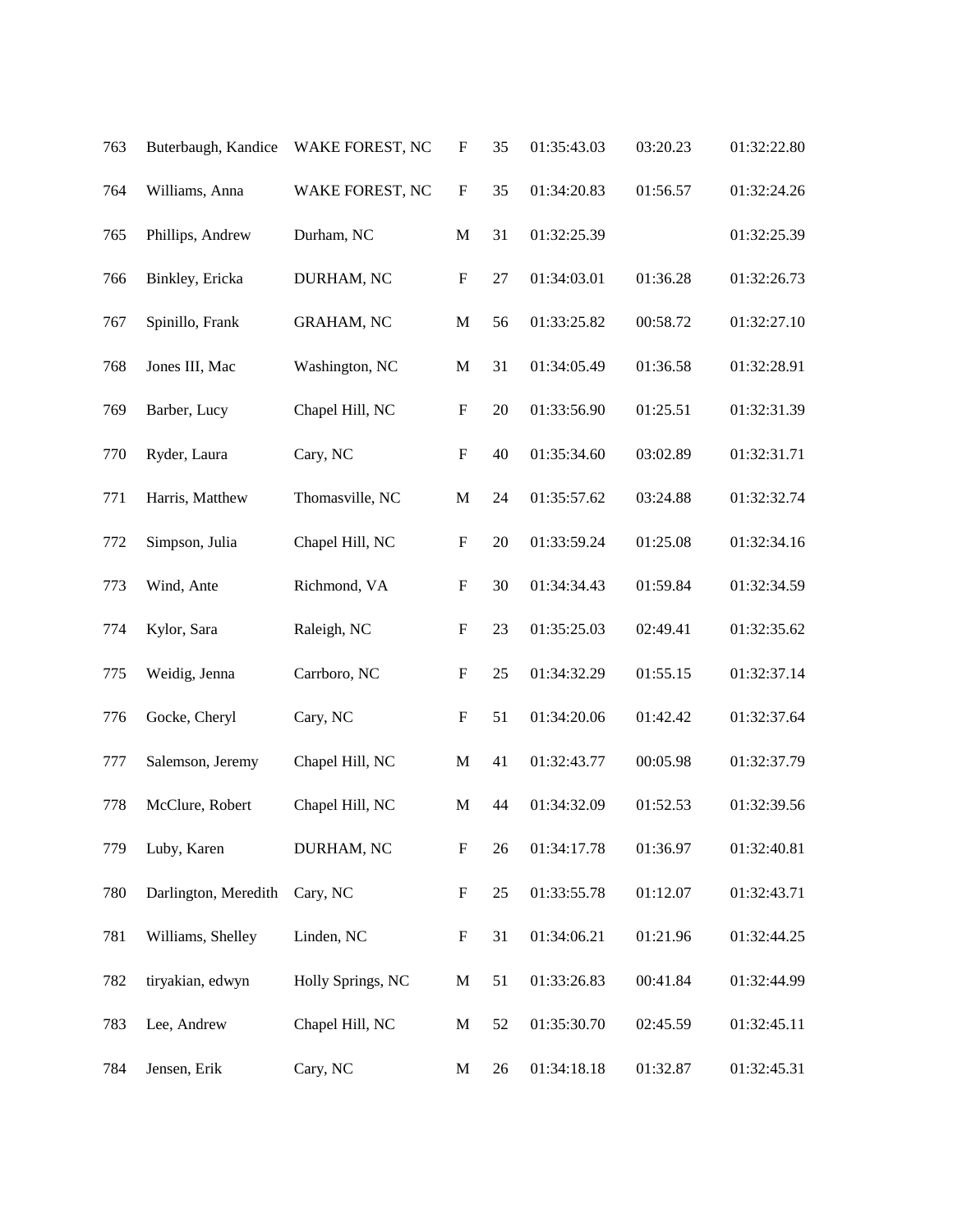| | | | | | | | |
|---|---|---|---|---|---|---|---|
| 763 | Buterbaugh, Kandice | WAKE FOREST, NC | F | 35 | 01:35:43.03 | 03:20.23 | 01:32:22.80 |
| 764 | Williams, Anna | WAKE FOREST, NC | F | 35 | 01:34:20.83 | 01:56.57 | 01:32:24.26 |
| 765 | Phillips, Andrew | Durham, NC | M | 31 | 01:32:25.39 | | 01:32:25.39 |
| 766 | Binkley, Ericka | DURHAM, NC | F | 27 | 01:34:03.01 | 01:36.28 | 01:32:26.73 |
| 767 | Spinillo, Frank | GRAHAM, NC | M | 56 | 01:33:25.82 | 00:58.72 | 01:32:27.10 |
| 768 | Jones III, Mac | Washington, NC | M | 31 | 01:34:05.49 | 01:36.58 | 01:32:28.91 |
| 769 | Barber, Lucy | Chapel Hill, NC | F | 20 | 01:33:56.90 | 01:25.51 | 01:32:31.39 |
| 770 | Ryder, Laura | Cary, NC | F | 40 | 01:35:34.60 | 03:02.89 | 01:32:31.71 |
| 771 | Harris, Matthew | Thomasville, NC | M | 24 | 01:35:57.62 | 03:24.88 | 01:32:32.74 |
| 772 | Simpson, Julia | Chapel Hill, NC | F | 20 | 01:33:59.24 | 01:25.08 | 01:32:34.16 |
| 773 | Wind, Ante | Richmond, VA | F | 30 | 01:34:34.43 | 01:59.84 | 01:32:34.59 |
| 774 | Kylor, Sara | Raleigh, NC | F | 23 | 01:35:25.03 | 02:49.41 | 01:32:35.62 |
| 775 | Weidig, Jenna | Carrboro, NC | F | 25 | 01:34:32.29 | 01:55.15 | 01:32:37.14 |
| 776 | Gocke, Cheryl | Cary, NC | F | 51 | 01:34:20.06 | 01:42.42 | 01:32:37.64 |
| 777 | Salemson, Jeremy | Chapel Hill, NC | M | 41 | 01:32:43.77 | 00:05.98 | 01:32:37.79 |
| 778 | McClure, Robert | Chapel Hill, NC | M | 44 | 01:34:32.09 | 01:52.53 | 01:32:39.56 |
| 779 | Luby, Karen | DURHAM, NC | F | 26 | 01:34:17.78 | 01:36.97 | 01:32:40.81 |
| 780 | Darlington, Meredith | Cary, NC | F | 25 | 01:33:55.78 | 01:12.07 | 01:32:43.71 |
| 781 | Williams, Shelley | Linden, NC | F | 31 | 01:34:06.21 | 01:21.96 | 01:32:44.25 |
| 782 | tiryakian, edwyn | Holly Springs, NC | M | 51 | 01:33:26.83 | 00:41.84 | 01:32:44.99 |
| 783 | Lee, Andrew | Chapel Hill, NC | M | 52 | 01:35:30.70 | 02:45.59 | 01:32:45.11 |
| 784 | Jensen, Erik | Cary, NC | M | 26 | 01:34:18.18 | 01:32.87 | 01:32:45.31 |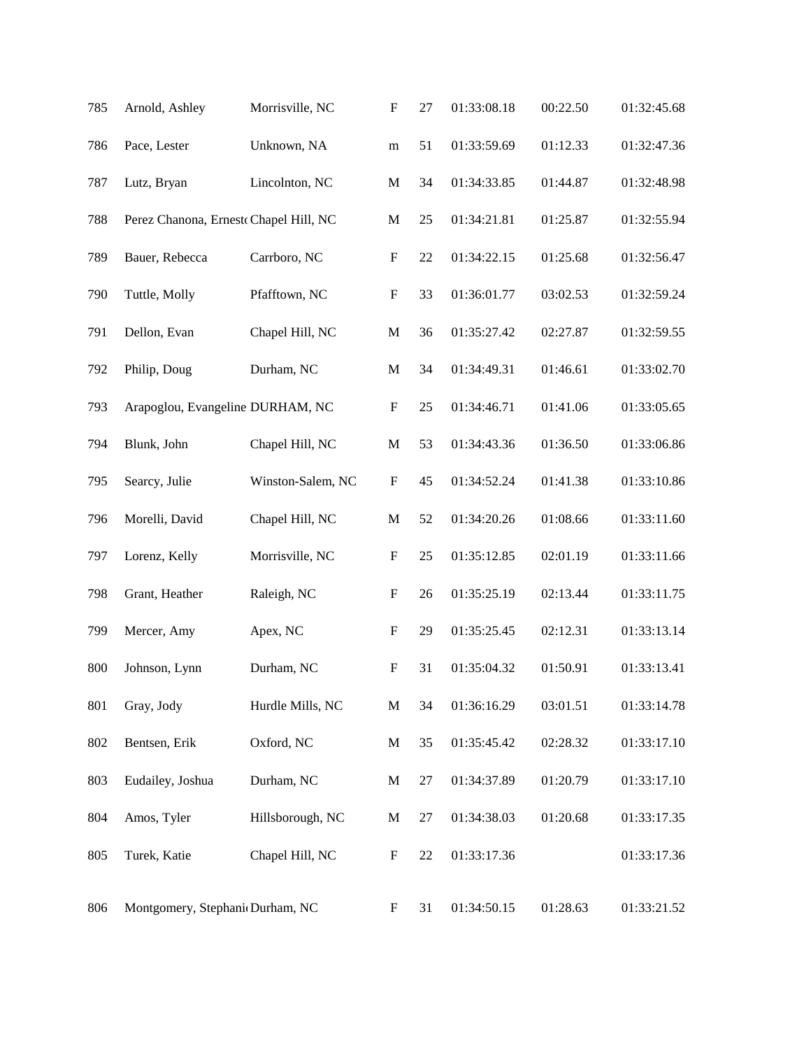| | | | | | | | |
|---|---|---|---|---|---|---|---|
| 785 | Arnold, Ashley | Morrisville, NC | F | 27 | 01:33:08.18 | 00:22.50 | 01:32:45.68 |
| 786 | Pace, Lester | Unknown, NA | m | 51 | 01:33:59.69 | 01:12.33 | 01:32:47.36 |
| 787 | Lutz, Bryan | Lincolnton, NC | M | 34 | 01:34:33.85 | 01:44.87 | 01:32:48.98 |
| 788 | Perez Chanona, Ernesto | Chapel Hill, NC | M | 25 | 01:34:21.81 | 01:25.87 | 01:32:55.94 |
| 789 | Bauer, Rebecca | Carrboro, NC | F | 22 | 01:34:22.15 | 01:25.68 | 01:32:56.47 |
| 790 | Tuttle, Molly | Pfafftown, NC | F | 33 | 01:36:01.77 | 03:02.53 | 01:32:59.24 |
| 791 | Dellon, Evan | Chapel Hill, NC | M | 36 | 01:35:27.42 | 02:27.87 | 01:32:59.55 |
| 792 | Philip, Doug | Durham, NC | M | 34 | 01:34:49.31 | 01:46.61 | 01:33:02.70 |
| 793 | Arapoglou, Evangeline | DURHAM, NC | F | 25 | 01:34:46.71 | 01:41.06 | 01:33:05.65 |
| 794 | Blunk, John | Chapel Hill, NC | M | 53 | 01:34:43.36 | 01:36.50 | 01:33:06.86 |
| 795 | Searcy, Julie | Winston-Salem, NC | F | 45 | 01:34:52.24 | 01:41.38 | 01:33:10.86 |
| 796 | Morelli, David | Chapel Hill, NC | M | 52 | 01:34:20.26 | 01:08.66 | 01:33:11.60 |
| 797 | Lorenz, Kelly | Morrisville, NC | F | 25 | 01:35:12.85 | 02:01.19 | 01:33:11.66 |
| 798 | Grant, Heather | Raleigh, NC | F | 26 | 01:35:25.19 | 02:13.44 | 01:33:11.75 |
| 799 | Mercer, Amy | Apex, NC | F | 29 | 01:35:25.45 | 02:12.31 | 01:33:13.14 |
| 800 | Johnson, Lynn | Durham, NC | F | 31 | 01:35:04.32 | 01:50.91 | 01:33:13.41 |
| 801 | Gray, Jody | Hurdle Mills, NC | M | 34 | 01:36:16.29 | 03:01.51 | 01:33:14.78 |
| 802 | Bentsen, Erik | Oxford, NC | M | 35 | 01:35:45.42 | 02:28.32 | 01:33:17.10 |
| 803 | Eudailey, Joshua | Durham, NC | M | 27 | 01:34:37.89 | 01:20.79 | 01:33:17.10 |
| 804 | Amos, Tyler | Hillsborough, NC | M | 27 | 01:34:38.03 | 01:20.68 | 01:33:17.35 |
| 805 | Turek, Katie | Chapel Hill, NC | F | 22 | 01:33:17.36 | | 01:33:17.36 |
| 806 | Montgomery, Stephanie | Durham, NC | F | 31 | 01:34:50.15 | 01:28.63 | 01:33:21.52 |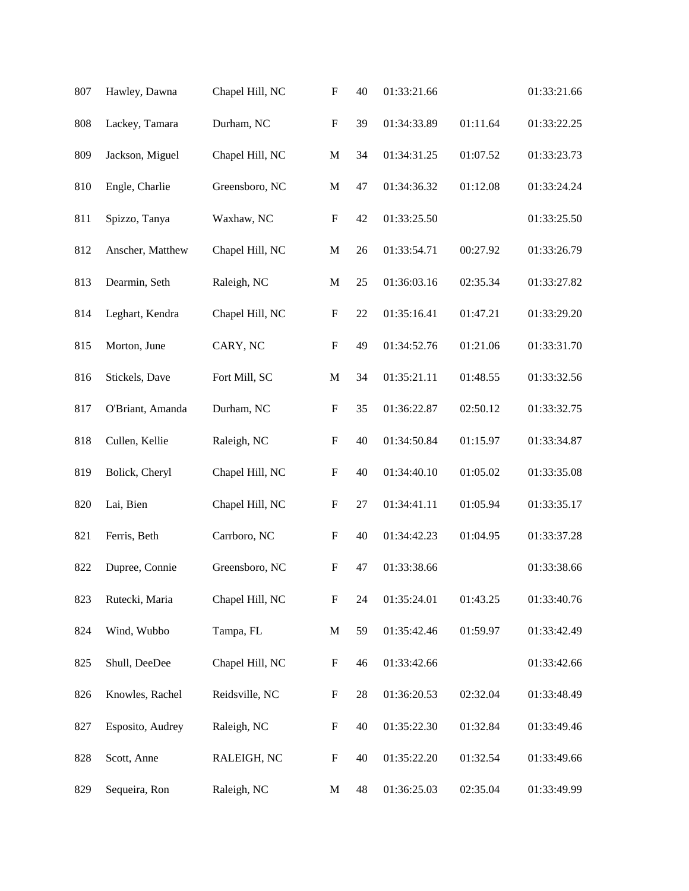| | | | | | | | |
|---|---|---|---|---|---|---|---|
| 807 | Hawley, Dawna | Chapel Hill, NC | F | 40 | 01:33:21.66 | | 01:33:21.66 |
| 808 | Lackey, Tamara | Durham, NC | F | 39 | 01:34:33.89 | 01:11.64 | 01:33:22.25 |
| 809 | Jackson, Miguel | Chapel Hill, NC | M | 34 | 01:34:31.25 | 01:07.52 | 01:33:23.73 |
| 810 | Engle, Charlie | Greensboro, NC | M | 47 | 01:34:36.32 | 01:12.08 | 01:33:24.24 |
| 811 | Spizzo, Tanya | Waxhaw, NC | F | 42 | 01:33:25.50 | | 01:33:25.50 |
| 812 | Anscher, Matthew | Chapel Hill, NC | M | 26 | 01:33:54.71 | 00:27.92 | 01:33:26.79 |
| 813 | Dearmin, Seth | Raleigh, NC | M | 25 | 01:36:03.16 | 02:35.34 | 01:33:27.82 |
| 814 | Leghart, Kendra | Chapel Hill, NC | F | 22 | 01:35:16.41 | 01:47.21 | 01:33:29.20 |
| 815 | Morton, June | CARY, NC | F | 49 | 01:34:52.76 | 01:21.06 | 01:33:31.70 |
| 816 | Stickels, Dave | Fort Mill, SC | M | 34 | 01:35:21.11 | 01:48.55 | 01:33:32.56 |
| 817 | O'Briant, Amanda | Durham, NC | F | 35 | 01:36:22.87 | 02:50.12 | 01:33:32.75 |
| 818 | Cullen, Kellie | Raleigh, NC | F | 40 | 01:34:50.84 | 01:15.97 | 01:33:34.87 |
| 819 | Bolick, Cheryl | Chapel Hill, NC | F | 40 | 01:34:40.10 | 01:05.02 | 01:33:35.08 |
| 820 | Lai, Bien | Chapel Hill, NC | F | 27 | 01:34:41.11 | 01:05.94 | 01:33:35.17 |
| 821 | Ferris, Beth | Carrboro, NC | F | 40 | 01:34:42.23 | 01:04.95 | 01:33:37.28 |
| 822 | Dupree, Connie | Greensboro, NC | F | 47 | 01:33:38.66 | | 01:33:38.66 |
| 823 | Rutecki, Maria | Chapel Hill, NC | F | 24 | 01:35:24.01 | 01:43.25 | 01:33:40.76 |
| 824 | Wind, Wubbo | Tampa, FL | M | 59 | 01:35:42.46 | 01:59.97 | 01:33:42.49 |
| 825 | Shull, DeeDee | Chapel Hill, NC | F | 46 | 01:33:42.66 | | 01:33:42.66 |
| 826 | Knowles, Rachel | Reidsville, NC | F | 28 | 01:36:20.53 | 02:32.04 | 01:33:48.49 |
| 827 | Esposito, Audrey | Raleigh, NC | F | 40 | 01:35:22.30 | 01:32.84 | 01:33:49.46 |
| 828 | Scott, Anne | RALEIGH, NC | F | 40 | 01:35:22.20 | 01:32.54 | 01:33:49.66 |
| 829 | Sequeira, Ron | Raleigh, NC | M | 48 | 01:36:25.03 | 02:35.04 | 01:33:49.99 |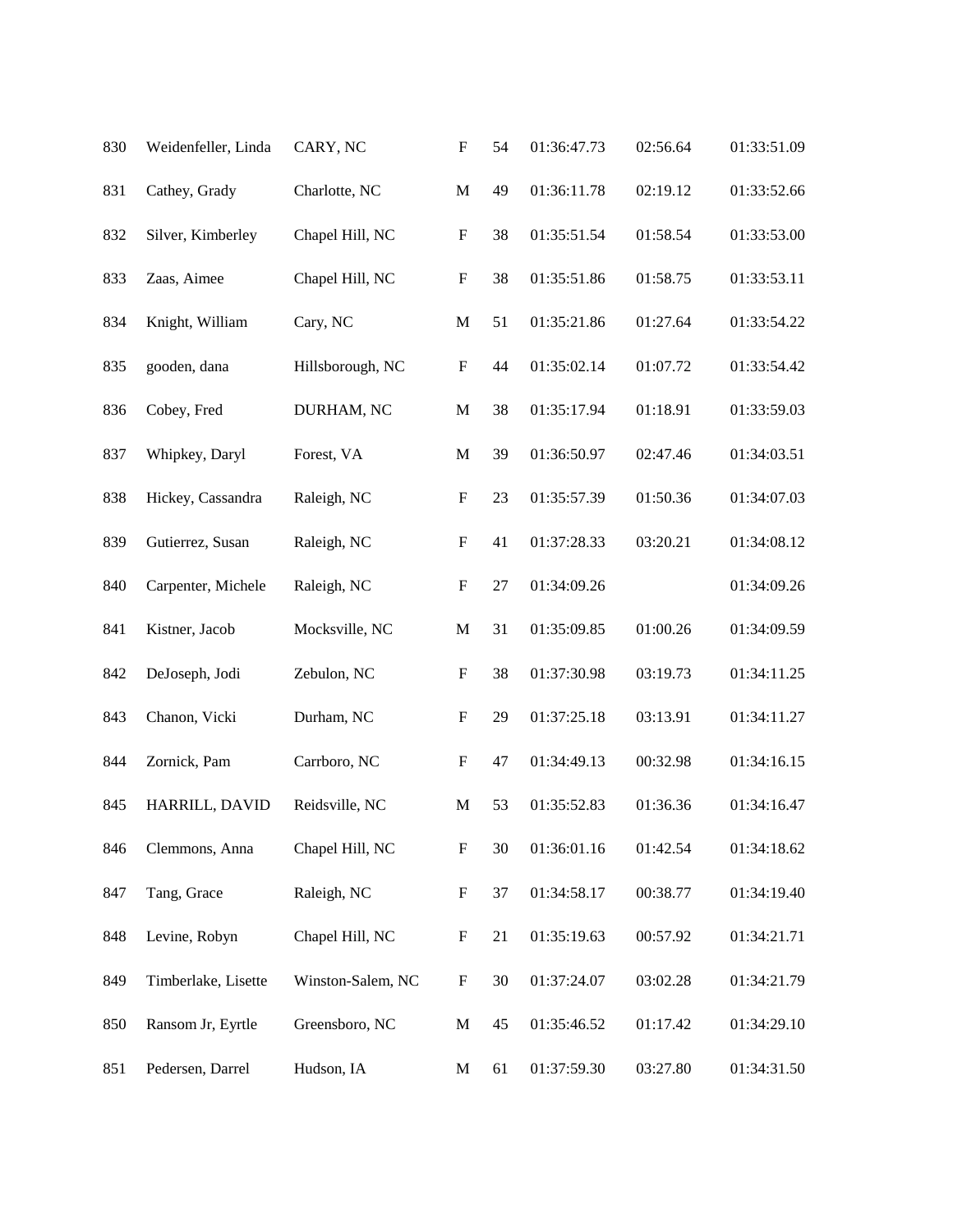| | | | | | | | |
|---|---|---|---|---|---|---|---|
| 830 | Weidenfeller, Linda | CARY, NC | F | 54 | 01:36:47.73 | 02:56.64 | 01:33:51.09 |
| 831 | Cathey, Grady | Charlotte, NC | M | 49 | 01:36:11.78 | 02:19.12 | 01:33:52.66 |
| 832 | Silver, Kimberley | Chapel Hill, NC | F | 38 | 01:35:51.54 | 01:58.54 | 01:33:53.00 |
| 833 | Zaas, Aimee | Chapel Hill, NC | F | 38 | 01:35:51.86 | 01:58.75 | 01:33:53.11 |
| 834 | Knight, William | Cary, NC | M | 51 | 01:35:21.86 | 01:27.64 | 01:33:54.22 |
| 835 | gooden, dana | Hillsborough, NC | F | 44 | 01:35:02.14 | 01:07.72 | 01:33:54.42 |
| 836 | Cobey, Fred | DURHAM, NC | M | 38 | 01:35:17.94 | 01:18.91 | 01:33:59.03 |
| 837 | Whipkey, Daryl | Forest, VA | M | 39 | 01:36:50.97 | 02:47.46 | 01:34:03.51 |
| 838 | Hickey, Cassandra | Raleigh, NC | F | 23 | 01:35:57.39 | 01:50.36 | 01:34:07.03 |
| 839 | Gutierrez, Susan | Raleigh, NC | F | 41 | 01:37:28.33 | 03:20.21 | 01:34:08.12 |
| 840 | Carpenter, Michele | Raleigh, NC | F | 27 | 01:34:09.26 | | 01:34:09.26 |
| 841 | Kistner, Jacob | Mocksville, NC | M | 31 | 01:35:09.85 | 01:00.26 | 01:34:09.59 |
| 842 | DeJoseph, Jodi | Zebulon, NC | F | 38 | 01:37:30.98 | 03:19.73 | 01:34:11.25 |
| 843 | Chanon, Vicki | Durham, NC | F | 29 | 01:37:25.18 | 03:13.91 | 01:34:11.27 |
| 844 | Zornick, Pam | Carrboro, NC | F | 47 | 01:34:49.13 | 00:32.98 | 01:34:16.15 |
| 845 | HARRILL, DAVID | Reidsville, NC | M | 53 | 01:35:52.83 | 01:36.36 | 01:34:16.47 |
| 846 | Clemmons, Anna | Chapel Hill, NC | F | 30 | 01:36:01.16 | 01:42.54 | 01:34:18.62 |
| 847 | Tang, Grace | Raleigh, NC | F | 37 | 01:34:58.17 | 00:38.77 | 01:34:19.40 |
| 848 | Levine, Robyn | Chapel Hill, NC | F | 21 | 01:35:19.63 | 00:57.92 | 01:34:21.71 |
| 849 | Timberlake, Lisette | Winston-Salem, NC | F | 30 | 01:37:24.07 | 03:02.28 | 01:34:21.79 |
| 850 | Ransom Jr, Eyrtle | Greensboro, NC | M | 45 | 01:35:46.52 | 01:17.42 | 01:34:29.10 |
| 851 | Pedersen, Darrel | Hudson, IA | M | 61 | 01:37:59.30 | 03:27.80 | 01:34:31.50 |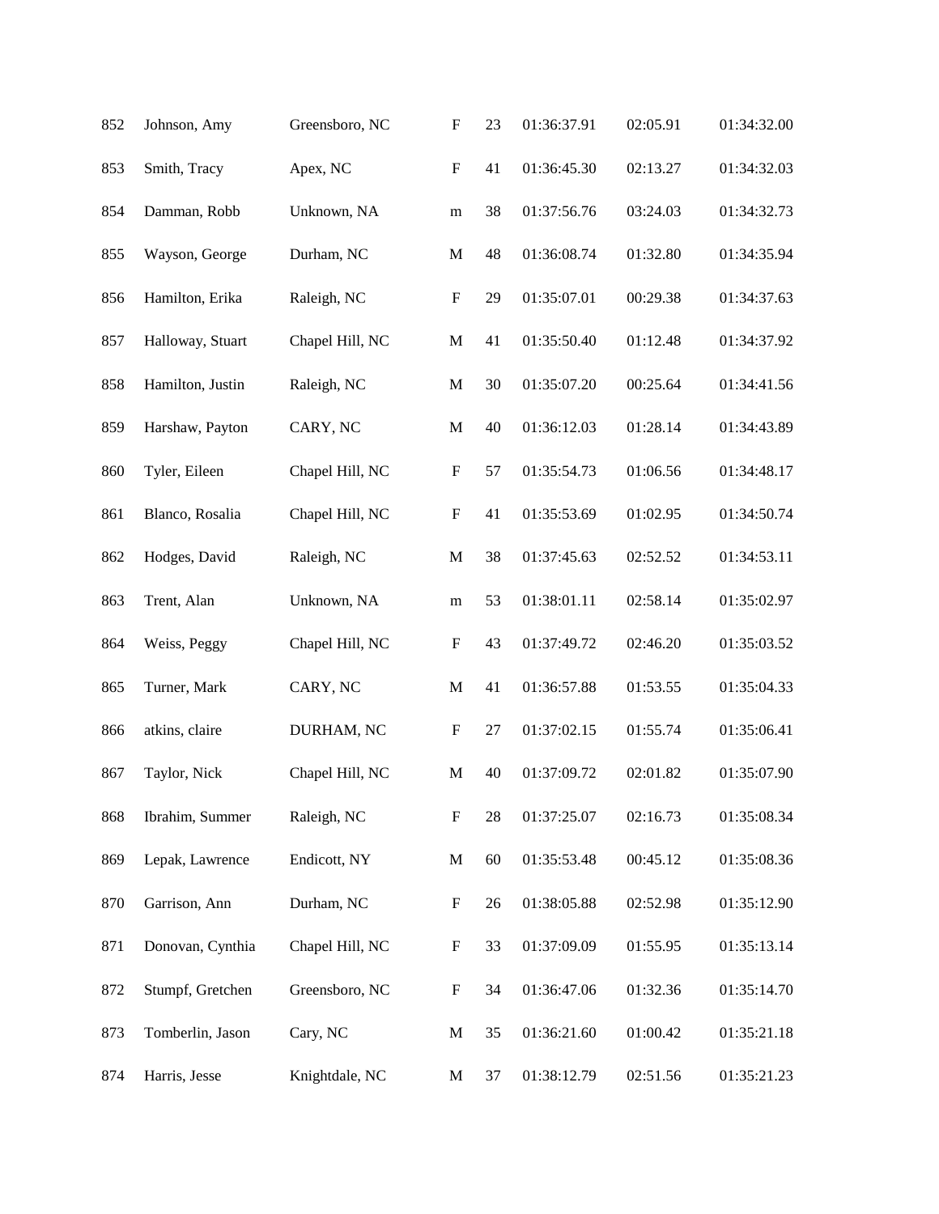| | | | | | | | |
|---|---|---|---|---|---|---|---|
| 852 | Johnson, Amy | Greensboro, NC | F | 23 | 01:36:37.91 | 02:05.91 | 01:34:32.00 |
| 853 | Smith, Tracy | Apex, NC | F | 41 | 01:36:45.30 | 02:13.27 | 01:34:32.03 |
| 854 | Damman, Robb | Unknown, NA | m | 38 | 01:37:56.76 | 03:24.03 | 01:34:32.73 |
| 855 | Wayson, George | Durham, NC | M | 48 | 01:36:08.74 | 01:32.80 | 01:34:35.94 |
| 856 | Hamilton, Erika | Raleigh, NC | F | 29 | 01:35:07.01 | 00:29.38 | 01:34:37.63 |
| 857 | Halloway, Stuart | Chapel Hill, NC | M | 41 | 01:35:50.40 | 01:12.48 | 01:34:37.92 |
| 858 | Hamilton, Justin | Raleigh, NC | M | 30 | 01:35:07.20 | 00:25.64 | 01:34:41.56 |
| 859 | Harshaw, Payton | CARY, NC | M | 40 | 01:36:12.03 | 01:28.14 | 01:34:43.89 |
| 860 | Tyler, Eileen | Chapel Hill, NC | F | 57 | 01:35:54.73 | 01:06.56 | 01:34:48.17 |
| 861 | Blanco, Rosalia | Chapel Hill, NC | F | 41 | 01:35:53.69 | 01:02.95 | 01:34:50.74 |
| 862 | Hodges, David | Raleigh, NC | M | 38 | 01:37:45.63 | 02:52.52 | 01:34:53.11 |
| 863 | Trent, Alan | Unknown, NA | m | 53 | 01:38:01.11 | 02:58.14 | 01:35:02.97 |
| 864 | Weiss, Peggy | Chapel Hill, NC | F | 43 | 01:37:49.72 | 02:46.20 | 01:35:03.52 |
| 865 | Turner, Mark | CARY, NC | M | 41 | 01:36:57.88 | 01:53.55 | 01:35:04.33 |
| 866 | atkins, claire | DURHAM, NC | F | 27 | 01:37:02.15 | 01:55.74 | 01:35:06.41 |
| 867 | Taylor, Nick | Chapel Hill, NC | M | 40 | 01:37:09.72 | 02:01.82 | 01:35:07.90 |
| 868 | Ibrahim, Summer | Raleigh, NC | F | 28 | 01:37:25.07 | 02:16.73 | 01:35:08.34 |
| 869 | Lepak, Lawrence | Endicott, NY | M | 60 | 01:35:53.48 | 00:45.12 | 01:35:08.36 |
| 870 | Garrison, Ann | Durham, NC | F | 26 | 01:38:05.88 | 02:52.98 | 01:35:12.90 |
| 871 | Donovan, Cynthia | Chapel Hill, NC | F | 33 | 01:37:09.09 | 01:55.95 | 01:35:13.14 |
| 872 | Stumpf, Gretchen | Greensboro, NC | F | 34 | 01:36:47.06 | 01:32.36 | 01:35:14.70 |
| 873 | Tomberlin, Jason | Cary, NC | M | 35 | 01:36:21.60 | 01:00.42 | 01:35:21.18 |
| 874 | Harris, Jesse | Knightdale, NC | M | 37 | 01:38:12.79 | 02:51.56 | 01:35:21.23 |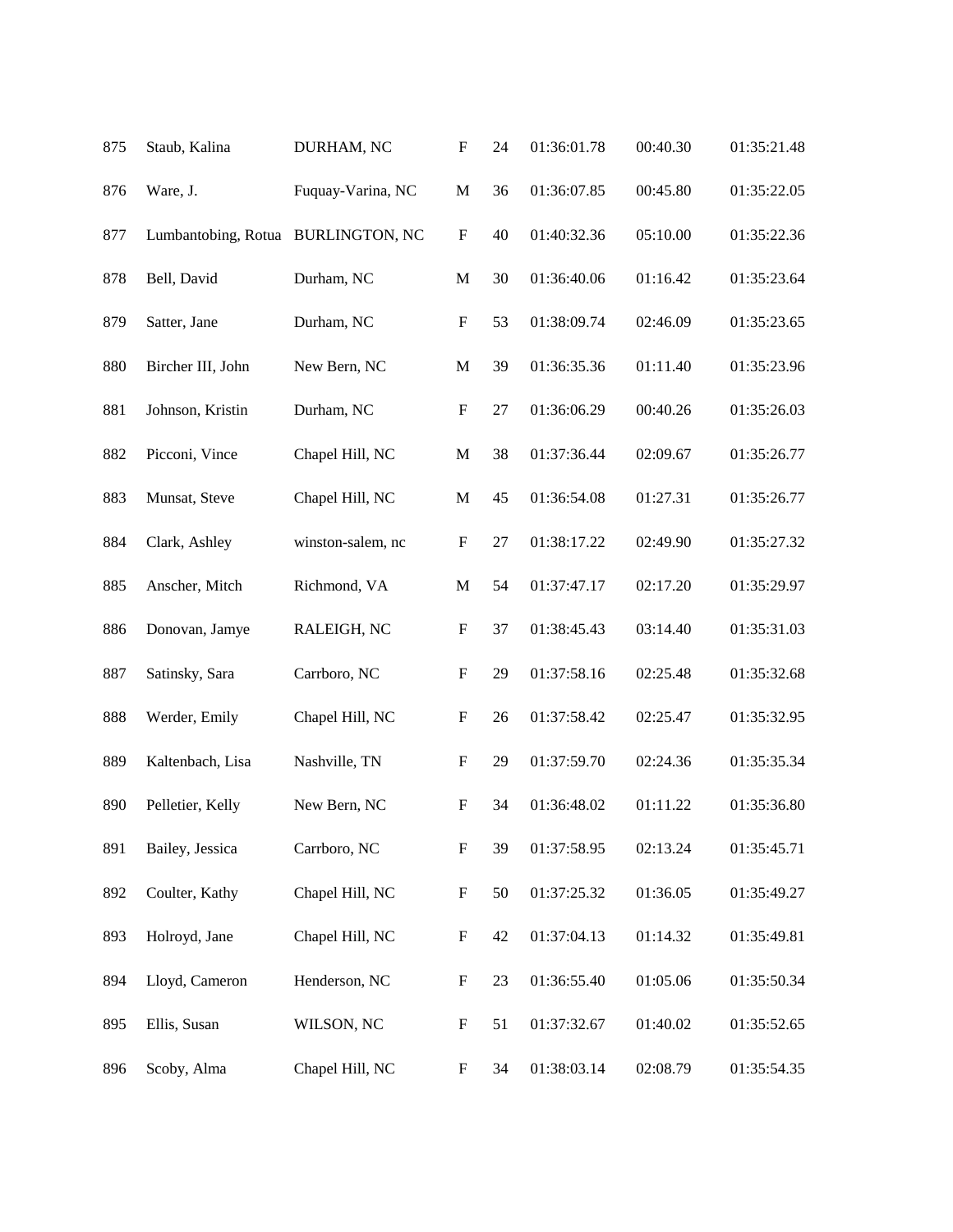| | | | | | | | |
|---|---|---|---|---|---|---|---|
| 875 | Staub, Kalina | DURHAM, NC | F | 24 | 01:36:01.78 | 00:40.30 | 01:35:21.48 |
| 876 | Ware, J. | Fuquay-Varina, NC | M | 36 | 01:36:07.85 | 00:45.80 | 01:35:22.05 |
| 877 | Lumbantobing, Rotua | BURLINGTON, NC | F | 40 | 01:40:32.36 | 05:10.00 | 01:35:22.36 |
| 878 | Bell, David | Durham, NC | M | 30 | 01:36:40.06 | 01:16.42 | 01:35:23.64 |
| 879 | Satter, Jane | Durham, NC | F | 53 | 01:38:09.74 | 02:46.09 | 01:35:23.65 |
| 880 | Bircher III, John | New Bern, NC | M | 39 | 01:36:35.36 | 01:11.40 | 01:35:23.96 |
| 881 | Johnson, Kristin | Durham, NC | F | 27 | 01:36:06.29 | 00:40.26 | 01:35:26.03 |
| 882 | Picconi, Vince | Chapel Hill, NC | M | 38 | 01:37:36.44 | 02:09.67 | 01:35:26.77 |
| 883 | Munsat, Steve | Chapel Hill, NC | M | 45 | 01:36:54.08 | 01:27.31 | 01:35:26.77 |
| 884 | Clark, Ashley | winston-salem, nc | F | 27 | 01:38:17.22 | 02:49.90 | 01:35:27.32 |
| 885 | Anscher, Mitch | Richmond, VA | M | 54 | 01:37:47.17 | 02:17.20 | 01:35:29.97 |
| 886 | Donovan, Jamye | RALEIGH, NC | F | 37 | 01:38:45.43 | 03:14.40 | 01:35:31.03 |
| 887 | Satinsky, Sara | Carrboro, NC | F | 29 | 01:37:58.16 | 02:25.48 | 01:35:32.68 |
| 888 | Werder, Emily | Chapel Hill, NC | F | 26 | 01:37:58.42 | 02:25.47 | 01:35:32.95 |
| 889 | Kaltenbach, Lisa | Nashville, TN | F | 29 | 01:37:59.70 | 02:24.36 | 01:35:35.34 |
| 890 | Pelletier, Kelly | New Bern, NC | F | 34 | 01:36:48.02 | 01:11.22 | 01:35:36.80 |
| 891 | Bailey, Jessica | Carrboro, NC | F | 39 | 01:37:58.95 | 02:13.24 | 01:35:45.71 |
| 892 | Coulter, Kathy | Chapel Hill, NC | F | 50 | 01:37:25.32 | 01:36.05 | 01:35:49.27 |
| 893 | Holroyd, Jane | Chapel Hill, NC | F | 42 | 01:37:04.13 | 01:14.32 | 01:35:49.81 |
| 894 | Lloyd, Cameron | Henderson, NC | F | 23 | 01:36:55.40 | 01:05.06 | 01:35:50.34 |
| 895 | Ellis, Susan | WILSON, NC | F | 51 | 01:37:32.67 | 01:40.02 | 01:35:52.65 |
| 896 | Scoby, Alma | Chapel Hill, NC | F | 34 | 01:38:03.14 | 02:08.79 | 01:35:54.35 |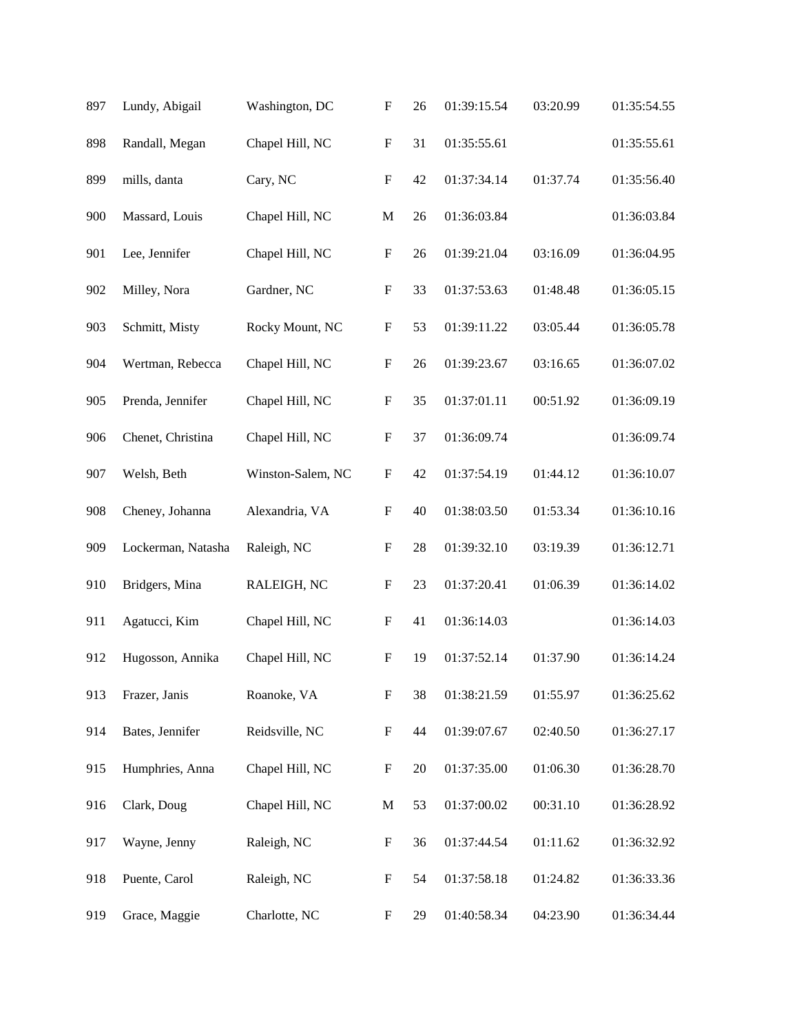| | | | | | | | |
|---|---|---|---|---|---|---|---|
| 897 | Lundy, Abigail | Washington, DC | F | 26 | 01:39:15.54 | 03:20.99 | 01:35:54.55 |
| 898 | Randall, Megan | Chapel Hill, NC | F | 31 | 01:35:55.61 | | 01:35:55.61 |
| 899 | mills, danta | Cary, NC | F | 42 | 01:37:34.14 | 01:37.74 | 01:35:56.40 |
| 900 | Massard, Louis | Chapel Hill, NC | M | 26 | 01:36:03.84 | | 01:36:03.84 |
| 901 | Lee, Jennifer | Chapel Hill, NC | F | 26 | 01:39:21.04 | 03:16.09 | 01:36:04.95 |
| 902 | Milley, Nora | Gardner, NC | F | 33 | 01:37:53.63 | 01:48.48 | 01:36:05.15 |
| 903 | Schmitt, Misty | Rocky Mount, NC | F | 53 | 01:39:11.22 | 03:05.44 | 01:36:05.78 |
| 904 | Wertman, Rebecca | Chapel Hill, NC | F | 26 | 01:39:23.67 | 03:16.65 | 01:36:07.02 |
| 905 | Prenda, Jennifer | Chapel Hill, NC | F | 35 | 01:37:01.11 | 00:51.92 | 01:36:09.19 |
| 906 | Chenet, Christina | Chapel Hill, NC | F | 37 | 01:36:09.74 | | 01:36:09.74 |
| 907 | Welsh, Beth | Winston-Salem, NC | F | 42 | 01:37:54.19 | 01:44.12 | 01:36:10.07 |
| 908 | Cheney, Johanna | Alexandria, VA | F | 40 | 01:38:03.50 | 01:53.34 | 01:36:10.16 |
| 909 | Lockerman, Natasha | Raleigh, NC | F | 28 | 01:39:32.10 | 03:19.39 | 01:36:12.71 |
| 910 | Bridgers, Mina | RALEIGH, NC | F | 23 | 01:37:20.41 | 01:06.39 | 01:36:14.02 |
| 911 | Agatucci, Kim | Chapel Hill, NC | F | 41 | 01:36:14.03 | | 01:36:14.03 |
| 912 | Hugosson, Annika | Chapel Hill, NC | F | 19 | 01:37:52.14 | 01:37.90 | 01:36:14.24 |
| 913 | Frazer, Janis | Roanoke, VA | F | 38 | 01:38:21.59 | 01:55.97 | 01:36:25.62 |
| 914 | Bates, Jennifer | Reidsville, NC | F | 44 | 01:39:07.67 | 02:40.50 | 01:36:27.17 |
| 915 | Humphries, Anna | Chapel Hill, NC | F | 20 | 01:37:35.00 | 01:06.30 | 01:36:28.70 |
| 916 | Clark, Doug | Chapel Hill, NC | M | 53 | 01:37:00.02 | 00:31.10 | 01:36:28.92 |
| 917 | Wayne, Jenny | Raleigh, NC | F | 36 | 01:37:44.54 | 01:11.62 | 01:36:32.92 |
| 918 | Puente, Carol | Raleigh, NC | F | 54 | 01:37:58.18 | 01:24.82 | 01:36:33.36 |
| 919 | Grace, Maggie | Charlotte, NC | F | 29 | 01:40:58.34 | 04:23.90 | 01:36:34.44 |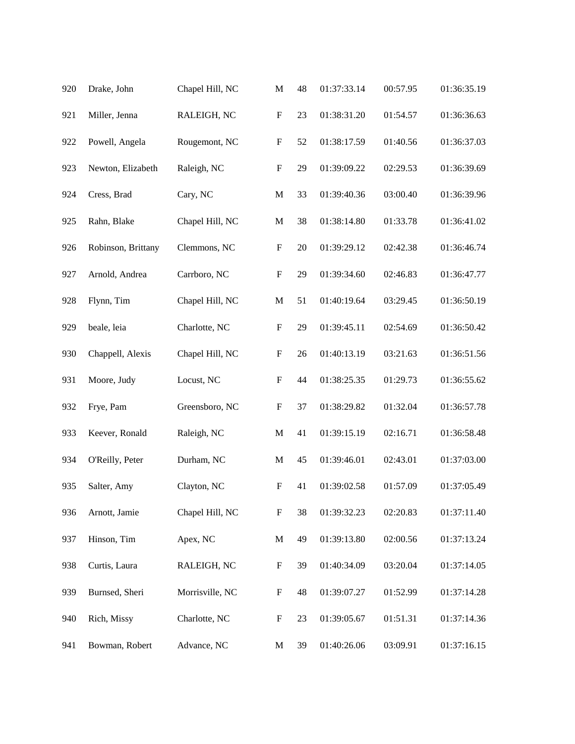| | | | | | | | |
|---|---|---|---|---|---|---|---|
| 920 | Drake, John | Chapel Hill, NC | M | 48 | 01:37:33.14 | 00:57.95 | 01:36:35.19 |
| 921 | Miller, Jenna | RALEIGH, NC | F | 23 | 01:38:31.20 | 01:54.57 | 01:36:36.63 |
| 922 | Powell, Angela | Rougemont, NC | F | 52 | 01:38:17.59 | 01:40.56 | 01:36:37.03 |
| 923 | Newton, Elizabeth | Raleigh, NC | F | 29 | 01:39:09.22 | 02:29.53 | 01:36:39.69 |
| 924 | Cress, Brad | Cary, NC | M | 33 | 01:39:40.36 | 03:00.40 | 01:36:39.96 |
| 925 | Rahn, Blake | Chapel Hill, NC | M | 38 | 01:38:14.80 | 01:33.78 | 01:36:41.02 |
| 926 | Robinson, Brittany | Clemmons, NC | F | 20 | 01:39:29.12 | 02:42.38 | 01:36:46.74 |
| 927 | Arnold, Andrea | Carrboro, NC | F | 29 | 01:39:34.60 | 02:46.83 | 01:36:47.77 |
| 928 | Flynn, Tim | Chapel Hill, NC | M | 51 | 01:40:19.64 | 03:29.45 | 01:36:50.19 |
| 929 | beale, leia | Charlotte, NC | F | 29 | 01:39:45.11 | 02:54.69 | 01:36:50.42 |
| 930 | Chappell, Alexis | Chapel Hill, NC | F | 26 | 01:40:13.19 | 03:21.63 | 01:36:51.56 |
| 931 | Moore, Judy | Locust, NC | F | 44 | 01:38:25.35 | 01:29.73 | 01:36:55.62 |
| 932 | Frye, Pam | Greensboro, NC | F | 37 | 01:38:29.82 | 01:32.04 | 01:36:57.78 |
| 933 | Keever, Ronald | Raleigh, NC | M | 41 | 01:39:15.19 | 02:16.71 | 01:36:58.48 |
| 934 | O'Reilly, Peter | Durham, NC | M | 45 | 01:39:46.01 | 02:43.01 | 01:37:03.00 |
| 935 | Salter, Amy | Clayton, NC | F | 41 | 01:39:02.58 | 01:57.09 | 01:37:05.49 |
| 936 | Arnott, Jamie | Chapel Hill, NC | F | 38 | 01:39:32.23 | 02:20.83 | 01:37:11.40 |
| 937 | Hinson, Tim | Apex, NC | M | 49 | 01:39:13.80 | 02:00.56 | 01:37:13.24 |
| 938 | Curtis, Laura | RALEIGH, NC | F | 39 | 01:40:34.09 | 03:20.04 | 01:37:14.05 |
| 939 | Burnsed, Sheri | Morrisville, NC | F | 48 | 01:39:07.27 | 01:52.99 | 01:37:14.28 |
| 940 | Rich, Missy | Charlotte, NC | F | 23 | 01:39:05.67 | 01:51.31 | 01:37:14.36 |
| 941 | Bowman, Robert | Advance, NC | M | 39 | 01:40:26.06 | 03:09.91 | 01:37:16.15 |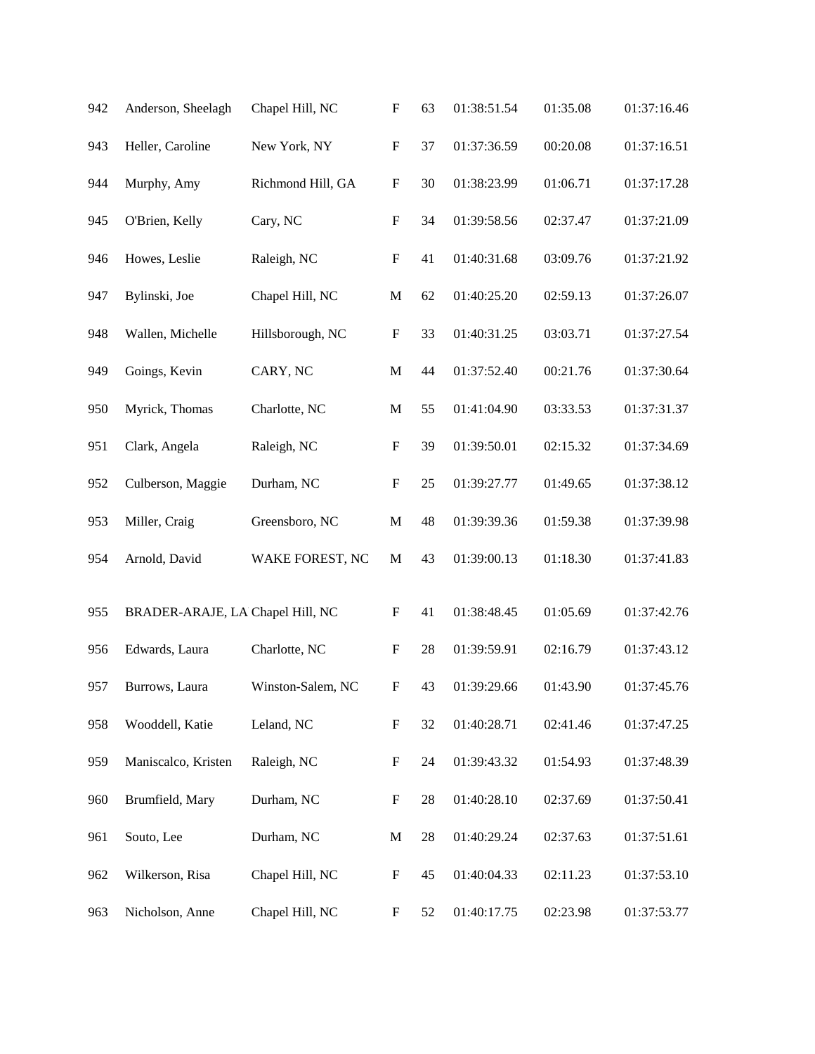| | | | | | | | |
|---|---|---|---|---|---|---|---|
| 942 | Anderson, Sheelagh | Chapel Hill, NC | F | 63 | 01:38:51.54 | 01:35.08 | 01:37:16.46 |
| 943 | Heller, Caroline | New York, NY | F | 37 | 01:37:36.59 | 00:20.08 | 01:37:16.51 |
| 944 | Murphy, Amy | Richmond Hill, GA | F | 30 | 01:38:23.99 | 01:06.71 | 01:37:17.28 |
| 945 | O'Brien, Kelly | Cary, NC | F | 34 | 01:39:58.56 | 02:37.47 | 01:37:21.09 |
| 946 | Howes, Leslie | Raleigh, NC | F | 41 | 01:40:31.68 | 03:09.76 | 01:37:21.92 |
| 947 | Bylinski, Joe | Chapel Hill, NC | M | 62 | 01:40:25.20 | 02:59.13 | 01:37:26.07 |
| 948 | Wallen, Michelle | Hillsborough, NC | F | 33 | 01:40:31.25 | 03:03.71 | 01:37:27.54 |
| 949 | Goings, Kevin | CARY, NC | M | 44 | 01:37:52.40 | 00:21.76 | 01:37:30.64 |
| 950 | Myrick, Thomas | Charlotte, NC | M | 55 | 01:41:04.90 | 03:33.53 | 01:37:31.37 |
| 951 | Clark, Angela | Raleigh, NC | F | 39 | 01:39:50.01 | 02:15.32 | 01:37:34.69 |
| 952 | Culberson, Maggie | Durham, NC | F | 25 | 01:39:27.77 | 01:49.65 | 01:37:38.12 |
| 953 | Miller, Craig | Greensboro, NC | M | 48 | 01:39:39.36 | 01:59.38 | 01:37:39.98 |
| 954 | Arnold, David | WAKE FOREST, NC | M | 43 | 01:39:00.13 | 01:18.30 | 01:37:41.83 |
| 955 | BRADER-ARAJE, LA | Chapel Hill, NC | F | 41 | 01:38:48.45 | 01:05.69 | 01:37:42.76 |
| 956 | Edwards, Laura | Charlotte, NC | F | 28 | 01:39:59.91 | 02:16.79 | 01:37:43.12 |
| 957 | Burrows, Laura | Winston-Salem, NC | F | 43 | 01:39:29.66 | 01:43.90 | 01:37:45.76 |
| 958 | Wooddell, Katie | Leland, NC | F | 32 | 01:40:28.71 | 02:41.46 | 01:37:47.25 |
| 959 | Maniscalco, Kristen | Raleigh, NC | F | 24 | 01:39:43.32 | 01:54.93 | 01:37:48.39 |
| 960 | Brumfield, Mary | Durham, NC | F | 28 | 01:40:28.10 | 02:37.69 | 01:37:50.41 |
| 961 | Souto, Lee | Durham, NC | M | 28 | 01:40:29.24 | 02:37.63 | 01:37:51.61 |
| 962 | Wilkerson, Risa | Chapel Hill, NC | F | 45 | 01:40:04.33 | 02:11.23 | 01:37:53.10 |
| 963 | Nicholson, Anne | Chapel Hill, NC | F | 52 | 01:40:17.75 | 02:23.98 | 01:37:53.77 |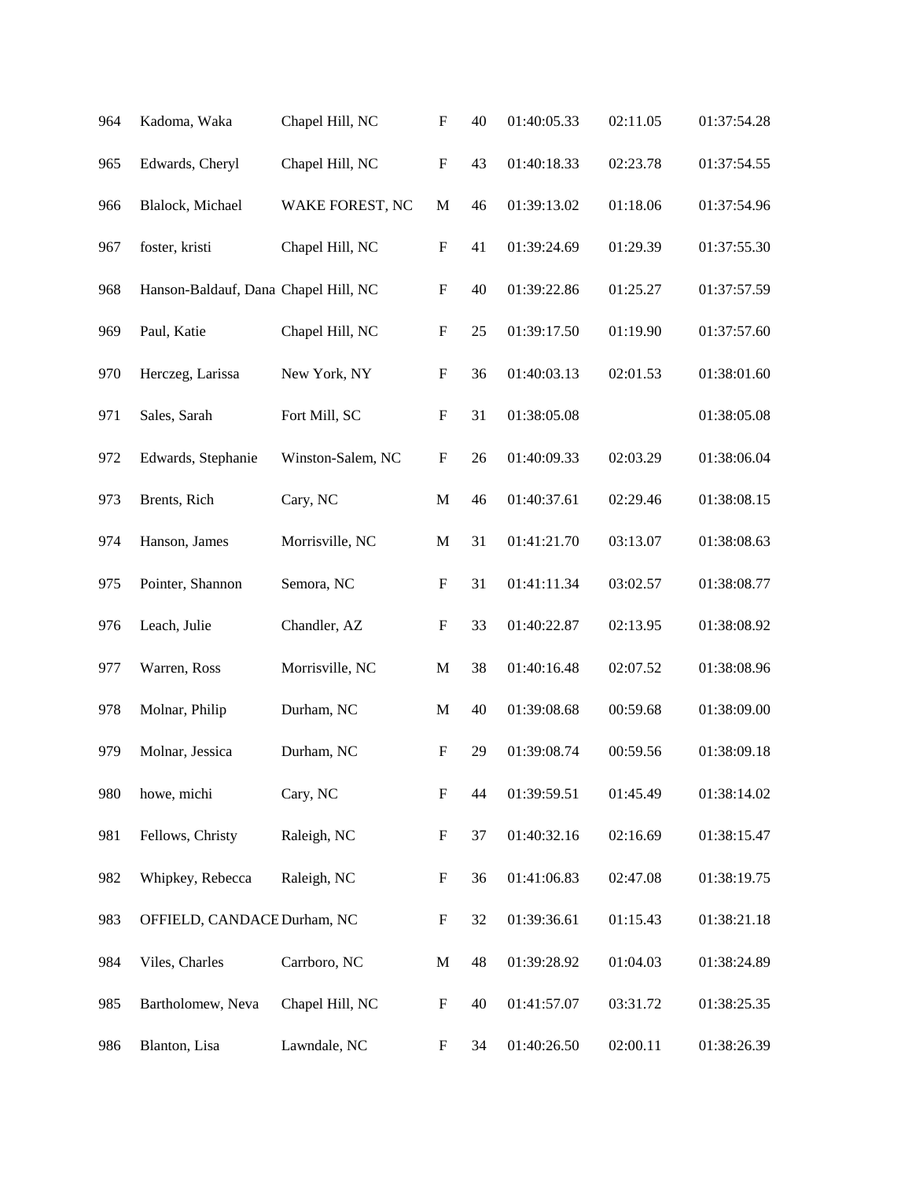| 964 | Kadoma, Waka | Chapel Hill, NC | F | 40 | 01:40:05.33 | 02:11.05 | 01:37:54.28 |
|---|---|---|---|---|---|---|---|
| 965 | Edwards, Cheryl | Chapel Hill, NC | F | 43 | 01:40:18.33 | 02:23.78 | 01:37:54.55 |
| 966 | Blalock, Michael | WAKE FOREST, NC | M | 46 | 01:39:13.02 | 01:18.06 | 01:37:54.96 |
| 967 | foster, kristi | Chapel Hill, NC | F | 41 | 01:39:24.69 | 01:29.39 | 01:37:55.30 |
| 968 | Hanson-Baldauf, Dana | Chapel Hill, NC | F | 40 | 01:39:22.86 | 01:25.27 | 01:37:57.59 |
| 969 | Paul, Katie | Chapel Hill, NC | F | 25 | 01:39:17.50 | 01:19.90 | 01:37:57.60 |
| 970 | Herczeg, Larissa | New York, NY | F | 36 | 01:40:03.13 | 02:01.53 | 01:38:01.60 |
| 971 | Sales, Sarah | Fort Mill, SC | F | 31 | 01:38:05.08 | | 01:38:05.08 |
| 972 | Edwards, Stephanie | Winston-Salem, NC | F | 26 | 01:40:09.33 | 02:03.29 | 01:38:06.04 |
| 973 | Brents, Rich | Cary, NC | M | 46 | 01:40:37.61 | 02:29.46 | 01:38:08.15 |
| 974 | Hanson, James | Morrisville, NC | M | 31 | 01:41:21.70 | 03:13.07 | 01:38:08.63 |
| 975 | Pointer, Shannon | Semora, NC | F | 31 | 01:41:11.34 | 03:02.57 | 01:38:08.77 |
| 976 | Leach, Julie | Chandler, AZ | F | 33 | 01:40:22.87 | 02:13.95 | 01:38:08.92 |
| 977 | Warren, Ross | Morrisville, NC | M | 38 | 01:40:16.48 | 02:07.52 | 01:38:08.96 |
| 978 | Molnar, Philip | Durham, NC | M | 40 | 01:39:08.68 | 00:59.68 | 01:38:09.00 |
| 979 | Molnar, Jessica | Durham, NC | F | 29 | 01:39:08.74 | 00:59.56 | 01:38:09.18 |
| 980 | howe, michi | Cary, NC | F | 44 | 01:39:59.51 | 01:45.49 | 01:38:14.02 |
| 981 | Fellows, Christy | Raleigh, NC | F | 37 | 01:40:32.16 | 02:16.69 | 01:38:15.47 |
| 982 | Whipkey, Rebecca | Raleigh, NC | F | 36 | 01:41:06.83 | 02:47.08 | 01:38:19.75 |
| 983 | OFFIELD, CANDACE | Durham, NC | F | 32 | 01:39:36.61 | 01:15.43 | 01:38:21.18 |
| 984 | Viles, Charles | Carrboro, NC | M | 48 | 01:39:28.92 | 01:04.03 | 01:38:24.89 |
| 985 | Bartholomew, Neva | Chapel Hill, NC | F | 40 | 01:41:57.07 | 03:31.72 | 01:38:25.35 |
| 986 | Blanton, Lisa | Lawndale, NC | F | 34 | 01:40:26.50 | 02:00.11 | 01:38:26.39 |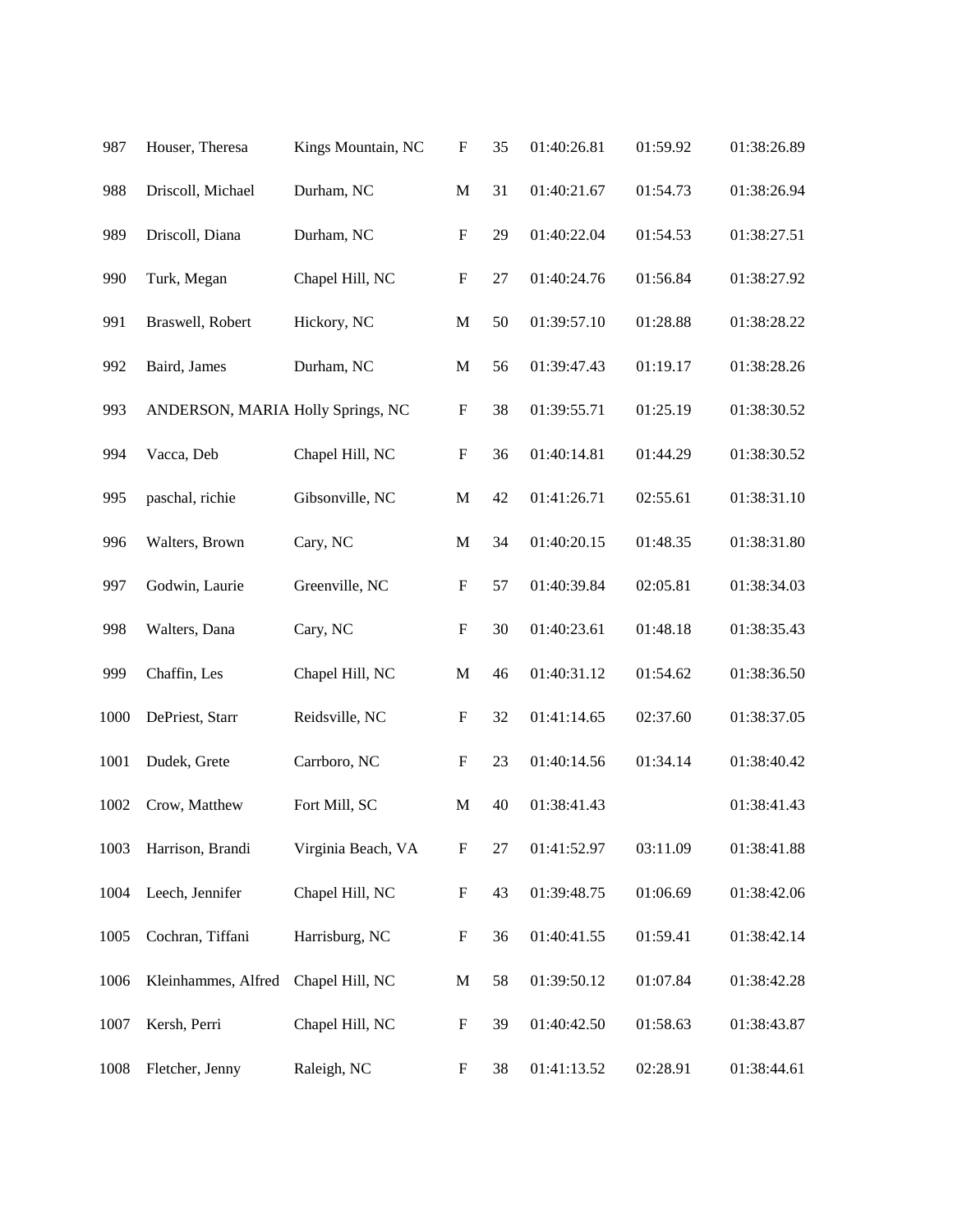| | | | | | | | |
|---|---|---|---|---|---|---|---|
| 987 | Houser, Theresa | Kings Mountain, NC | F | 35 | 01:40:26.81 | 01:59.92 | 01:38:26.89 |
| 988 | Driscoll, Michael | Durham, NC | M | 31 | 01:40:21.67 | 01:54.73 | 01:38:26.94 |
| 989 | Driscoll, Diana | Durham, NC | F | 29 | 01:40:22.04 | 01:54.53 | 01:38:27.51 |
| 990 | Turk, Megan | Chapel Hill, NC | F | 27 | 01:40:24.76 | 01:56.84 | 01:38:27.92 |
| 991 | Braswell, Robert | Hickory, NC | M | 50 | 01:39:57.10 | 01:28.88 | 01:38:28.22 |
| 992 | Baird, James | Durham, NC | M | 56 | 01:39:47.43 | 01:19.17 | 01:38:28.26 |
| 993 | ANDERSON, MARIA | Holly Springs, NC | F | 38 | 01:39:55.71 | 01:25.19 | 01:38:30.52 |
| 994 | Vacca, Deb | Chapel Hill, NC | F | 36 | 01:40:14.81 | 01:44.29 | 01:38:30.52 |
| 995 | paschal, richie | Gibsonville, NC | M | 42 | 01:41:26.71 | 02:55.61 | 01:38:31.10 |
| 996 | Walters, Brown | Cary, NC | M | 34 | 01:40:20.15 | 01:48.35 | 01:38:31.80 |
| 997 | Godwin, Laurie | Greenville, NC | F | 57 | 01:40:39.84 | 02:05.81 | 01:38:34.03 |
| 998 | Walters, Dana | Cary, NC | F | 30 | 01:40:23.61 | 01:48.18 | 01:38:35.43 |
| 999 | Chaffin, Les | Chapel Hill, NC | M | 46 | 01:40:31.12 | 01:54.62 | 01:38:36.50 |
| 1000 | DePriest, Starr | Reidsville, NC | F | 32 | 01:41:14.65 | 02:37.60 | 01:38:37.05 |
| 1001 | Dudek, Grete | Carrboro, NC | F | 23 | 01:40:14.56 | 01:34.14 | 01:38:40.42 |
| 1002 | Crow, Matthew | Fort Mill, SC | M | 40 | 01:38:41.43 | | 01:38:41.43 |
| 1003 | Harrison, Brandi | Virginia Beach, VA | F | 27 | 01:41:52.97 | 03:11.09 | 01:38:41.88 |
| 1004 | Leech, Jennifer | Chapel Hill, NC | F | 43 | 01:39:48.75 | 01:06.69 | 01:38:42.06 |
| 1005 | Cochran, Tiffani | Harrisburg, NC | F | 36 | 01:40:41.55 | 01:59.41 | 01:38:42.14 |
| 1006 | Kleinhammes, Alfred | Chapel Hill, NC | M | 58 | 01:39:50.12 | 01:07.84 | 01:38:42.28 |
| 1007 | Kersh, Perri | Chapel Hill, NC | F | 39 | 01:40:42.50 | 01:58.63 | 01:38:43.87 |
| 1008 | Fletcher, Jenny | Raleigh, NC | F | 38 | 01:41:13.52 | 02:28.91 | 01:38:44.61 |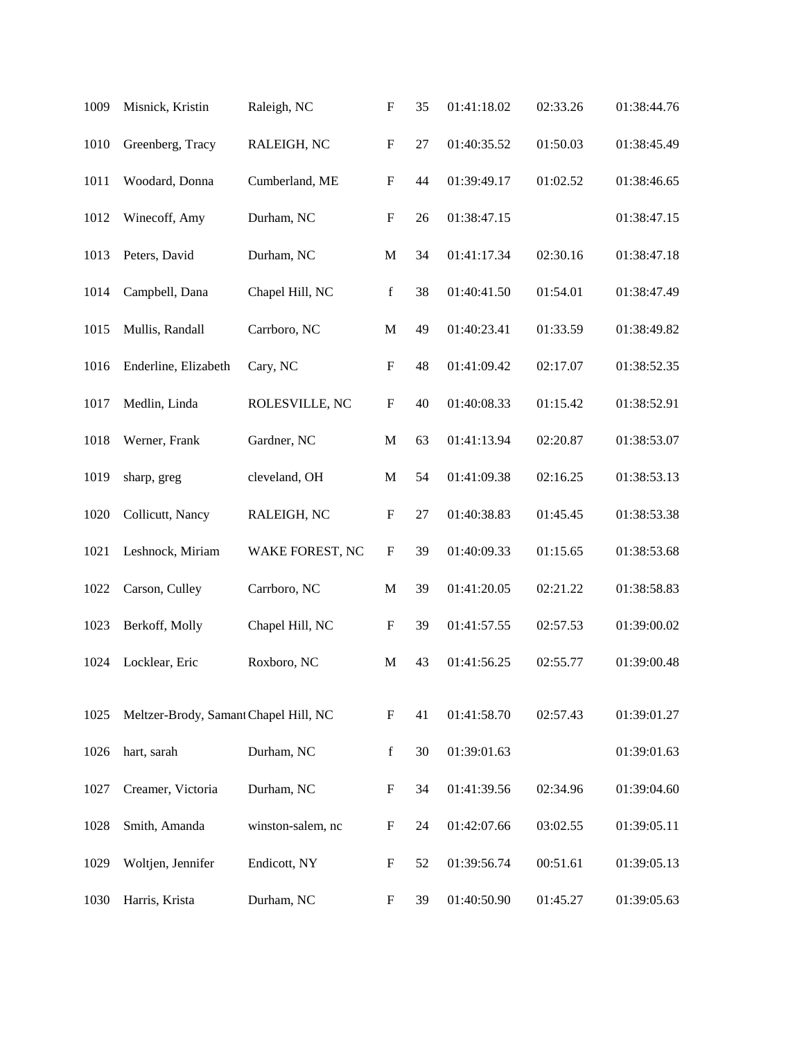| | | | | | | | |
|---|---|---|---|---|---|---|---|
| 1009 | Misnick, Kristin | Raleigh, NC | F | 35 | 01:41:18.02 | 02:33.26 | 01:38:44.76 |
| 1010 | Greenberg, Tracy | RALEIGH, NC | F | 27 | 01:40:35.52 | 01:50.03 | 01:38:45.49 |
| 1011 | Woodard, Donna | Cumberland, ME | F | 44 | 01:39:49.17 | 01:02.52 | 01:38:46.65 |
| 1012 | Winecoff, Amy | Durham, NC | F | 26 | 01:38:47.15 | | 01:38:47.15 |
| 1013 | Peters, David | Durham, NC | M | 34 | 01:41:17.34 | 02:30.16 | 01:38:47.18 |
| 1014 | Campbell, Dana | Chapel Hill, NC | f | 38 | 01:40:41.50 | 01:54.01 | 01:38:47.49 |
| 1015 | Mullis, Randall | Carrboro, NC | M | 49 | 01:40:23.41 | 01:33.59 | 01:38:49.82 |
| 1016 | Enderline, Elizabeth | Cary, NC | F | 48 | 01:41:09.42 | 02:17.07 | 01:38:52.35 |
| 1017 | Medlin, Linda | ROLESVILLE, NC | F | 40 | 01:40:08.33 | 01:15.42 | 01:38:52.91 |
| 1018 | Werner, Frank | Gardner, NC | M | 63 | 01:41:13.94 | 02:20.87 | 01:38:53.07 |
| 1019 | sharp, greg | cleveland, OH | M | 54 | 01:41:09.38 | 02:16.25 | 01:38:53.13 |
| 1020 | Collicutt, Nancy | RALEIGH, NC | F | 27 | 01:40:38.83 | 01:45.45 | 01:38:53.38 |
| 1021 | Leshnock, Miriam | WAKE FOREST, NC | F | 39 | 01:40:09.33 | 01:15.65 | 01:38:53.68 |
| 1022 | Carson, Culley | Carrboro, NC | M | 39 | 01:41:20.05 | 02:21.22 | 01:38:58.83 |
| 1023 | Berkoff, Molly | Chapel Hill, NC | F | 39 | 01:41:57.55 | 02:57.53 | 01:39:00.02 |
| 1024 | Locklear, Eric | Roxboro, NC | M | 43 | 01:41:56.25 | 02:55.77 | 01:39:00.48 |
| 1025 | Meltzer-Brody, Samant | Chapel Hill, NC | F | 41 | 01:41:58.70 | 02:57.43 | 01:39:01.27 |
| 1026 | hart, sarah | Durham, NC | f | 30 | 01:39:01.63 | | 01:39:01.63 |
| 1027 | Creamer, Victoria | Durham, NC | F | 34 | 01:41:39.56 | 02:34.96 | 01:39:04.60 |
| 1028 | Smith, Amanda | winston-salem, nc | F | 24 | 01:42:07.66 | 03:02.55 | 01:39:05.11 |
| 1029 | Woltjen, Jennifer | Endicott, NY | F | 52 | 01:39:56.74 | 00:51.61 | 01:39:05.13 |
| 1030 | Harris, Krista | Durham, NC | F | 39 | 01:40:50.90 | 01:45.27 | 01:39:05.63 |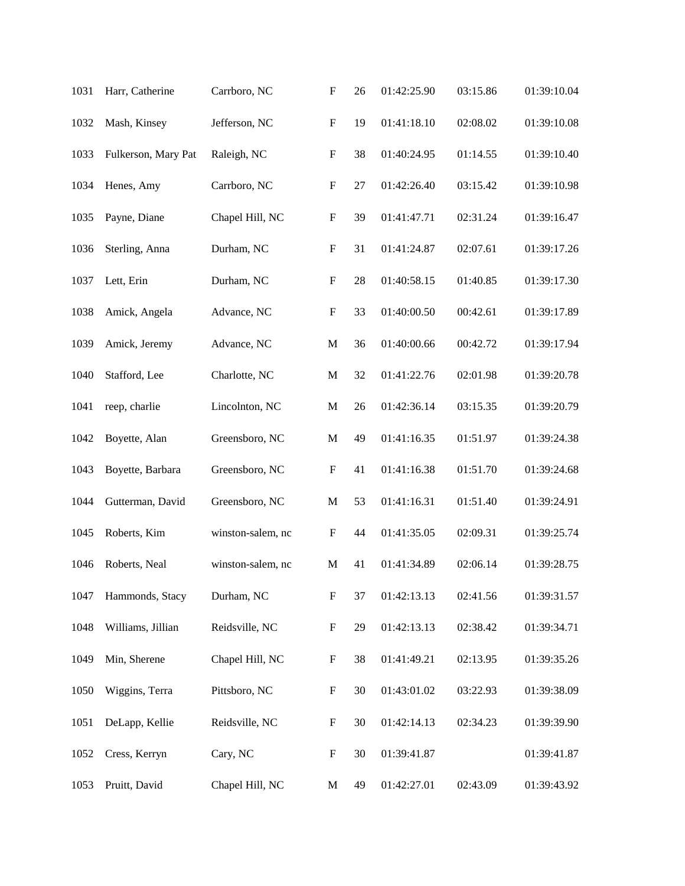| | | | | | | | |
|---|---|---|---|---|---|---|---|
| 1031 | Harr, Catherine | Carrboro, NC | F | 26 | 01:42:25.90 | 03:15.86 | 01:39:10.04 |
| 1032 | Mash, Kinsey | Jefferson, NC | F | 19 | 01:41:18.10 | 02:08.02 | 01:39:10.08 |
| 1033 | Fulkerson, Mary Pat | Raleigh, NC | F | 38 | 01:40:24.95 | 01:14.55 | 01:39:10.40 |
| 1034 | Henes, Amy | Carrboro, NC | F | 27 | 01:42:26.40 | 03:15.42 | 01:39:10.98 |
| 1035 | Payne, Diane | Chapel Hill, NC | F | 39 | 01:41:47.71 | 02:31.24 | 01:39:16.47 |
| 1036 | Sterling, Anna | Durham, NC | F | 31 | 01:41:24.87 | 02:07.61 | 01:39:17.26 |
| 1037 | Lett, Erin | Durham, NC | F | 28 | 01:40:58.15 | 01:40.85 | 01:39:17.30 |
| 1038 | Amick, Angela | Advance, NC | F | 33 | 01:40:00.50 | 00:42.61 | 01:39:17.89 |
| 1039 | Amick, Jeremy | Advance, NC | M | 36 | 01:40:00.66 | 00:42.72 | 01:39:17.94 |
| 1040 | Stafford, Lee | Charlotte, NC | M | 32 | 01:41:22.76 | 02:01.98 | 01:39:20.78 |
| 1041 | reep, charlie | Lincolnton, NC | M | 26 | 01:42:36.14 | 03:15.35 | 01:39:20.79 |
| 1042 | Boyette, Alan | Greensboro, NC | M | 49 | 01:41:16.35 | 01:51.97 | 01:39:24.38 |
| 1043 | Boyette, Barbara | Greensboro, NC | F | 41 | 01:41:16.38 | 01:51.70 | 01:39:24.68 |
| 1044 | Gutterman, David | Greensboro, NC | M | 53 | 01:41:16.31 | 01:51.40 | 01:39:24.91 |
| 1045 | Roberts, Kim | winston-salem, nc | F | 44 | 01:41:35.05 | 02:09.31 | 01:39:25.74 |
| 1046 | Roberts, Neal | winston-salem, nc | M | 41 | 01:41:34.89 | 02:06.14 | 01:39:28.75 |
| 1047 | Hammonds, Stacy | Durham, NC | F | 37 | 01:42:13.13 | 02:41.56 | 01:39:31.57 |
| 1048 | Williams, Jillian | Reidsville, NC | F | 29 | 01:42:13.13 | 02:38.42 | 01:39:34.71 |
| 1049 | Min, Sherene | Chapel Hill, NC | F | 38 | 01:41:49.21 | 02:13.95 | 01:39:35.26 |
| 1050 | Wiggins, Terra | Pittsboro, NC | F | 30 | 01:43:01.02 | 03:22.93 | 01:39:38.09 |
| 1051 | DeLapp, Kellie | Reidsville, NC | F | 30 | 01:42:14.13 | 02:34.23 | 01:39:39.90 |
| 1052 | Cress, Kerryn | Cary, NC | F | 30 | 01:39:41.87 | | 01:39:41.87 |
| 1053 | Pruitt, David | Chapel Hill, NC | M | 49 | 01:42:27.01 | 02:43.09 | 01:39:43.92 |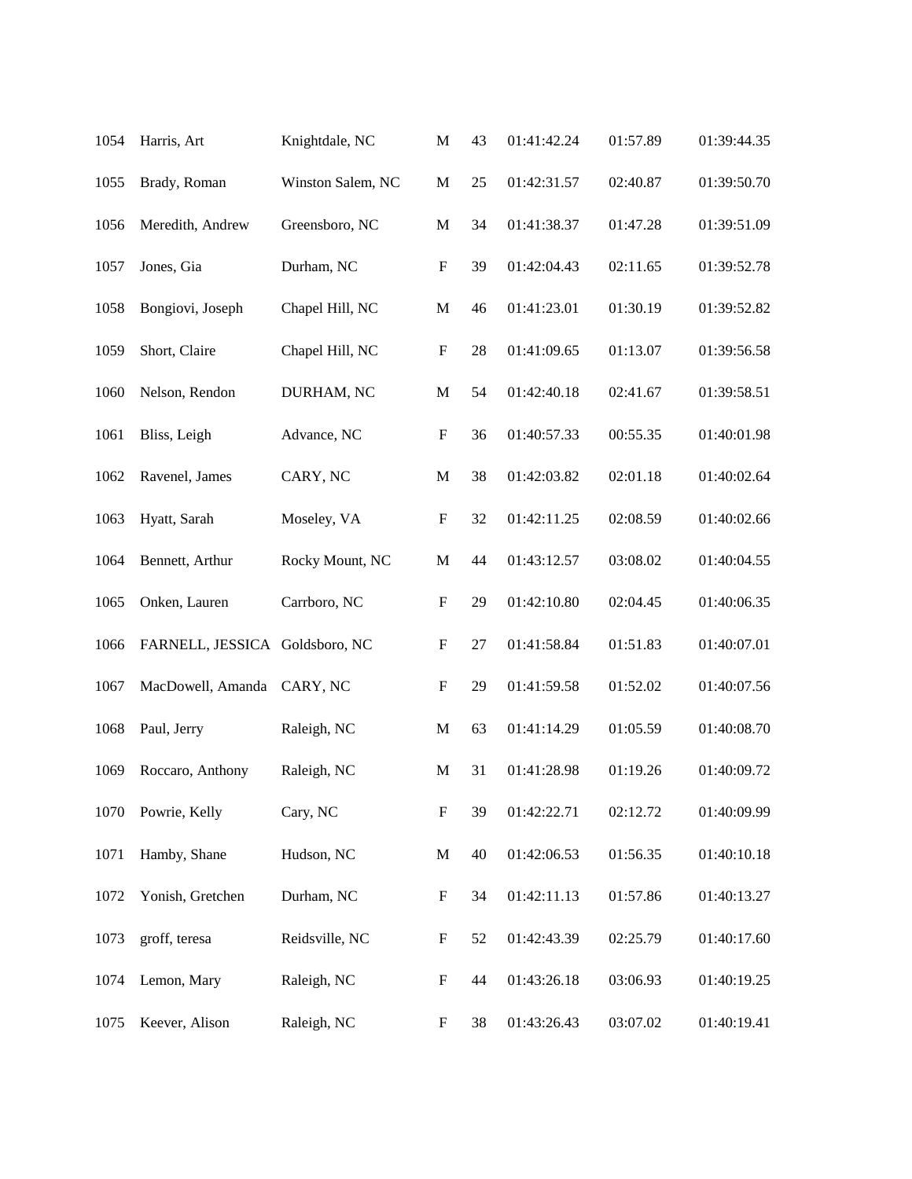| | | | | | | | |
|---|---|---|---|---|---|---|---|
| 1054 | Harris, Art | Knightdale, NC | M | 43 | 01:41:42.24 | 01:57.89 | 01:39:44.35 |
| 1055 | Brady, Roman | Winston Salem, NC | M | 25 | 01:42:31.57 | 02:40.87 | 01:39:50.70 |
| 1056 | Meredith, Andrew | Greensboro, NC | M | 34 | 01:41:38.37 | 01:47.28 | 01:39:51.09 |
| 1057 | Jones, Gia | Durham, NC | F | 39 | 01:42:04.43 | 02:11.65 | 01:39:52.78 |
| 1058 | Bongiovi, Joseph | Chapel Hill, NC | M | 46 | 01:41:23.01 | 01:30.19 | 01:39:52.82 |
| 1059 | Short, Claire | Chapel Hill, NC | F | 28 | 01:41:09.65 | 01:13.07 | 01:39:56.58 |
| 1060 | Nelson, Rendon | DURHAM, NC | M | 54 | 01:42:40.18 | 02:41.67 | 01:39:58.51 |
| 1061 | Bliss, Leigh | Advance, NC | F | 36 | 01:40:57.33 | 00:55.35 | 01:40:01.98 |
| 1062 | Ravenel, James | CARY, NC | M | 38 | 01:42:03.82 | 02:01.18 | 01:40:02.64 |
| 1063 | Hyatt, Sarah | Moseley, VA | F | 32 | 01:42:11.25 | 02:08.59 | 01:40:02.66 |
| 1064 | Bennett, Arthur | Rocky Mount, NC | M | 44 | 01:43:12.57 | 03:08.02 | 01:40:04.55 |
| 1065 | Onken, Lauren | Carrboro, NC | F | 29 | 01:42:10.80 | 02:04.45 | 01:40:06.35 |
| 1066 | FARNELL, JESSICA | Goldsboro, NC | F | 27 | 01:41:58.84 | 01:51.83 | 01:40:07.01 |
| 1067 | MacDowell, Amanda | CARY, NC | F | 29 | 01:41:59.58 | 01:52.02 | 01:40:07.56 |
| 1068 | Paul, Jerry | Raleigh, NC | M | 63 | 01:41:14.29 | 01:05.59 | 01:40:08.70 |
| 1069 | Roccaro, Anthony | Raleigh, NC | M | 31 | 01:41:28.98 | 01:19.26 | 01:40:09.72 |
| 1070 | Powrie, Kelly | Cary, NC | F | 39 | 01:42:22.71 | 02:12.72 | 01:40:09.99 |
| 1071 | Hamby, Shane | Hudson, NC | M | 40 | 01:42:06.53 | 01:56.35 | 01:40:10.18 |
| 1072 | Yonish, Gretchen | Durham, NC | F | 34 | 01:42:11.13 | 01:57.86 | 01:40:13.27 |
| 1073 | groff, teresa | Reidsville, NC | F | 52 | 01:42:43.39 | 02:25.79 | 01:40:17.60 |
| 1074 | Lemon, Mary | Raleigh, NC | F | 44 | 01:43:26.18 | 03:06.93 | 01:40:19.25 |
| 1075 | Keever, Alison | Raleigh, NC | F | 38 | 01:43:26.43 | 03:07.02 | 01:40:19.41 |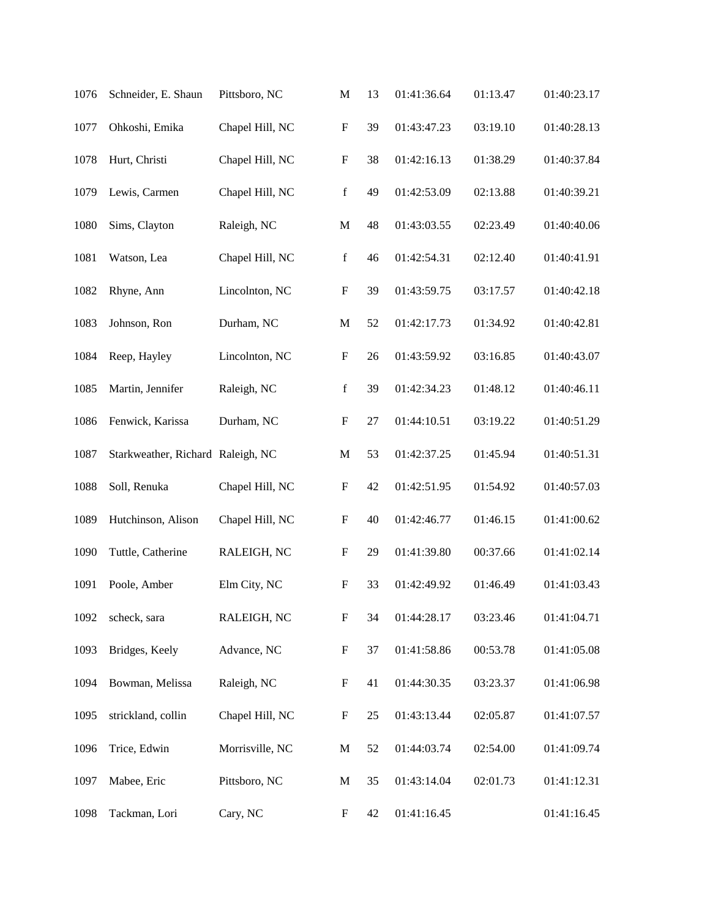| | | | | | | | |
|---|---|---|---|---|---|---|---|
| 1076 | Schneider, E. Shaun | Pittsboro, NC | M | 13 | 01:41:36.64 | 01:13.47 | 01:40:23.17 |
| 1077 | Ohkoshi, Emika | Chapel Hill, NC | F | 39 | 01:43:47.23 | 03:19.10 | 01:40:28.13 |
| 1078 | Hurt, Christi | Chapel Hill, NC | F | 38 | 01:42:16.13 | 01:38.29 | 01:40:37.84 |
| 1079 | Lewis, Carmen | Chapel Hill, NC | f | 49 | 01:42:53.09 | 02:13.88 | 01:40:39.21 |
| 1080 | Sims, Clayton | Raleigh, NC | M | 48 | 01:43:03.55 | 02:23.49 | 01:40:40.06 |
| 1081 | Watson, Lea | Chapel Hill, NC | f | 46 | 01:42:54.31 | 02:12.40 | 01:40:41.91 |
| 1082 | Rhyne, Ann | Lincolnton, NC | F | 39 | 01:43:59.75 | 03:17.57 | 01:40:42.18 |
| 1083 | Johnson, Ron | Durham, NC | M | 52 | 01:42:17.73 | 01:34.92 | 01:40:42.81 |
| 1084 | Reep, Hayley | Lincolnton, NC | F | 26 | 01:43:59.92 | 03:16.85 | 01:40:43.07 |
| 1085 | Martin, Jennifer | Raleigh, NC | f | 39 | 01:42:34.23 | 01:48.12 | 01:40:46.11 |
| 1086 | Fenwick, Karissa | Durham, NC | F | 27 | 01:44:10.51 | 03:19.22 | 01:40:51.29 |
| 1087 | Starkweather, Richard | Raleigh, NC | M | 53 | 01:42:37.25 | 01:45.94 | 01:40:51.31 |
| 1088 | Soll, Renuka | Chapel Hill, NC | F | 42 | 01:42:51.95 | 01:54.92 | 01:40:57.03 |
| 1089 | Hutchinson, Alison | Chapel Hill, NC | F | 40 | 01:42:46.77 | 01:46.15 | 01:41:00.62 |
| 1090 | Tuttle, Catherine | RALEIGH, NC | F | 29 | 01:41:39.80 | 00:37.66 | 01:41:02.14 |
| 1091 | Poole, Amber | Elm City, NC | F | 33 | 01:42:49.92 | 01:46.49 | 01:41:03.43 |
| 1092 | scheck, sara | RALEIGH, NC | F | 34 | 01:44:28.17 | 03:23.46 | 01:41:04.71 |
| 1093 | Bridges, Keely | Advance, NC | F | 37 | 01:41:58.86 | 00:53.78 | 01:41:05.08 |
| 1094 | Bowman, Melissa | Raleigh, NC | F | 41 | 01:44:30.35 | 03:23.37 | 01:41:06.98 |
| 1095 | strickland, collin | Chapel Hill, NC | F | 25 | 01:43:13.44 | 02:05.87 | 01:41:07.57 |
| 1096 | Trice, Edwin | Morrisville, NC | M | 52 | 01:44:03.74 | 02:54.00 | 01:41:09.74 |
| 1097 | Mabee, Eric | Pittsboro, NC | M | 35 | 01:43:14.04 | 02:01.73 | 01:41:12.31 |
| 1098 | Tackman, Lori | Cary, NC | F | 42 | 01:41:16.45 | | 01:41:16.45 |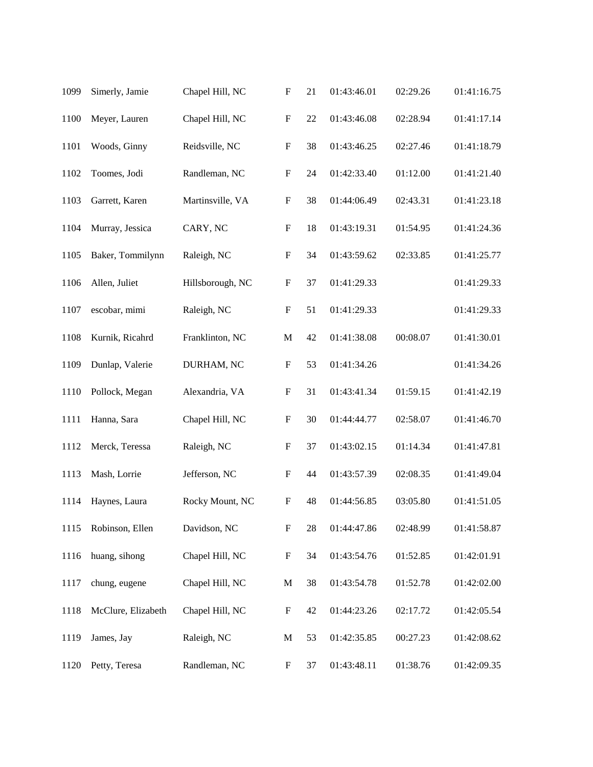| | | | | | | | |
|---|---|---|---|---|---|---|---|
| 1099 | Simerly, Jamie | Chapel Hill, NC | F | 21 | 01:43:46.01 | 02:29.26 | 01:41:16.75 |
| 1100 | Meyer, Lauren | Chapel Hill, NC | F | 22 | 01:43:46.08 | 02:28.94 | 01:41:17.14 |
| 1101 | Woods, Ginny | Reidsville, NC | F | 38 | 01:43:46.25 | 02:27.46 | 01:41:18.79 |
| 1102 | Toomes, Jodi | Randleman, NC | F | 24 | 01:42:33.40 | 01:12.00 | 01:41:21.40 |
| 1103 | Garrett, Karen | Martinsville, VA | F | 38 | 01:44:06.49 | 02:43.31 | 01:41:23.18 |
| 1104 | Murray, Jessica | CARY, NC | F | 18 | 01:43:19.31 | 01:54.95 | 01:41:24.36 |
| 1105 | Baker, Tommilynn | Raleigh, NC | F | 34 | 01:43:59.62 | 02:33.85 | 01:41:25.77 |
| 1106 | Allen, Juliet | Hillsborough, NC | F | 37 | 01:41:29.33 | | 01:41:29.33 |
| 1107 | escobar, mimi | Raleigh, NC | F | 51 | 01:41:29.33 | | 01:41:29.33 |
| 1108 | Kurnik, Ricahrd | Franklinton, NC | M | 42 | 01:41:38.08 | 00:08.07 | 01:41:30.01 |
| 1109 | Dunlap, Valerie | DURHAM, NC | F | 53 | 01:41:34.26 | | 01:41:34.26 |
| 1110 | Pollock, Megan | Alexandria, VA | F | 31 | 01:43:41.34 | 01:59.15 | 01:41:42.19 |
| 1111 | Hanna, Sara | Chapel Hill, NC | F | 30 | 01:44:44.77 | 02:58.07 | 01:41:46.70 |
| 1112 | Merck, Teressa | Raleigh, NC | F | 37 | 01:43:02.15 | 01:14.34 | 01:41:47.81 |
| 1113 | Mash, Lorrie | Jefferson, NC | F | 44 | 01:43:57.39 | 02:08.35 | 01:41:49.04 |
| 1114 | Haynes, Laura | Rocky Mount, NC | F | 48 | 01:44:56.85 | 03:05.80 | 01:41:51.05 |
| 1115 | Robinson, Ellen | Davidson, NC | F | 28 | 01:44:47.86 | 02:48.99 | 01:41:58.87 |
| 1116 | huang, sihong | Chapel Hill, NC | F | 34 | 01:43:54.76 | 01:52.85 | 01:42:01.91 |
| 1117 | chung, eugene | Chapel Hill, NC | M | 38 | 01:43:54.78 | 01:52.78 | 01:42:02.00 |
| 1118 | McClure, Elizabeth | Chapel Hill, NC | F | 42 | 01:44:23.26 | 02:17.72 | 01:42:05.54 |
| 1119 | James, Jay | Raleigh, NC | M | 53 | 01:42:35.85 | 00:27.23 | 01:42:08.62 |
| 1120 | Petty, Teresa | Randleman, NC | F | 37 | 01:43:48.11 | 01:38.76 | 01:42:09.35 |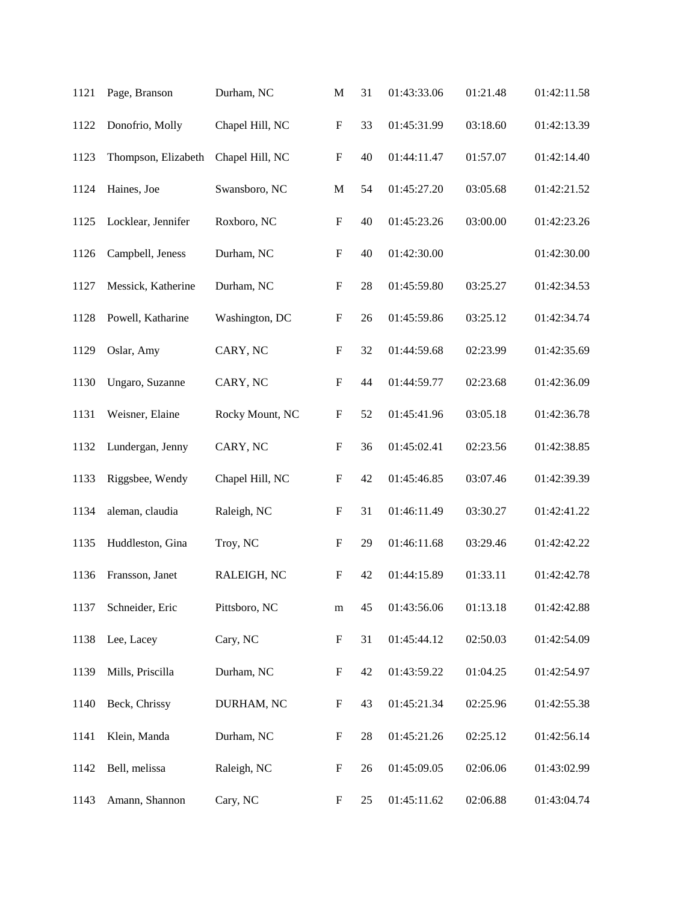| | | | | | | | |
|---|---|---|---|---|---|---|---|
| 1121 | Page, Branson | Durham, NC | M | 31 | 01:43:33.06 | 01:21.48 | 01:42:11.58 |
| 1122 | Donofrio, Molly | Chapel Hill, NC | F | 33 | 01:45:31.99 | 03:18.60 | 01:42:13.39 |
| 1123 | Thompson, Elizabeth | Chapel Hill, NC | F | 40 | 01:44:11.47 | 01:57.07 | 01:42:14.40 |
| 1124 | Haines, Joe | Swansboro, NC | M | 54 | 01:45:27.20 | 03:05.68 | 01:42:21.52 |
| 1125 | Locklear, Jennifer | Roxboro, NC | F | 40 | 01:45:23.26 | 03:00.00 | 01:42:23.26 |
| 1126 | Campbell, Jeness | Durham, NC | F | 40 | 01:42:30.00 | | 01:42:30.00 |
| 1127 | Messick, Katherine | Durham, NC | F | 28 | 01:45:59.80 | 03:25.27 | 01:42:34.53 |
| 1128 | Powell, Katharine | Washington, DC | F | 26 | 01:45:59.86 | 03:25.12 | 01:42:34.74 |
| 1129 | Oslar, Amy | CARY, NC | F | 32 | 01:44:59.68 | 02:23.99 | 01:42:35.69 |
| 1130 | Ungaro, Suzanne | CARY, NC | F | 44 | 01:44:59.77 | 02:23.68 | 01:42:36.09 |
| 1131 | Weisner, Elaine | Rocky Mount, NC | F | 52 | 01:45:41.96 | 03:05.18 | 01:42:36.78 |
| 1132 | Lundergan, Jenny | CARY, NC | F | 36 | 01:45:02.41 | 02:23.56 | 01:42:38.85 |
| 1133 | Riggsbee, Wendy | Chapel Hill, NC | F | 42 | 01:45:46.85 | 03:07.46 | 01:42:39.39 |
| 1134 | aleman, claudia | Raleigh, NC | F | 31 | 01:46:11.49 | 03:30.27 | 01:42:41.22 |
| 1135 | Huddleston, Gina | Troy, NC | F | 29 | 01:46:11.68 | 03:29.46 | 01:42:42.22 |
| 1136 | Fransson, Janet | RALEIGH, NC | F | 42 | 01:44:15.89 | 01:33.11 | 01:42:42.78 |
| 1137 | Schneider, Eric | Pittsboro, NC | m | 45 | 01:43:56.06 | 01:13.18 | 01:42:42.88 |
| 1138 | Lee, Lacey | Cary, NC | F | 31 | 01:45:44.12 | 02:50.03 | 01:42:54.09 |
| 1139 | Mills, Priscilla | Durham, NC | F | 42 | 01:43:59.22 | 01:04.25 | 01:42:54.97 |
| 1140 | Beck, Chrissy | DURHAM, NC | F | 43 | 01:45:21.34 | 02:25.96 | 01:42:55.38 |
| 1141 | Klein, Manda | Durham, NC | F | 28 | 01:45:21.26 | 02:25.12 | 01:42:56.14 |
| 1142 | Bell, melissa | Raleigh, NC | F | 26 | 01:45:09.05 | 02:06.06 | 01:43:02.99 |
| 1143 | Amann, Shannon | Cary, NC | F | 25 | 01:45:11.62 | 02:06.88 | 01:43:04.74 |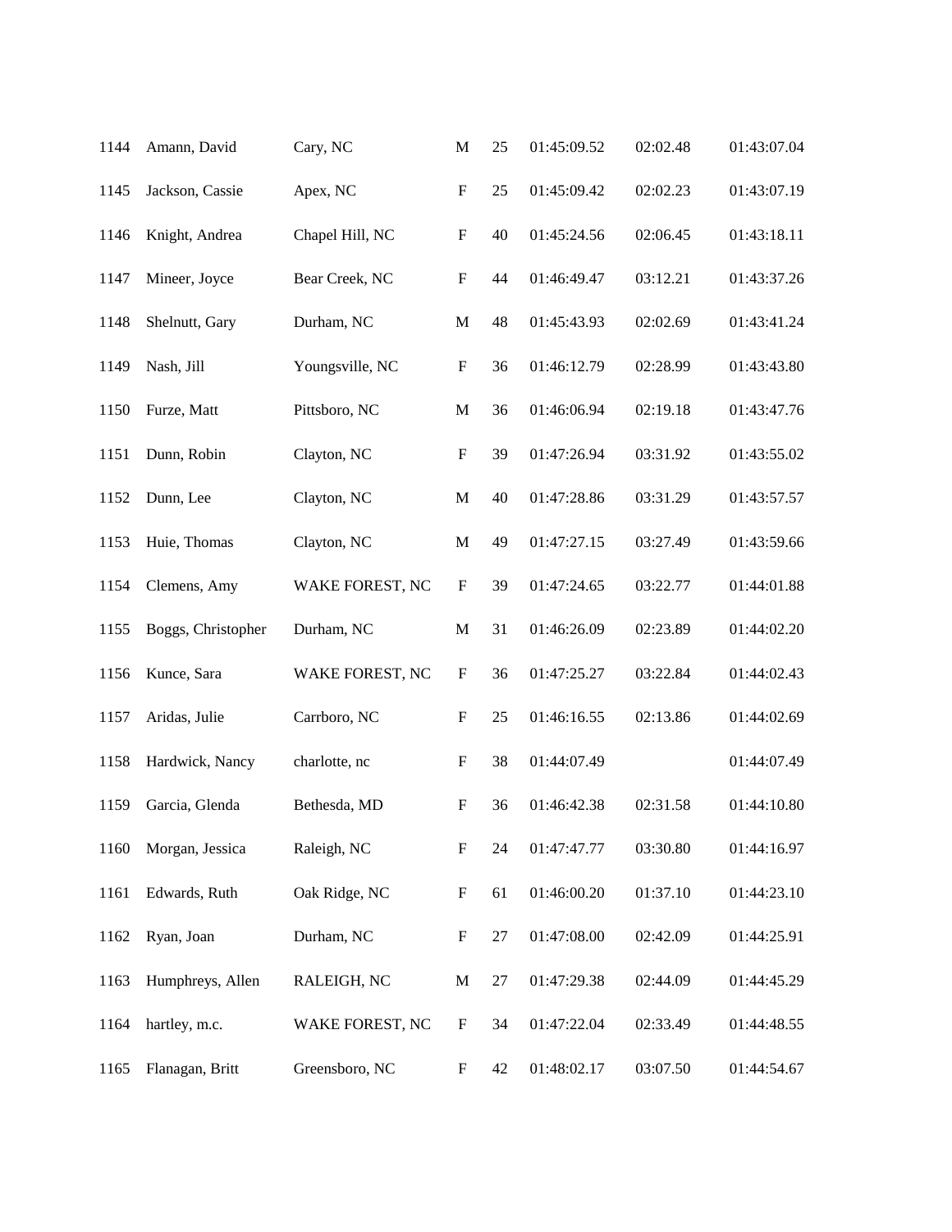| | | | | | | | |
|---|---|---|---|---|---|---|---|
| 1144 | Amann, David | Cary, NC | M | 25 | 01:45:09.52 | 02:02.48 | 01:43:07.04 |
| 1145 | Jackson, Cassie | Apex, NC | F | 25 | 01:45:09.42 | 02:02.23 | 01:43:07.19 |
| 1146 | Knight, Andrea | Chapel Hill, NC | F | 40 | 01:45:24.56 | 02:06.45 | 01:43:18.11 |
| 1147 | Mineer, Joyce | Bear Creek, NC | F | 44 | 01:46:49.47 | 03:12.21 | 01:43:37.26 |
| 1148 | Shelnutt, Gary | Durham, NC | M | 48 | 01:45:43.93 | 02:02.69 | 01:43:41.24 |
| 1149 | Nash, Jill | Youngsville, NC | F | 36 | 01:46:12.79 | 02:28.99 | 01:43:43.80 |
| 1150 | Furze, Matt | Pittsboro, NC | M | 36 | 01:46:06.94 | 02:19.18 | 01:43:47.76 |
| 1151 | Dunn, Robin | Clayton, NC | F | 39 | 01:47:26.94 | 03:31.92 | 01:43:55.02 |
| 1152 | Dunn, Lee | Clayton, NC | M | 40 | 01:47:28.86 | 03:31.29 | 01:43:57.57 |
| 1153 | Huie, Thomas | Clayton, NC | M | 49 | 01:47:27.15 | 03:27.49 | 01:43:59.66 |
| 1154 | Clemens, Amy | WAKE FOREST, NC | F | 39 | 01:47:24.65 | 03:22.77 | 01:44:01.88 |
| 1155 | Boggs, Christopher | Durham, NC | M | 31 | 01:46:26.09 | 02:23.89 | 01:44:02.20 |
| 1156 | Kunce, Sara | WAKE FOREST, NC | F | 36 | 01:47:25.27 | 03:22.84 | 01:44:02.43 |
| 1157 | Aridas, Julie | Carrboro, NC | F | 25 | 01:46:16.55 | 02:13.86 | 01:44:02.69 |
| 1158 | Hardwick, Nancy | charlotte, nc | F | 38 | 01:44:07.49 | | 01:44:07.49 |
| 1159 | Garcia, Glenda | Bethesda, MD | F | 36 | 01:46:42.38 | 02:31.58 | 01:44:10.80 |
| 1160 | Morgan, Jessica | Raleigh, NC | F | 24 | 01:47:47.77 | 03:30.80 | 01:44:16.97 |
| 1161 | Edwards, Ruth | Oak Ridge, NC | F | 61 | 01:46:00.20 | 01:37.10 | 01:44:23.10 |
| 1162 | Ryan, Joan | Durham, NC | F | 27 | 01:47:08.00 | 02:42.09 | 01:44:25.91 |
| 1163 | Humphreys, Allen | RALEIGH, NC | M | 27 | 01:47:29.38 | 02:44.09 | 01:44:45.29 |
| 1164 | hartley, m.c. | WAKE FOREST, NC | F | 34 | 01:47:22.04 | 02:33.49 | 01:44:48.55 |
| 1165 | Flanagan, Britt | Greensboro, NC | F | 42 | 01:48:02.17 | 03:07.50 | 01:44:54.67 |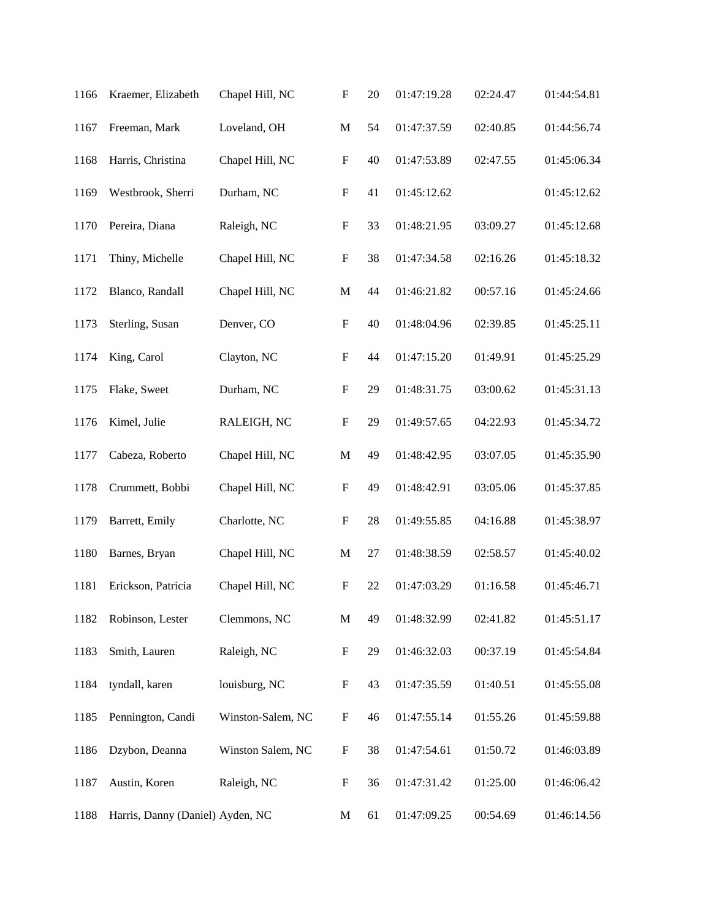| | | | | | | | |
|---|---|---|---|---|---|---|---|
| 1166 | Kraemer, Elizabeth | Chapel Hill, NC | F | 20 | 01:47:19.28 | 02:24.47 | 01:44:54.81 |
| 1167 | Freeman, Mark | Loveland, OH | M | 54 | 01:47:37.59 | 02:40.85 | 01:44:56.74 |
| 1168 | Harris, Christina | Chapel Hill, NC | F | 40 | 01:47:53.89 | 02:47.55 | 01:45:06.34 |
| 1169 | Westbrook, Sherri | Durham, NC | F | 41 | 01:45:12.62 | | 01:45:12.62 |
| 1170 | Pereira, Diana | Raleigh, NC | F | 33 | 01:48:21.95 | 03:09.27 | 01:45:12.68 |
| 1171 | Thiny, Michelle | Chapel Hill, NC | F | 38 | 01:47:34.58 | 02:16.26 | 01:45:18.32 |
| 1172 | Blanco, Randall | Chapel Hill, NC | M | 44 | 01:46:21.82 | 00:57.16 | 01:45:24.66 |
| 1173 | Sterling, Susan | Denver, CO | F | 40 | 01:48:04.96 | 02:39.85 | 01:45:25.11 |
| 1174 | King, Carol | Clayton, NC | F | 44 | 01:47:15.20 | 01:49.91 | 01:45:25.29 |
| 1175 | Flake, Sweet | Durham, NC | F | 29 | 01:48:31.75 | 03:00.62 | 01:45:31.13 |
| 1176 | Kimel, Julie | RALEIGH, NC | F | 29 | 01:49:57.65 | 04:22.93 | 01:45:34.72 |
| 1177 | Cabeza, Roberto | Chapel Hill, NC | M | 49 | 01:48:42.95 | 03:07.05 | 01:45:35.90 |
| 1178 | Crummett, Bobbi | Chapel Hill, NC | F | 49 | 01:48:42.91 | 03:05.06 | 01:45:37.85 |
| 1179 | Barrett, Emily | Charlotte, NC | F | 28 | 01:49:55.85 | 04:16.88 | 01:45:38.97 |
| 1180 | Barnes, Bryan | Chapel Hill, NC | M | 27 | 01:48:38.59 | 02:58.57 | 01:45:40.02 |
| 1181 | Erickson, Patricia | Chapel Hill, NC | F | 22 | 01:47:03.29 | 01:16.58 | 01:45:46.71 |
| 1182 | Robinson, Lester | Clemmons, NC | M | 49 | 01:48:32.99 | 02:41.82 | 01:45:51.17 |
| 1183 | Smith, Lauren | Raleigh, NC | F | 29 | 01:46:32.03 | 00:37.19 | 01:45:54.84 |
| 1184 | tyndall, karen | louisburg, NC | F | 43 | 01:47:35.59 | 01:40.51 | 01:45:55.08 |
| 1185 | Pennington, Candi | Winston-Salem, NC | F | 46 | 01:47:55.14 | 01:55.26 | 01:45:59.88 |
| 1186 | Dzybon, Deanna | Winston Salem, NC | F | 38 | 01:47:54.61 | 01:50.72 | 01:46:03.89 |
| 1187 | Austin, Koren | Raleigh, NC | F | 36 | 01:47:31.42 | 01:25.00 | 01:46:06.42 |
| 1188 | Harris, Danny (Daniel) | Ayden, NC | M | 61 | 01:47:09.25 | 00:54.69 | 01:46:14.56 |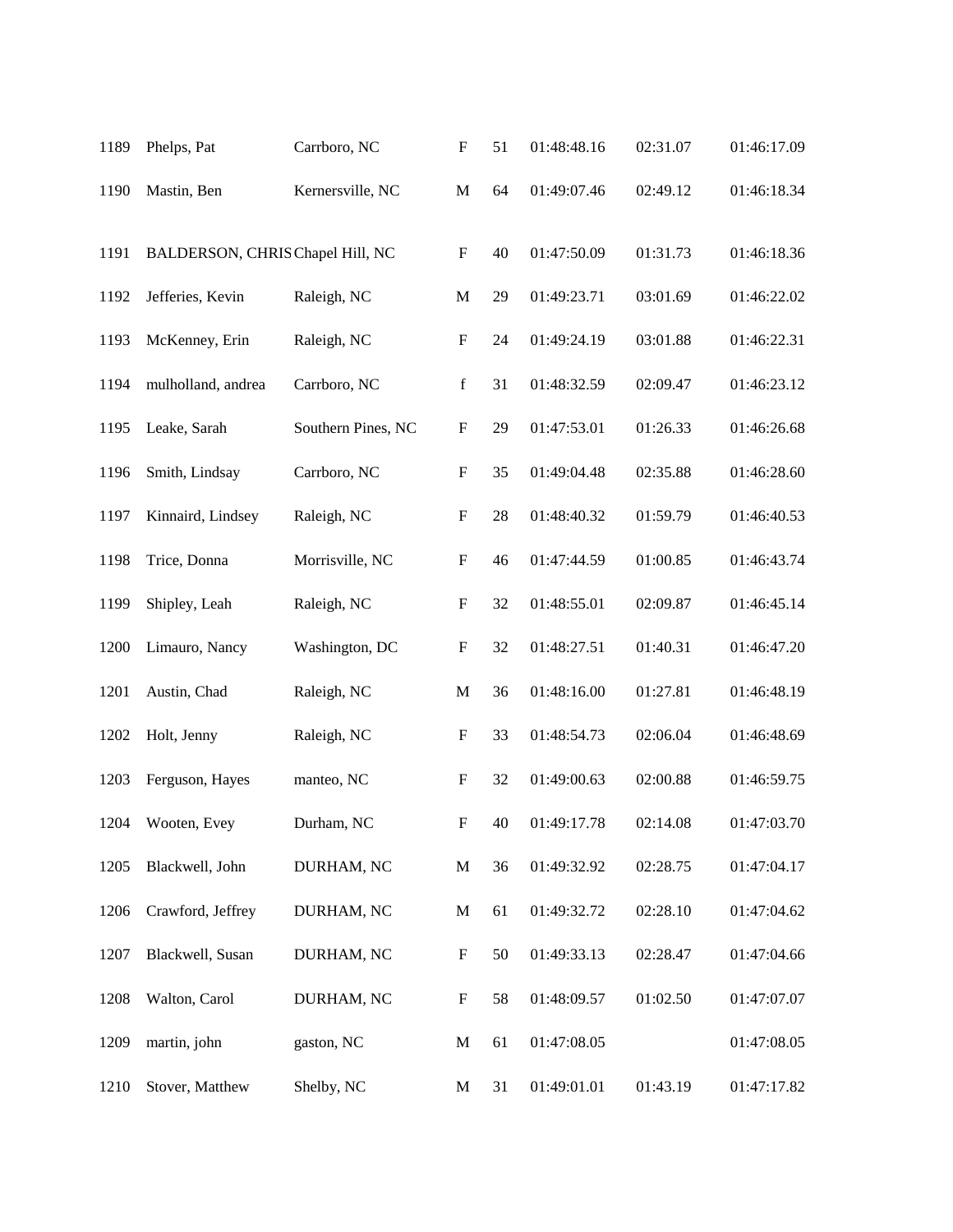| | | | | | | | |
|---|---|---|---|---|---|---|---|
| 1189 | Phelps, Pat | Carrboro, NC | F | 51 | 01:48:48.16 | 02:31.07 | 01:46:17.09 |
| 1190 | Mastin, Ben | Kernersville, NC | M | 64 | 01:49:07.46 | 02:49.12 | 01:46:18.34 |
| 1191 | BALDERSON, CHRIS | Chapel Hill, NC | F | 40 | 01:47:50.09 | 01:31.73 | 01:46:18.36 |
| 1192 | Jefferies, Kevin | Raleigh, NC | M | 29 | 01:49:23.71 | 03:01.69 | 01:46:22.02 |
| 1193 | McKenney, Erin | Raleigh, NC | F | 24 | 01:49:24.19 | 03:01.88 | 01:46:22.31 |
| 1194 | mulholland, andrea | Carrboro, NC | f | 31 | 01:48:32.59 | 02:09.47 | 01:46:23.12 |
| 1195 | Leake, Sarah | Southern Pines, NC | F | 29 | 01:47:53.01 | 01:26.33 | 01:46:26.68 |
| 1196 | Smith, Lindsay | Carrboro, NC | F | 35 | 01:49:04.48 | 02:35.88 | 01:46:28.60 |
| 1197 | Kinnaird, Lindsey | Raleigh, NC | F | 28 | 01:48:40.32 | 01:59.79 | 01:46:40.53 |
| 1198 | Trice, Donna | Morrisville, NC | F | 46 | 01:47:44.59 | 01:00.85 | 01:46:43.74 |
| 1199 | Shipley, Leah | Raleigh, NC | F | 32 | 01:48:55.01 | 02:09.87 | 01:46:45.14 |
| 1200 | Limauro, Nancy | Washington, DC | F | 32 | 01:48:27.51 | 01:40.31 | 01:46:47.20 |
| 1201 | Austin, Chad | Raleigh, NC | M | 36 | 01:48:16.00 | 01:27.81 | 01:46:48.19 |
| 1202 | Holt, Jenny | Raleigh, NC | F | 33 | 01:48:54.73 | 02:06.04 | 01:46:48.69 |
| 1203 | Ferguson, Hayes | manteo, NC | F | 32 | 01:49:00.63 | 02:00.88 | 01:46:59.75 |
| 1204 | Wooten, Evey | Durham, NC | F | 40 | 01:49:17.78 | 02:14.08 | 01:47:03.70 |
| 1205 | Blackwell, John | DURHAM, NC | M | 36 | 01:49:32.92 | 02:28.75 | 01:47:04.17 |
| 1206 | Crawford, Jeffrey | DURHAM, NC | M | 61 | 01:49:32.72 | 02:28.10 | 01:47:04.62 |
| 1207 | Blackwell, Susan | DURHAM, NC | F | 50 | 01:49:33.13 | 02:28.47 | 01:47:04.66 |
| 1208 | Walton, Carol | DURHAM, NC | F | 58 | 01:48:09.57 | 01:02.50 | 01:47:07.07 |
| 1209 | martin, john | gaston, NC | M | 61 | 01:47:08.05 | | 01:47:08.05 |
| 1210 | Stover, Matthew | Shelby, NC | M | 31 | 01:49:01.01 | 01:43.19 | 01:47:17.82 |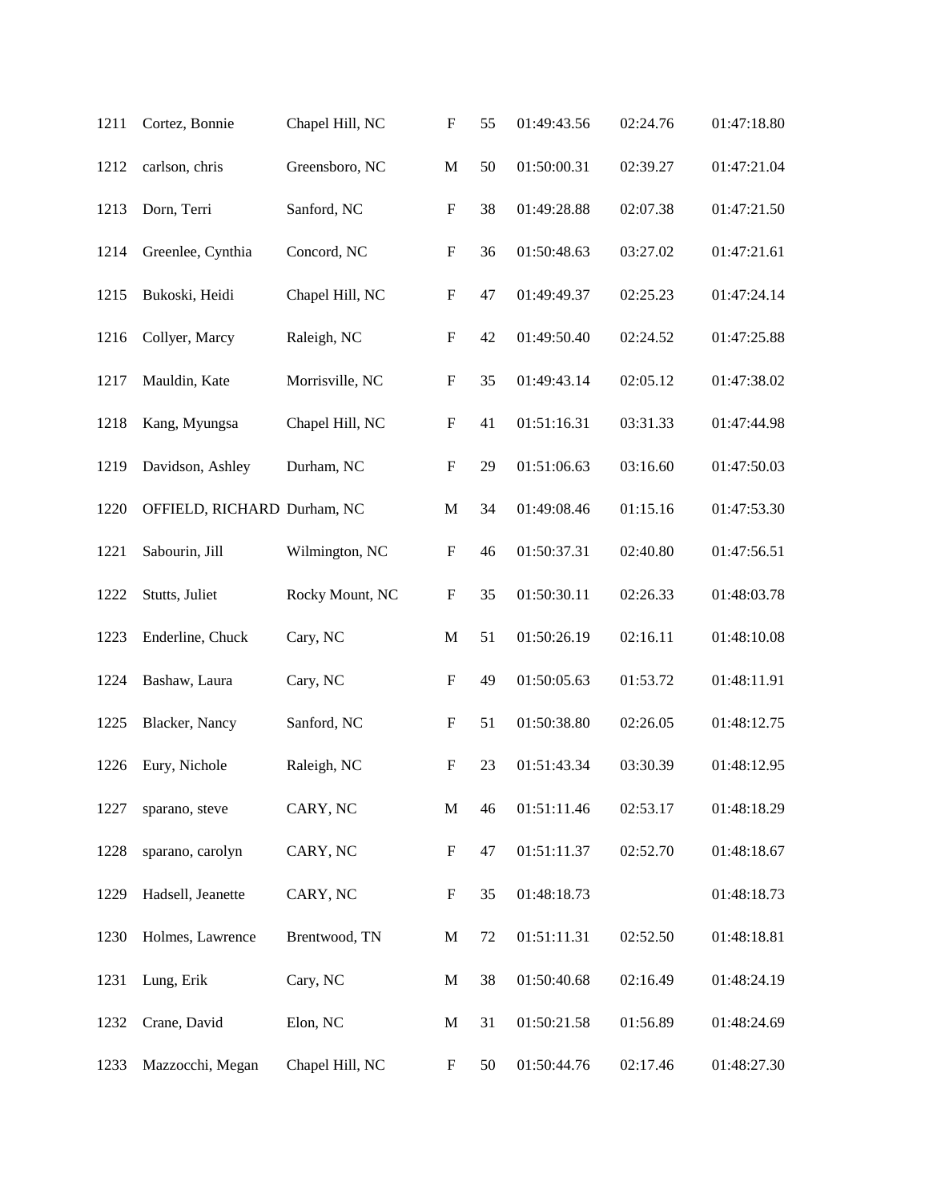| 1211 | Cortez, Bonnie | Chapel Hill, NC | F | 55 | 01:49:43.56 | 02:24.76 | 01:47:18.80 |
|---|---|---|---|---|---|---|---|
| 1212 | carlson, chris | Greensboro, NC | M | 50 | 01:50:00.31 | 02:39.27 | 01:47:21.04 |
| 1213 | Dorn, Terri | Sanford, NC | F | 38 | 01:49:28.88 | 02:07.38 | 01:47:21.50 |
| 1214 | Greenlee, Cynthia | Concord, NC | F | 36 | 01:50:48.63 | 03:27.02 | 01:47:21.61 |
| 1215 | Bukoski, Heidi | Chapel Hill, NC | F | 47 | 01:49:49.37 | 02:25.23 | 01:47:24.14 |
| 1216 | Collyer, Marcy | Raleigh, NC | F | 42 | 01:49:50.40 | 02:24.52 | 01:47:25.88 |
| 1217 | Mauldin, Kate | Morrisville, NC | F | 35 | 01:49:43.14 | 02:05.12 | 01:47:38.02 |
| 1218 | Kang, Myungsa | Chapel Hill, NC | F | 41 | 01:51:16.31 | 03:31.33 | 01:47:44.98 |
| 1219 | Davidson, Ashley | Durham, NC | F | 29 | 01:51:06.63 | 03:16.60 | 01:47:50.03 |
| 1220 | OFFIELD, RICHARD | Durham, NC | M | 34 | 01:49:08.46 | 01:15.16 | 01:47:53.30 |
| 1221 | Sabourin, Jill | Wilmington, NC | F | 46 | 01:50:37.31 | 02:40.80 | 01:47:56.51 |
| 1222 | Stutts, Juliet | Rocky Mount, NC | F | 35 | 01:50:30.11 | 02:26.33 | 01:48:03.78 |
| 1223 | Enderline, Chuck | Cary, NC | M | 51 | 01:50:26.19 | 02:16.11 | 01:48:10.08 |
| 1224 | Bashaw, Laura | Cary, NC | F | 49 | 01:50:05.63 | 01:53.72 | 01:48:11.91 |
| 1225 | Blacker, Nancy | Sanford, NC | F | 51 | 01:50:38.80 | 02:26.05 | 01:48:12.75 |
| 1226 | Eury, Nichole | Raleigh, NC | F | 23 | 01:51:43.34 | 03:30.39 | 01:48:12.95 |
| 1227 | sparano, steve | CARY, NC | M | 46 | 01:51:11.46 | 02:53.17 | 01:48:18.29 |
| 1228 | sparano, carolyn | CARY, NC | F | 47 | 01:51:11.37 | 02:52.70 | 01:48:18.67 |
| 1229 | Hadsell, Jeanette | CARY, NC | F | 35 | 01:48:18.73 | | 01:48:18.73 |
| 1230 | Holmes, Lawrence | Brentwood, TN | M | 72 | 01:51:11.31 | 02:52.50 | 01:48:18.81 |
| 1231 | Lung, Erik | Cary, NC | M | 38 | 01:50:40.68 | 02:16.49 | 01:48:24.19 |
| 1232 | Crane, David | Elon, NC | M | 31 | 01:50:21.58 | 01:56.89 | 01:48:24.69 |
| 1233 | Mazzocchi, Megan | Chapel Hill, NC | F | 50 | 01:50:44.76 | 02:17.46 | 01:48:27.30 |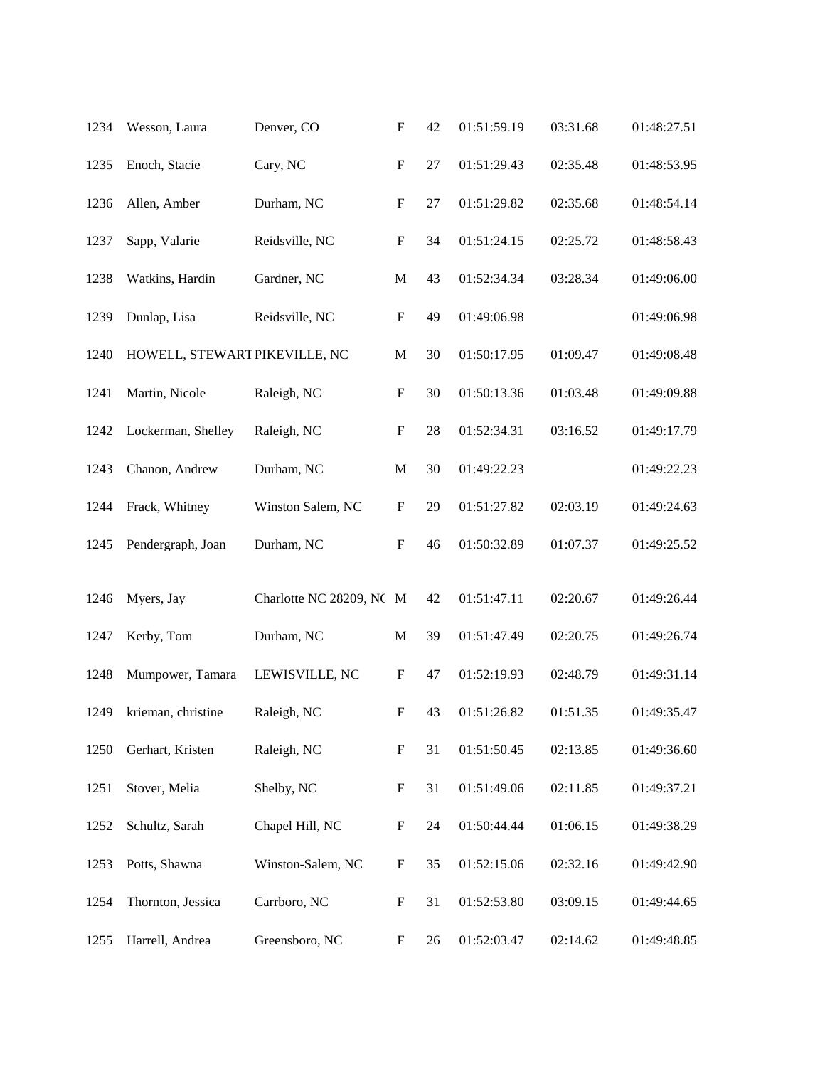| | | | | | | | |
|---|---|---|---|---|---|---|---|
| 1234 | Wesson, Laura | Denver, CO | F | 42 | 01:51:59.19 | 03:31.68 | 01:48:27.51 |
| 1235 | Enoch, Stacie | Cary, NC | F | 27 | 01:51:29.43 | 02:35.48 | 01:48:53.95 |
| 1236 | Allen, Amber | Durham, NC | F | 27 | 01:51:29.82 | 02:35.68 | 01:48:54.14 |
| 1237 | Sapp, Valarie | Reidsville, NC | F | 34 | 01:51:24.15 | 02:25.72 | 01:48:58.43 |
| 1238 | Watkins, Hardin | Gardner, NC | M | 43 | 01:52:34.34 | 03:28.34 | 01:49:06.00 |
| 1239 | Dunlap, Lisa | Reidsville, NC | F | 49 | 01:49:06.98 | | 01:49:06.98 |
| 1240 | HOWELL, STEWART | PIKEVILLE, NC | M | 30 | 01:50:17.95 | 01:09.47 | 01:49:08.48 |
| 1241 | Martin, Nicole | Raleigh, NC | F | 30 | 01:50:13.36 | 01:03.48 | 01:49:09.88 |
| 1242 | Lockerman, Shelley | Raleigh, NC | F | 28 | 01:52:34.31 | 03:16.52 | 01:49:17.79 |
| 1243 | Chanon, Andrew | Durham, NC | M | 30 | 01:49:22.23 | | 01:49:22.23 |
| 1244 | Frack, Whitney | Winston Salem, NC | F | 29 | 01:51:27.82 | 02:03.19 | 01:49:24.63 |
| 1245 | Pendergraph, Joan | Durham, NC | F | 46 | 01:50:32.89 | 01:07.37 | 01:49:25.52 |
| 1246 | Myers, Jay | Charlotte NC 28209, NC | M | 42 | 01:51:47.11 | 02:20.67 | 01:49:26.44 |
| 1247 | Kerby, Tom | Durham, NC | M | 39 | 01:51:47.49 | 02:20.75 | 01:49:26.74 |
| 1248 | Mumpower, Tamara | LEWISVILLE, NC | F | 47 | 01:52:19.93 | 02:48.79 | 01:49:31.14 |
| 1249 | krieman, christine | Raleigh, NC | F | 43 | 01:51:26.82 | 01:51.35 | 01:49:35.47 |
| 1250 | Gerhart, Kristen | Raleigh, NC | F | 31 | 01:51:50.45 | 02:13.85 | 01:49:36.60 |
| 1251 | Stover, Melia | Shelby, NC | F | 31 | 01:51:49.06 | 02:11.85 | 01:49:37.21 |
| 1252 | Schultz, Sarah | Chapel Hill, NC | F | 24 | 01:50:44.44 | 01:06.15 | 01:49:38.29 |
| 1253 | Potts, Shawna | Winston-Salem, NC | F | 35 | 01:52:15.06 | 02:32.16 | 01:49:42.90 |
| 1254 | Thornton, Jessica | Carrboro, NC | F | 31 | 01:52:53.80 | 03:09.15 | 01:49:44.65 |
| 1255 | Harrell, Andrea | Greensboro, NC | F | 26 | 01:52:03.47 | 02:14.62 | 01:49:48.85 |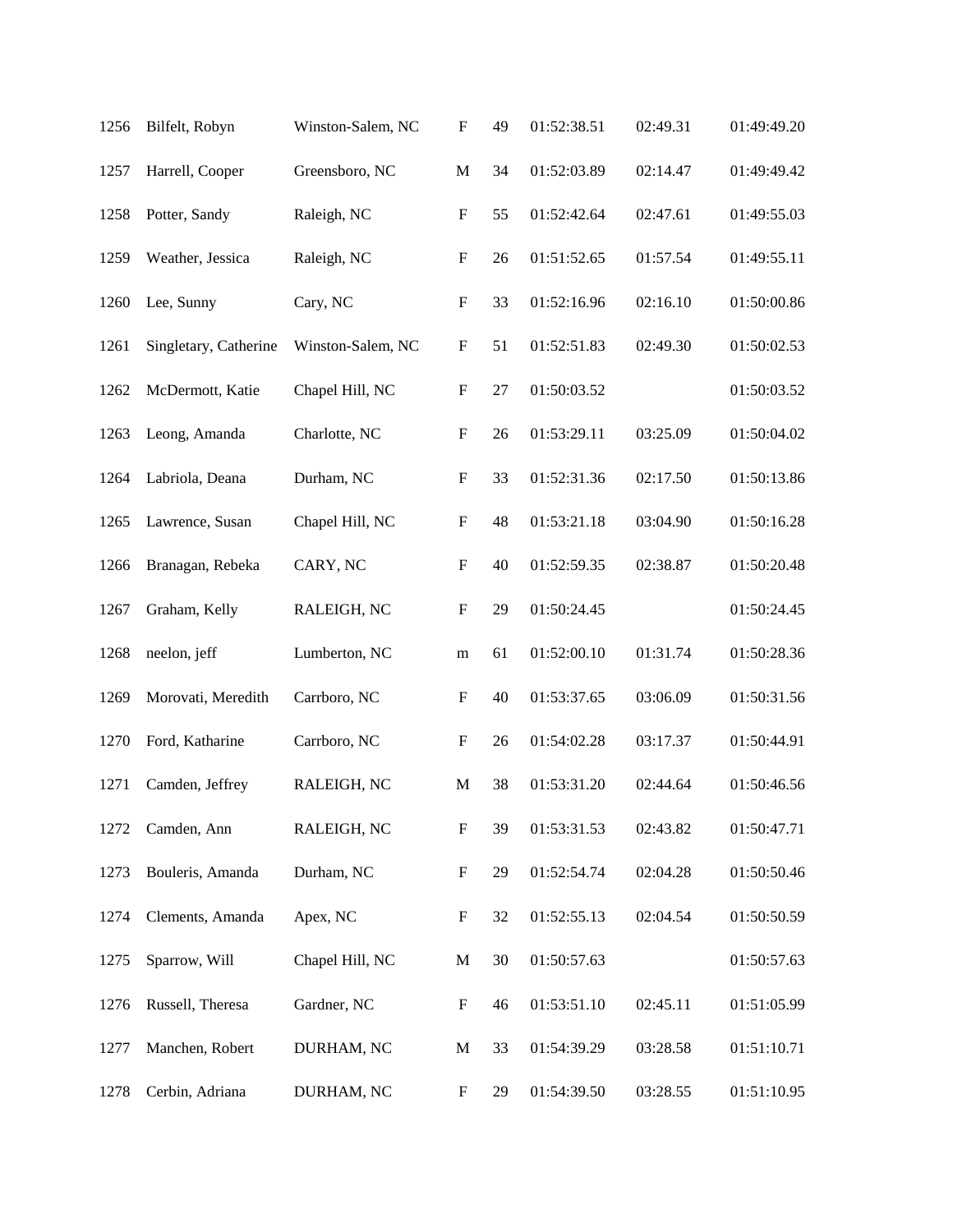| | | | | | | | |
|---|---|---|---|---|---|---|---|
| 1256 | Bilfelt, Robyn | Winston-Salem, NC | F | 49 | 01:52:38.51 | 02:49.31 | 01:49:49.20 |
| 1257 | Harrell, Cooper | Greensboro, NC | M | 34 | 01:52:03.89 | 02:14.47 | 01:49:49.42 |
| 1258 | Potter, Sandy | Raleigh, NC | F | 55 | 01:52:42.64 | 02:47.61 | 01:49:55.03 |
| 1259 | Weather, Jessica | Raleigh, NC | F | 26 | 01:51:52.65 | 01:57.54 | 01:49:55.11 |
| 1260 | Lee, Sunny | Cary, NC | F | 33 | 01:52:16.96 | 02:16.10 | 01:50:00.86 |
| 1261 | Singletary, Catherine | Winston-Salem, NC | F | 51 | 01:52:51.83 | 02:49.30 | 01:50:02.53 |
| 1262 | McDermott, Katie | Chapel Hill, NC | F | 27 | 01:50:03.52 | | 01:50:03.52 |
| 1263 | Leong, Amanda | Charlotte, NC | F | 26 | 01:53:29.11 | 03:25.09 | 01:50:04.02 |
| 1264 | Labriola, Deana | Durham, NC | F | 33 | 01:52:31.36 | 02:17.50 | 01:50:13.86 |
| 1265 | Lawrence, Susan | Chapel Hill, NC | F | 48 | 01:53:21.18 | 03:04.90 | 01:50:16.28 |
| 1266 | Branagan, Rebeka | CARY, NC | F | 40 | 01:52:59.35 | 02:38.87 | 01:50:20.48 |
| 1267 | Graham, Kelly | RALEIGH, NC | F | 29 | 01:50:24.45 | | 01:50:24.45 |
| 1268 | neelon, jeff | Lumberton, NC | m | 61 | 01:52:00.10 | 01:31.74 | 01:50:28.36 |
| 1269 | Morovati, Meredith | Carrboro, NC | F | 40 | 01:53:37.65 | 03:06.09 | 01:50:31.56 |
| 1270 | Ford, Katharine | Carrboro, NC | F | 26 | 01:54:02.28 | 03:17.37 | 01:50:44.91 |
| 1271 | Camden, Jeffrey | RALEIGH, NC | M | 38 | 01:53:31.20 | 02:44.64 | 01:50:46.56 |
| 1272 | Camden, Ann | RALEIGH, NC | F | 39 | 01:53:31.53 | 02:43.82 | 01:50:47.71 |
| 1273 | Bouleris, Amanda | Durham, NC | F | 29 | 01:52:54.74 | 02:04.28 | 01:50:50.46 |
| 1274 | Clements, Amanda | Apex, NC | F | 32 | 01:52:55.13 | 02:04.54 | 01:50:50.59 |
| 1275 | Sparrow, Will | Chapel Hill, NC | M | 30 | 01:50:57.63 | | 01:50:57.63 |
| 1276 | Russell, Theresa | Gardner, NC | F | 46 | 01:53:51.10 | 02:45.11 | 01:51:05.99 |
| 1277 | Manchen, Robert | DURHAM, NC | M | 33 | 01:54:39.29 | 03:28.58 | 01:51:10.71 |
| 1278 | Cerbin, Adriana | DURHAM, NC | F | 29 | 01:54:39.50 | 03:28.55 | 01:51:10.95 |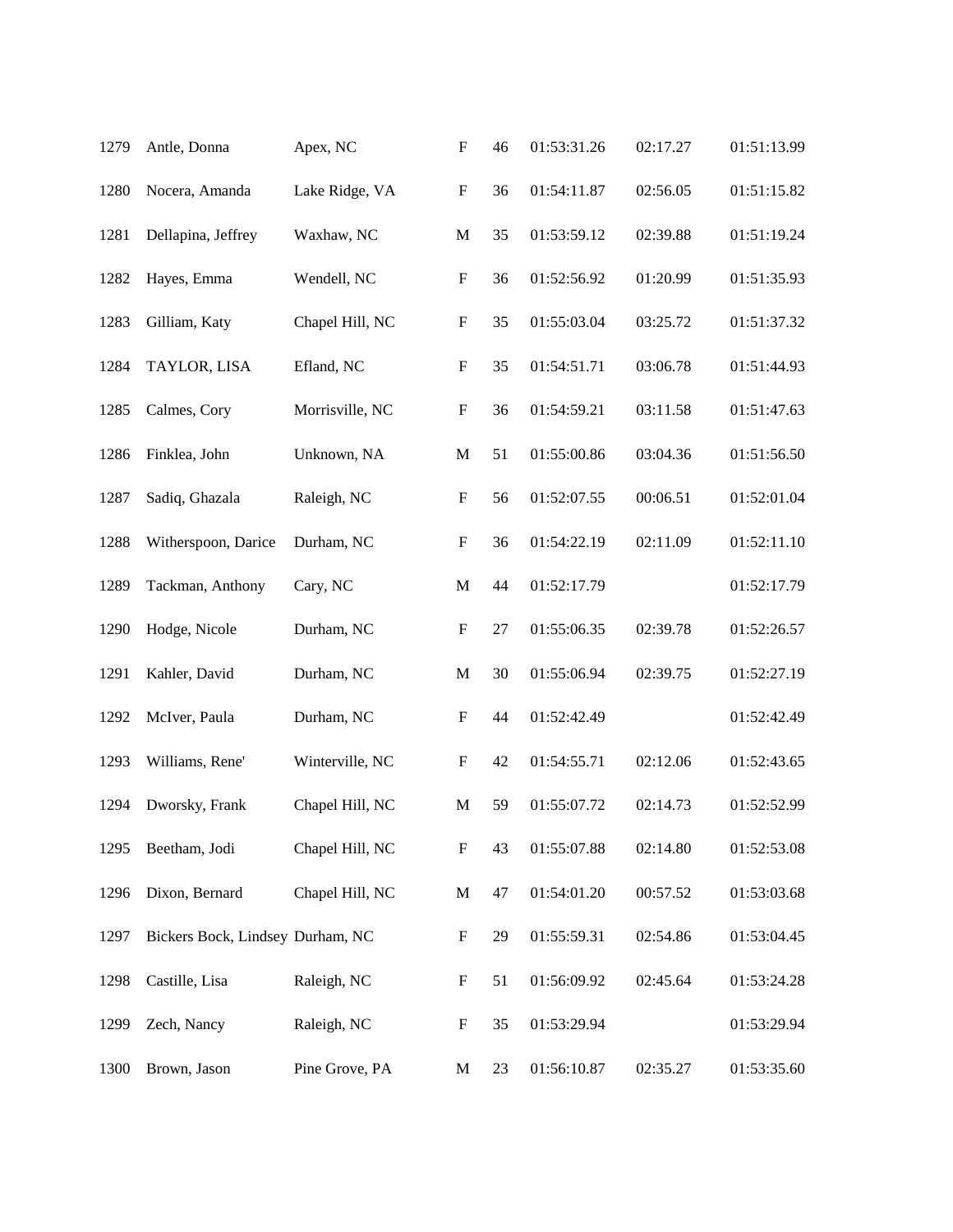| | | | | | | | |
|---|---|---|---|---|---|---|---|
| 1279 | Antle, Donna | Apex, NC | F | 46 | 01:53:31.26 | 02:17.27 | 01:51:13.99 |
| 1280 | Nocera, Amanda | Lake Ridge, VA | F | 36 | 01:54:11.87 | 02:56.05 | 01:51:15.82 |
| 1281 | Dellapina, Jeffrey | Waxhaw, NC | M | 35 | 01:53:59.12 | 02:39.88 | 01:51:19.24 |
| 1282 | Hayes, Emma | Wendell, NC | F | 36 | 01:52:56.92 | 01:20.99 | 01:51:35.93 |
| 1283 | Gilliam, Katy | Chapel Hill, NC | F | 35 | 01:55:03.04 | 03:25.72 | 01:51:37.32 |
| 1284 | TAYLOR, LISA | Efland, NC | F | 35 | 01:54:51.71 | 03:06.78 | 01:51:44.93 |
| 1285 | Calmes, Cory | Morrisville, NC | F | 36 | 01:54:59.21 | 03:11.58 | 01:51:47.63 |
| 1286 | Finklea, John | Unknown, NA | M | 51 | 01:55:00.86 | 03:04.36 | 01:51:56.50 |
| 1287 | Sadiq, Ghazala | Raleigh, NC | F | 56 | 01:52:07.55 | 00:06.51 | 01:52:01.04 |
| 1288 | Witherspoon, Darice | Durham, NC | F | 36 | 01:54:22.19 | 02:11.09 | 01:52:11.10 |
| 1289 | Tackman, Anthony | Cary, NC | M | 44 | 01:52:17.79 | | 01:52:17.79 |
| 1290 | Hodge, Nicole | Durham, NC | F | 27 | 01:55:06.35 | 02:39.78 | 01:52:26.57 |
| 1291 | Kahler, David | Durham, NC | M | 30 | 01:55:06.94 | 02:39.75 | 01:52:27.19 |
| 1292 | McIver, Paula | Durham, NC | F | 44 | 01:52:42.49 | | 01:52:42.49 |
| 1293 | Williams, Rene' | Winterville, NC | F | 42 | 01:54:55.71 | 02:12.06 | 01:52:43.65 |
| 1294 | Dworsky, Frank | Chapel Hill, NC | M | 59 | 01:55:07.72 | 02:14.73 | 01:52:52.99 |
| 1295 | Beetham, Jodi | Chapel Hill, NC | F | 43 | 01:55:07.88 | 02:14.80 | 01:52:53.08 |
| 1296 | Dixon, Bernard | Chapel Hill, NC | M | 47 | 01:54:01.20 | 00:57.52 | 01:53:03.68 |
| 1297 | Bickers Bock, Lindsey | Durham, NC | F | 29 | 01:55:59.31 | 02:54.86 | 01:53:04.45 |
| 1298 | Castille, Lisa | Raleigh, NC | F | 51 | 01:56:09.92 | 02:45.64 | 01:53:24.28 |
| 1299 | Zech, Nancy | Raleigh, NC | F | 35 | 01:53:29.94 | | 01:53:29.94 |
| 1300 | Brown, Jason | Pine Grove, PA | M | 23 | 01:56:10.87 | 02:35.27 | 01:53:35.60 |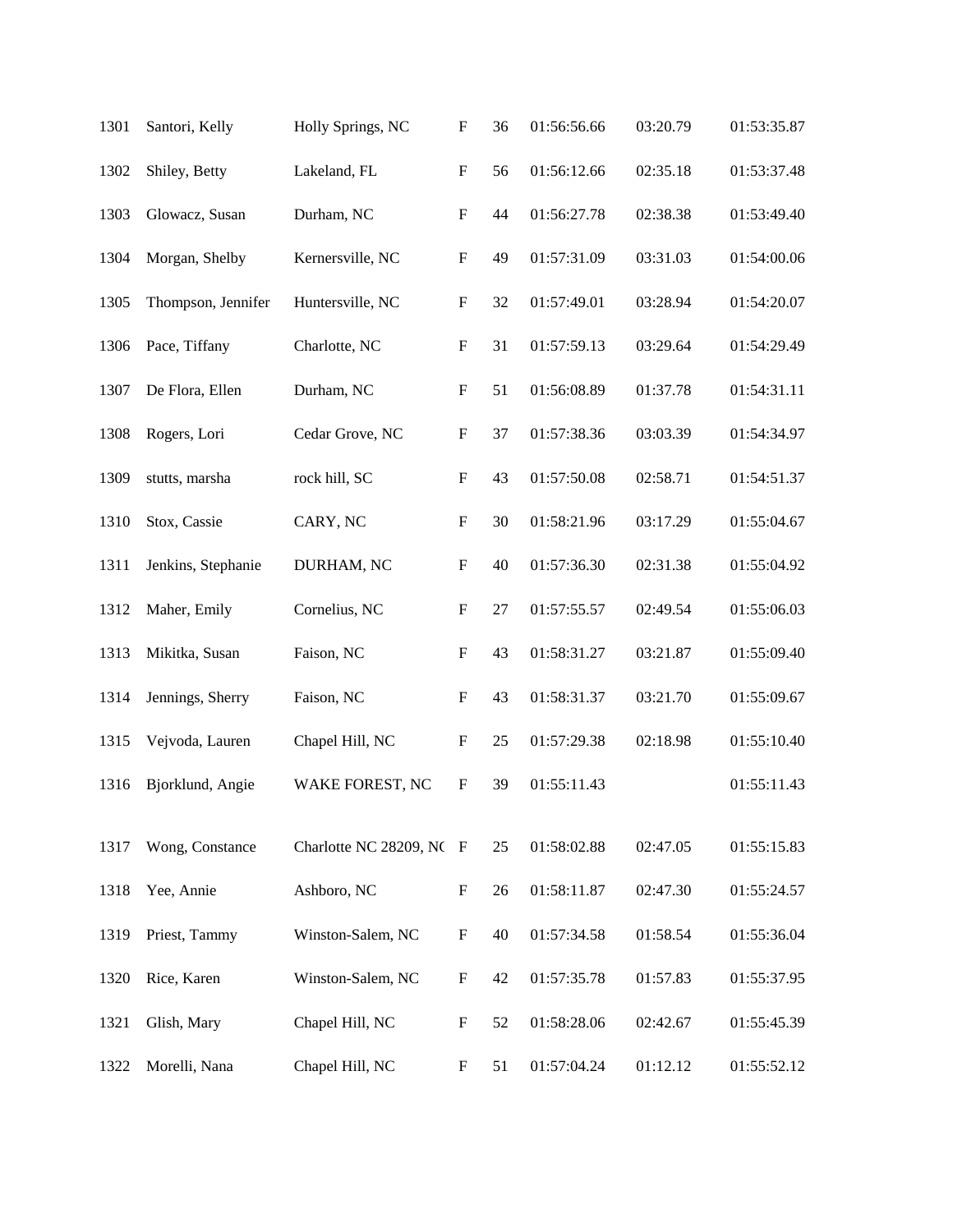| | | | | | | | |
|---|---|---|---|---|---|---|---|
| 1301 | Santori, Kelly | Holly Springs, NC | F | 36 | 01:56:56.66 | 03:20.79 | 01:53:35.87 |
| 1302 | Shiley, Betty | Lakeland, FL | F | 56 | 01:56:12.66 | 02:35.18 | 01:53:37.48 |
| 1303 | Glowacz, Susan | Durham, NC | F | 44 | 01:56:27.78 | 02:38.38 | 01:53:49.40 |
| 1304 | Morgan, Shelby | Kernersville, NC | F | 49 | 01:57:31.09 | 03:31.03 | 01:54:00.06 |
| 1305 | Thompson, Jennifer | Huntersville, NC | F | 32 | 01:57:49.01 | 03:28.94 | 01:54:20.07 |
| 1306 | Pace, Tiffany | Charlotte, NC | F | 31 | 01:57:59.13 | 03:29.64 | 01:54:29.49 |
| 1307 | De Flora, Ellen | Durham, NC | F | 51 | 01:56:08.89 | 01:37.78 | 01:54:31.11 |
| 1308 | Rogers, Lori | Cedar Grove, NC | F | 37 | 01:57:38.36 | 03:03.39 | 01:54:34.97 |
| 1309 | stutts, marsha | rock hill, SC | F | 43 | 01:57:50.08 | 02:58.71 | 01:54:51.37 |
| 1310 | Stox, Cassie | CARY, NC | F | 30 | 01:58:21.96 | 03:17.29 | 01:55:04.67 |
| 1311 | Jenkins, Stephanie | DURHAM, NC | F | 40 | 01:57:36.30 | 02:31.38 | 01:55:04.92 |
| 1312 | Maher, Emily | Cornelius, NC | F | 27 | 01:57:55.57 | 02:49.54 | 01:55:06.03 |
| 1313 | Mikitka, Susan | Faison, NC | F | 43 | 01:58:31.27 | 03:21.87 | 01:55:09.40 |
| 1314 | Jennings, Sherry | Faison, NC | F | 43 | 01:58:31.37 | 03:21.70 | 01:55:09.67 |
| 1315 | Vejvoda, Lauren | Chapel Hill, NC | F | 25 | 01:57:29.38 | 02:18.98 | 01:55:10.40 |
| 1316 | Bjorklund, Angie | WAKE FOREST, NC | F | 39 | 01:55:11.43 | | 01:55:11.43 |
| 1317 | Wong, Constance | Charlotte NC 28209, NC | F | 25 | 01:58:02.88 | 02:47.05 | 01:55:15.83 |
| 1318 | Yee, Annie | Ashboro, NC | F | 26 | 01:58:11.87 | 02:47.30 | 01:55:24.57 |
| 1319 | Priest, Tammy | Winston-Salem, NC | F | 40 | 01:57:34.58 | 01:58.54 | 01:55:36.04 |
| 1320 | Rice, Karen | Winston-Salem, NC | F | 42 | 01:57:35.78 | 01:57.83 | 01:55:37.95 |
| 1321 | Glish, Mary | Chapel Hill, NC | F | 52 | 01:58:28.06 | 02:42.67 | 01:55:45.39 |
| 1322 | Morelli, Nana | Chapel Hill, NC | F | 51 | 01:57:04.24 | 01:12.12 | 01:55:52.12 |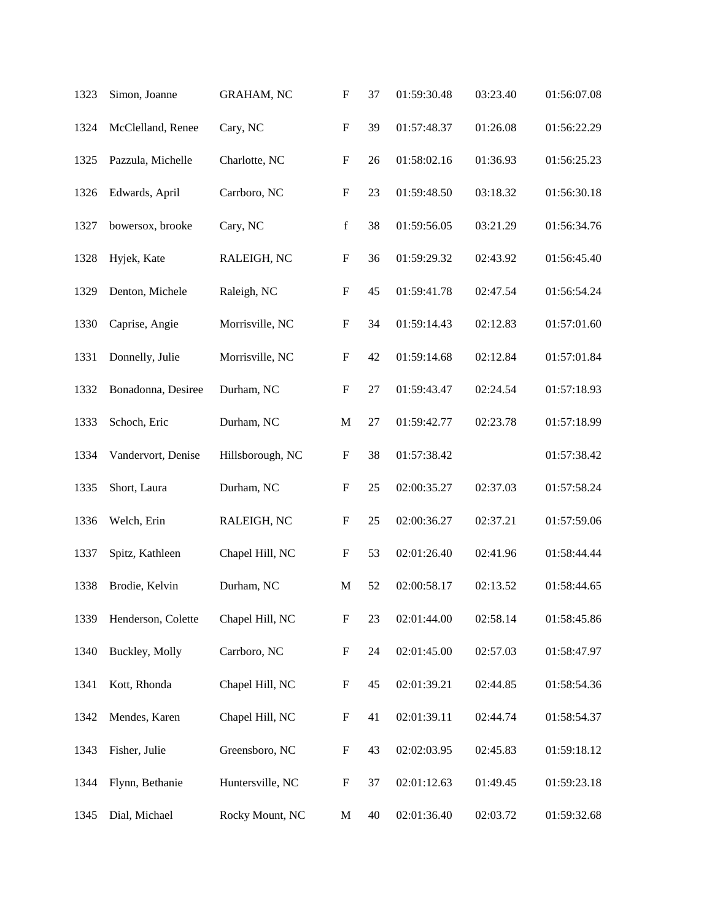| | | | | | | | |
|---|---|---|---|---|---|---|---|
| 1323 | Simon, Joanne | GRAHAM, NC | F | 37 | 01:59:30.48 | 03:23.40 | 01:56:07.08 |
| 1324 | McClelland, Renee | Cary, NC | F | 39 | 01:57:48.37 | 01:26.08 | 01:56:22.29 |
| 1325 | Pazzula, Michelle | Charlotte, NC | F | 26 | 01:58:02.16 | 01:36.93 | 01:56:25.23 |
| 1326 | Edwards, April | Carrboro, NC | F | 23 | 01:59:48.50 | 03:18.32 | 01:56:30.18 |
| 1327 | bowersox, brooke | Cary, NC | f | 38 | 01:59:56.05 | 03:21.29 | 01:56:34.76 |
| 1328 | Hyjek, Kate | RALEIGH, NC | F | 36 | 01:59:29.32 | 02:43.92 | 01:56:45.40 |
| 1329 | Denton, Michele | Raleigh, NC | F | 45 | 01:59:41.78 | 02:47.54 | 01:56:54.24 |
| 1330 | Caprise, Angie | Morrisville, NC | F | 34 | 01:59:14.43 | 02:12.83 | 01:57:01.60 |
| 1331 | Donnelly, Julie | Morrisville, NC | F | 42 | 01:59:14.68 | 02:12.84 | 01:57:01.84 |
| 1332 | Bonadonna, Desiree | Durham, NC | F | 27 | 01:59:43.47 | 02:24.54 | 01:57:18.93 |
| 1333 | Schoch, Eric | Durham, NC | M | 27 | 01:59:42.77 | 02:23.78 | 01:57:18.99 |
| 1334 | Vandervort, Denise | Hillsborough, NC | F | 38 | 01:57:38.42 | | 01:57:38.42 |
| 1335 | Short, Laura | Durham, NC | F | 25 | 02:00:35.27 | 02:37.03 | 01:57:58.24 |
| 1336 | Welch, Erin | RALEIGH, NC | F | 25 | 02:00:36.27 | 02:37.21 | 01:57:59.06 |
| 1337 | Spitz, Kathleen | Chapel Hill, NC | F | 53 | 02:01:26.40 | 02:41.96 | 01:58:44.44 |
| 1338 | Brodie, Kelvin | Durham, NC | M | 52 | 02:00:58.17 | 02:13.52 | 01:58:44.65 |
| 1339 | Henderson, Colette | Chapel Hill, NC | F | 23 | 02:01:44.00 | 02:58.14 | 01:58:45.86 |
| 1340 | Buckley, Molly | Carrboro, NC | F | 24 | 02:01:45.00 | 02:57.03 | 01:58:47.97 |
| 1341 | Kott, Rhonda | Chapel Hill, NC | F | 45 | 02:01:39.21 | 02:44.85 | 01:58:54.36 |
| 1342 | Mendes, Karen | Chapel Hill, NC | F | 41 | 02:01:39.11 | 02:44.74 | 01:58:54.37 |
| 1343 | Fisher, Julie | Greensboro, NC | F | 43 | 02:02:03.95 | 02:45.83 | 01:59:18.12 |
| 1344 | Flynn, Bethanie | Huntersville, NC | F | 37 | 02:01:12.63 | 01:49.45 | 01:59:23.18 |
| 1345 | Dial, Michael | Rocky Mount, NC | M | 40 | 02:01:36.40 | 02:03.72 | 01:59:32.68 |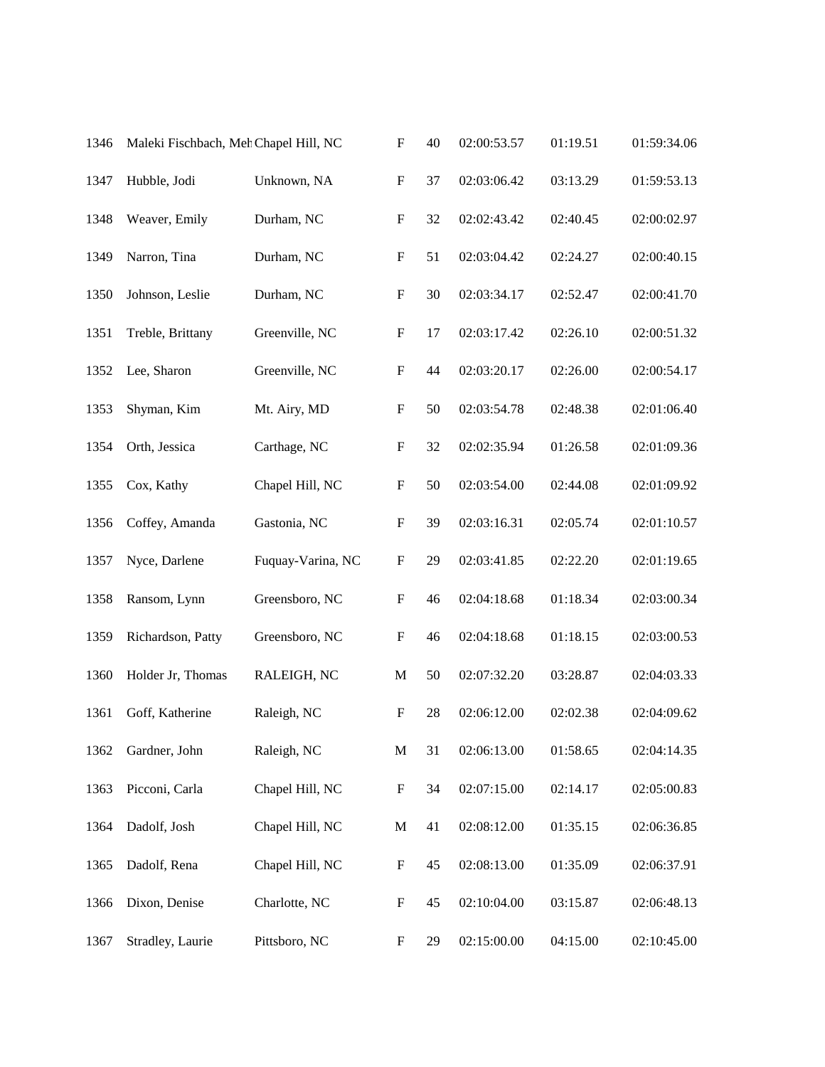| 1346 | Maleki Fischbach, Meh | Chapel Hill, NC | F | 40 | 02:00:53.57 | 01:19.51 | 01:59:34.06 |
|---|---|---|---|---|---|---|---|
| 1347 | Hubble, Jodi | Unknown, NA | F | 37 | 02:03:06.42 | 03:13.29 | 01:59:53.13 |
| 1348 | Weaver, Emily | Durham, NC | F | 32 | 02:02:43.42 | 02:40.45 | 02:00:02.97 |
| 1349 | Narron, Tina | Durham, NC | F | 51 | 02:03:04.42 | 02:24.27 | 02:00:40.15 |
| 1350 | Johnson, Leslie | Durham, NC | F | 30 | 02:03:34.17 | 02:52.47 | 02:00:41.70 |
| 1351 | Treble, Brittany | Greenville, NC | F | 17 | 02:03:17.42 | 02:26.10 | 02:00:51.32 |
| 1352 | Lee, Sharon | Greenville, NC | F | 44 | 02:03:20.17 | 02:26.00 | 02:00:54.17 |
| 1353 | Shyman, Kim | Mt. Airy, MD | F | 50 | 02:03:54.78 | 02:48.38 | 02:01:06.40 |
| 1354 | Orth, Jessica | Carthage, NC | F | 32 | 02:02:35.94 | 01:26.58 | 02:01:09.36 |
| 1355 | Cox, Kathy | Chapel Hill, NC | F | 50 | 02:03:54.00 | 02:44.08 | 02:01:09.92 |
| 1356 | Coffey, Amanda | Gastonia, NC | F | 39 | 02:03:16.31 | 02:05.74 | 02:01:10.57 |
| 1357 | Nyce, Darlene | Fuquay-Varina, NC | F | 29 | 02:03:41.85 | 02:22.20 | 02:01:19.65 |
| 1358 | Ransom, Lynn | Greensboro, NC | F | 46 | 02:04:18.68 | 01:18.34 | 02:03:00.34 |
| 1359 | Richardson, Patty | Greensboro, NC | F | 46 | 02:04:18.68 | 01:18.15 | 02:03:00.53 |
| 1360 | Holder Jr, Thomas | RALEIGH, NC | M | 50 | 02:07:32.20 | 03:28.87 | 02:04:03.33 |
| 1361 | Goff, Katherine | Raleigh, NC | F | 28 | 02:06:12.00 | 02:02.38 | 02:04:09.62 |
| 1362 | Gardner, John | Raleigh, NC | M | 31 | 02:06:13.00 | 01:58.65 | 02:04:14.35 |
| 1363 | Picconi, Carla | Chapel Hill, NC | F | 34 | 02:07:15.00 | 02:14.17 | 02:05:00.83 |
| 1364 | Dadolf, Josh | Chapel Hill, NC | M | 41 | 02:08:12.00 | 01:35.15 | 02:06:36.85 |
| 1365 | Dadolf, Rena | Chapel Hill, NC | F | 45 | 02:08:13.00 | 01:35.09 | 02:06:37.91 |
| 1366 | Dixon, Denise | Charlotte, NC | F | 45 | 02:10:04.00 | 03:15.87 | 02:06:48.13 |
| 1367 | Stradley, Laurie | Pittsboro, NC | F | 29 | 02:15:00.00 | 04:15.00 | 02:10:45.00 |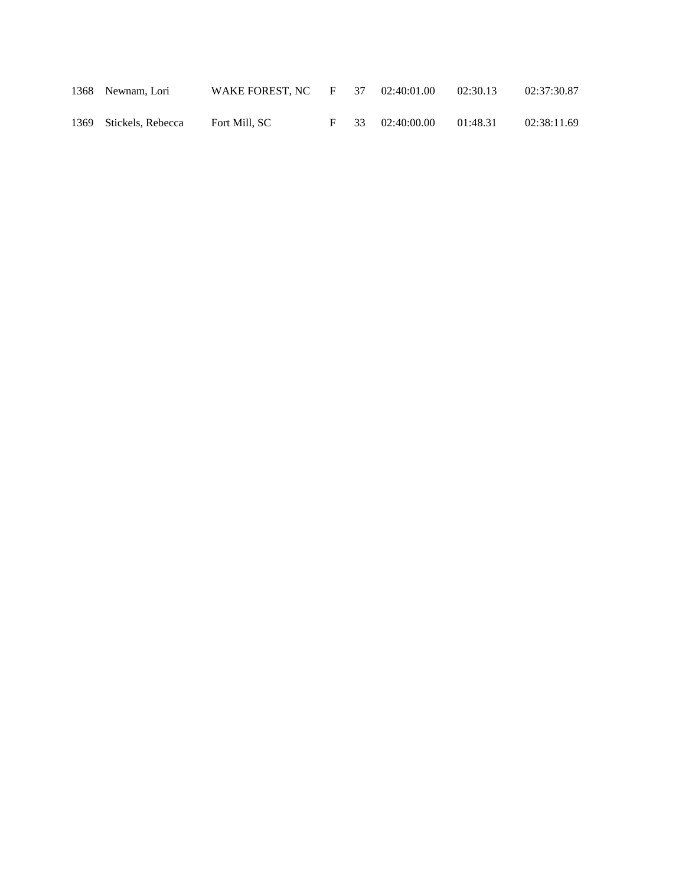| | | | | | | | |
|---|---|---|---|---|---|---|---|
| 1368 | Newnam, Lori | WAKE FOREST, NC | F | 37 | 02:40:01.00 | 02:30.13 | 02:37:30.87 |
| 1369 | Stickels, Rebecca | Fort Mill, SC | F | 33 | 02:40:00.00 | 01:48.31 | 02:38:11.69 |